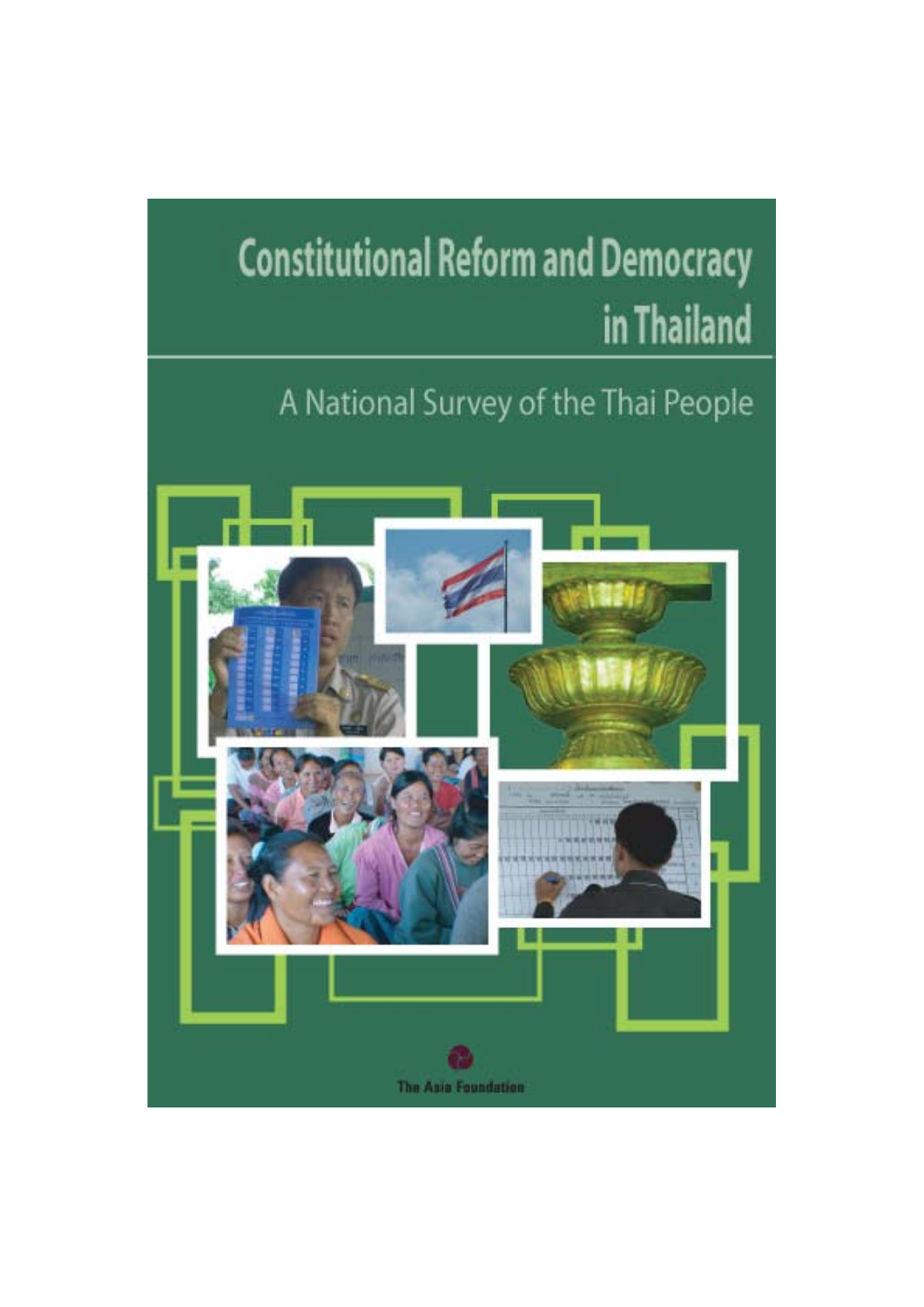# Constitutional Reform and Democracy in Thailand

## A National Survey of the Thai People

The Asia Foundation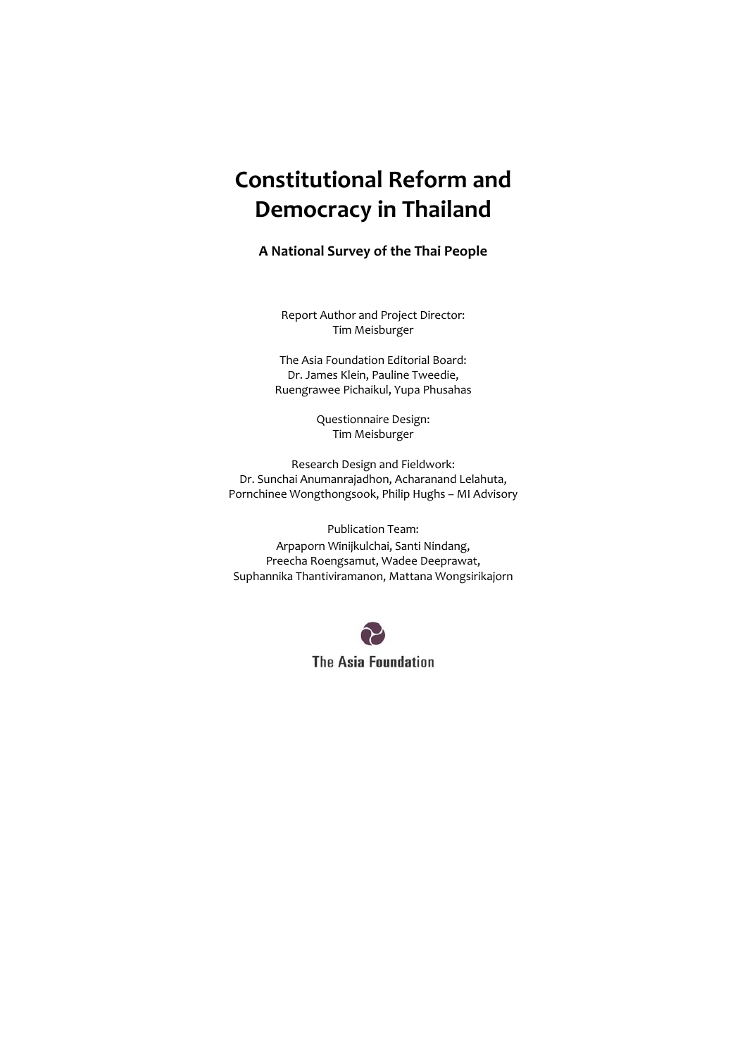# Constitutional Reform and Democracy in Thailand

**A National Survey of the Thai People**

Report Author and Project Director:
Tim Meisburger

The Asia Foundation Editorial Board:
Dr. James Klein, Pauline Tweedie,
Ruengrawee Pichaikul, Yupa Phusahas

Questionnaire Design:
Tim Meisburger

Research Design and Fieldwork:
Dr. Sunchai Anumanrajadhon, Acharanand Lelahuta,
Pornchinee Wongthongsook, Philip Hughs – MI Advisory

Publication Team:
Arpaporn Winijkulchai, Santi Nindang,
Preecha Roengsamut, Wadee Deeprawat,
Suphannika Thantiviramanon, Mattana Wongsirikajorn

The Asia Foundation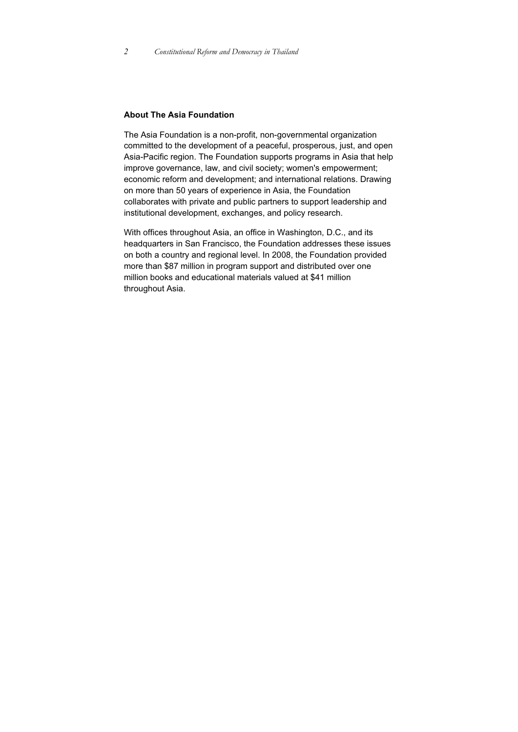**About The Asia Foundation**

The Asia Foundation is a non-profit, non-governmental organization committed to the development of a peaceful, prosperous, just, and open Asia-Pacific region. The Foundation supports programs in Asia that help improve governance, law, and civil society; women's empowerment; economic reform and development; and international relations. Drawing on more than 50 years of experience in Asia, the Foundation collaborates with private and public partners to support leadership and institutional development, exchanges, and policy research.

With offices throughout Asia, an office in Washington, D.C., and its headquarters in San Francisco, the Foundation addresses these issues on both a country and regional level. In 2008, the Foundation provided more than $87 million in program support and distributed over one million books and educational materials valued at $41 million throughout Asia.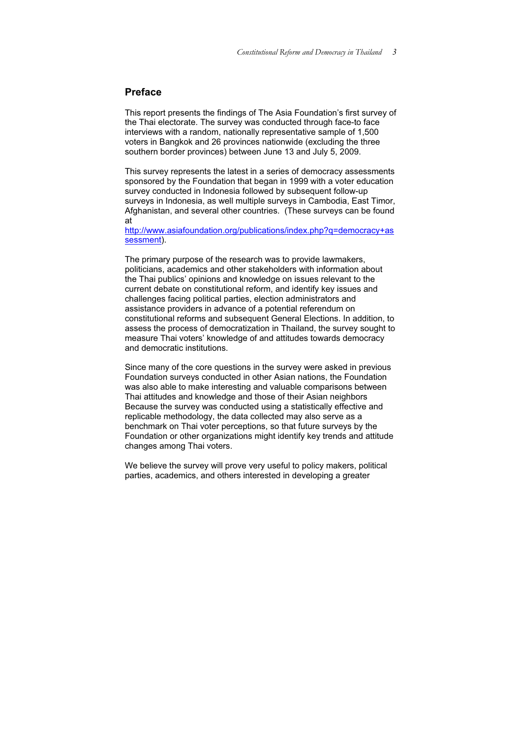## Preface

This report presents the findings of The Asia Foundation's first survey of the Thai electorate. The survey was conducted through face-to face interviews with a random, nationally representative sample of 1,500 voters in Bangkok and 26 provinces nationwide (excluding the three southern border provinces) between June 13 and July 5, 2009.

This survey represents the latest in a series of democracy assessments sponsored by the Foundation that began in 1999 with a voter education survey conducted in Indonesia followed by subsequent follow-up surveys in Indonesia, as well multiple surveys in Cambodia, East Timor, Afghanistan, and several other countries. (These surveys can be found at http://www.asiafoundation.org/publications/index.php?q=democracy+assessment).

The primary purpose of the research was to provide lawmakers, politicians, academics and other stakeholders with information about the Thai publics' opinions and knowledge on issues relevant to the current debate on constitutional reform, and identify key issues and challenges facing political parties, election administrators and assistance providers in advance of a potential referendum on constitutional reforms and subsequent General Elections. In addition, to assess the process of democratization in Thailand, the survey sought to measure Thai voters' knowledge of and attitudes towards democracy and democratic institutions.

Since many of the core questions in the survey were asked in previous Foundation surveys conducted in other Asian nations, the Foundation was also able to make interesting and valuable comparisons between Thai attitudes and knowledge and those of their Asian neighbors Because the survey was conducted using a statistically effective and replicable methodology, the data collected may also serve as a benchmark on Thai voter perceptions, so that future surveys by the Foundation or other organizations might identify key trends and attitude changes among Thai voters.

We believe the survey will prove very useful to policy makers, political parties, academics, and others interested in developing a greater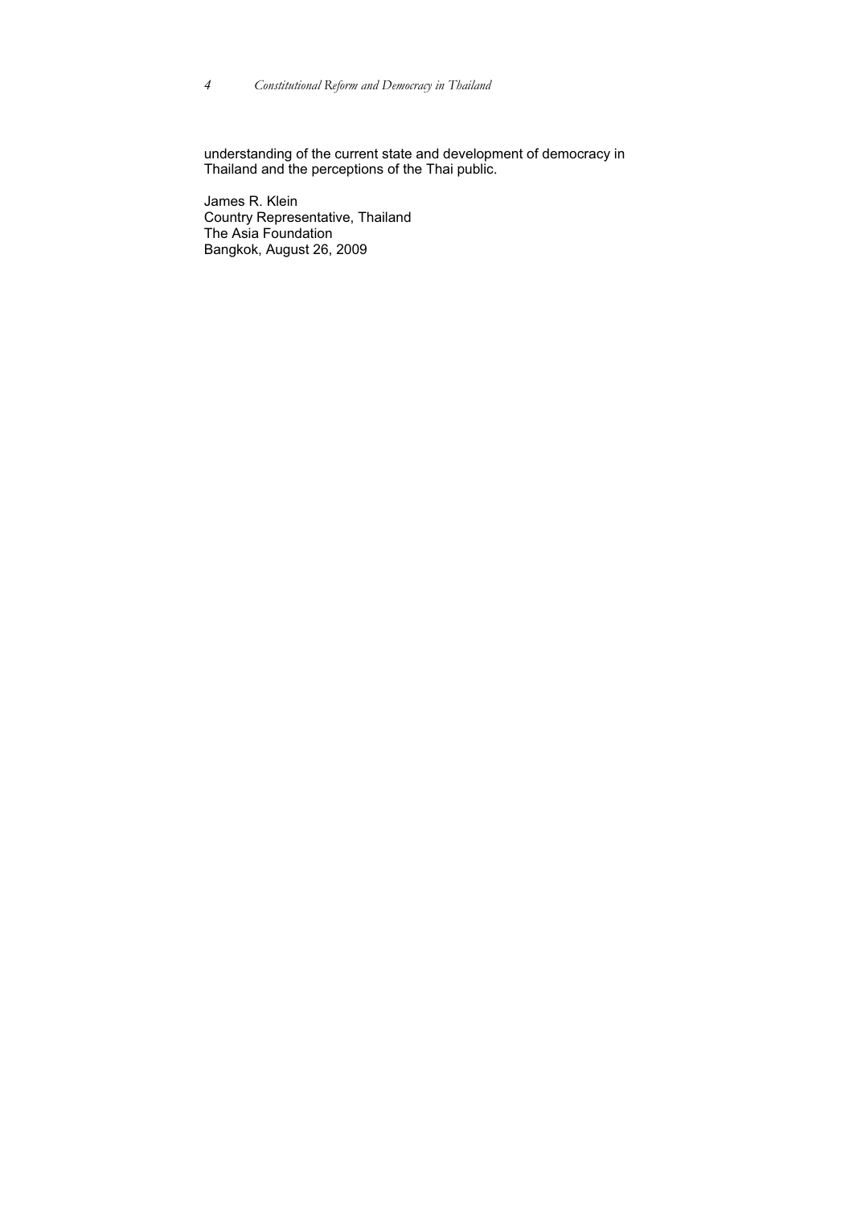understanding of the current state and development of democracy in Thailand and the perceptions of the Thai public.

James R. Klein
Country Representative, Thailand
The Asia Foundation
Bangkok, August 26, 2009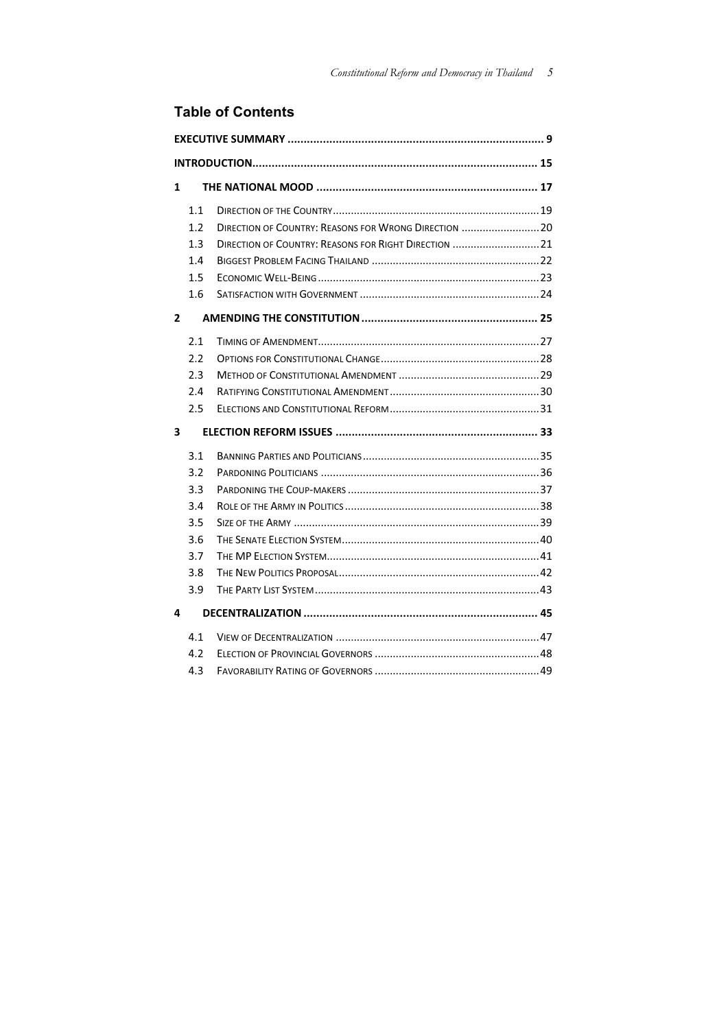## Table of Contents

**EXECUTIVE SUMMARY** ..... 9

**INTRODUCTION** ..... 15

**1 THE NATIONAL MOOD** ..... 17

- 1.1 Direction of the Country ..... 19
- 1.2 Direction of Country: Reasons for Wrong Direction ..... 20
- 1.3 Direction of Country: Reasons for Right Direction ..... 21
- 1.4 Biggest Problem Facing Thailand ..... 22
- 1.5 Economic Well-Being ..... 23
- 1.6 Satisfaction with Government ..... 24

**2 AMENDING THE CONSTITUTION** ..... 25

- 2.1 Timing of Amendment ..... 27
- 2.2 Options for Constitutional Change ..... 28
- 2.3 Method of Constitutional Amendment ..... 29
- 2.4 Ratifying Constitutional Amendment ..... 30
- 2.5 Elections and Constitutional Reform ..... 31

**3 ELECTION REFORM ISSUES** ..... 33

- 3.1 Banning Parties and Politicians ..... 35
- 3.2 Pardoning Politicians ..... 36
- 3.3 Pardoning the Coup-makers ..... 37
- 3.4 Role of the Army in Politics ..... 38
- 3.5 Size of the Army ..... 39
- 3.6 The Senate Election System ..... 40
- 3.7 The MP Election System ..... 41
- 3.8 The New Politics Proposal ..... 42
- 3.9 The Party List System ..... 43

**4 DECENTRALIZATION** ..... 45

- 4.1 View of Decentralization ..... 47
- 4.2 Election of Provincial Governors ..... 48
- 4.3 Favorability Rating of Governors ..... 49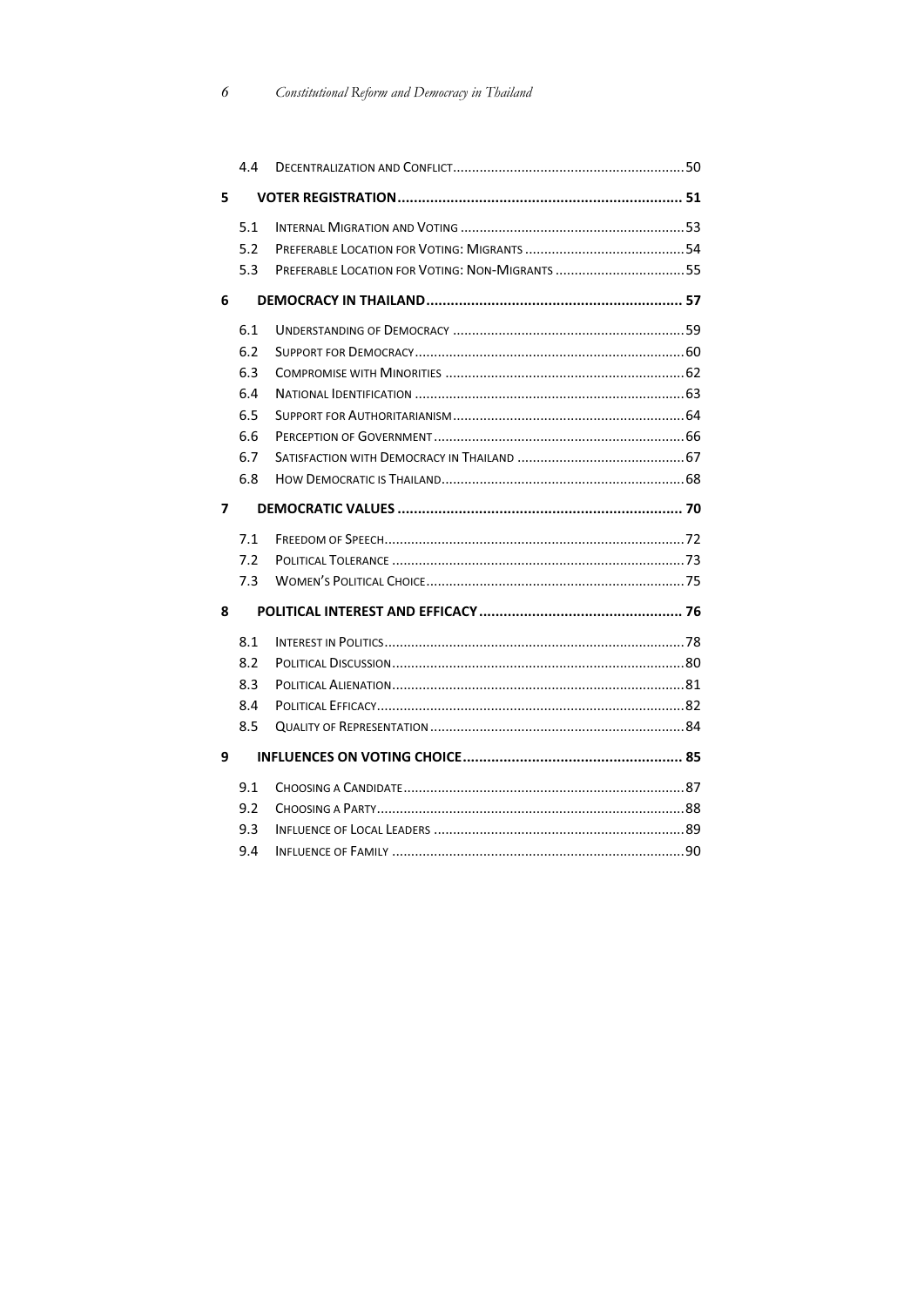| | | |
|---|---|---|
| 4.4 | Decentralization and Conflict | 50 |
| **5** | **Voter Registration** | **51** |
| 5.1 | Internal Migration and Voting | 53 |
| 5.2 | Preferable Location for Voting: Migrants | 54 |
| 5.3 | Preferable Location for Voting: Non-Migrants | 55 |
| **6** | **Democracy in Thailand** | **57** |
| 6.1 | Understanding of Democracy | 59 |
| 6.2 | Support for Democracy | 60 |
| 6.3 | Compromise with Minorities | 62 |
| 6.4 | National Identification | 63 |
| 6.5 | Support for Authoritarianism | 64 |
| 6.6 | Perception of Government | 66 |
| 6.7 | Satisfaction with Democracy in Thailand | 67 |
| 6.8 | How Democratic is Thailand | 68 |
| **7** | **Democratic Values** | **70** |
| 7.1 | Freedom of Speech | 72 |
| 7.2 | Political Tolerance | 73 |
| 7.3 | Women's Political Choice | 75 |
| **8** | **Political Interest and Efficacy** | **76** |
| 8.1 | Interest in Politics | 78 |
| 8.2 | Political Discussion | 80 |
| 8.3 | Political Alienation | 81 |
| 8.4 | Political Efficacy | 82 |
| 8.5 | Quality of Representation | 84 |
| **9** | **Influences on Voting Choice** | **85** |
| 9.1 | Choosing a Candidate | 87 |
| 9.2 | Choosing a Party | 88 |
| 9.3 | Influence of Local Leaders | 89 |
| 9.4 | Influence of Family | 90 |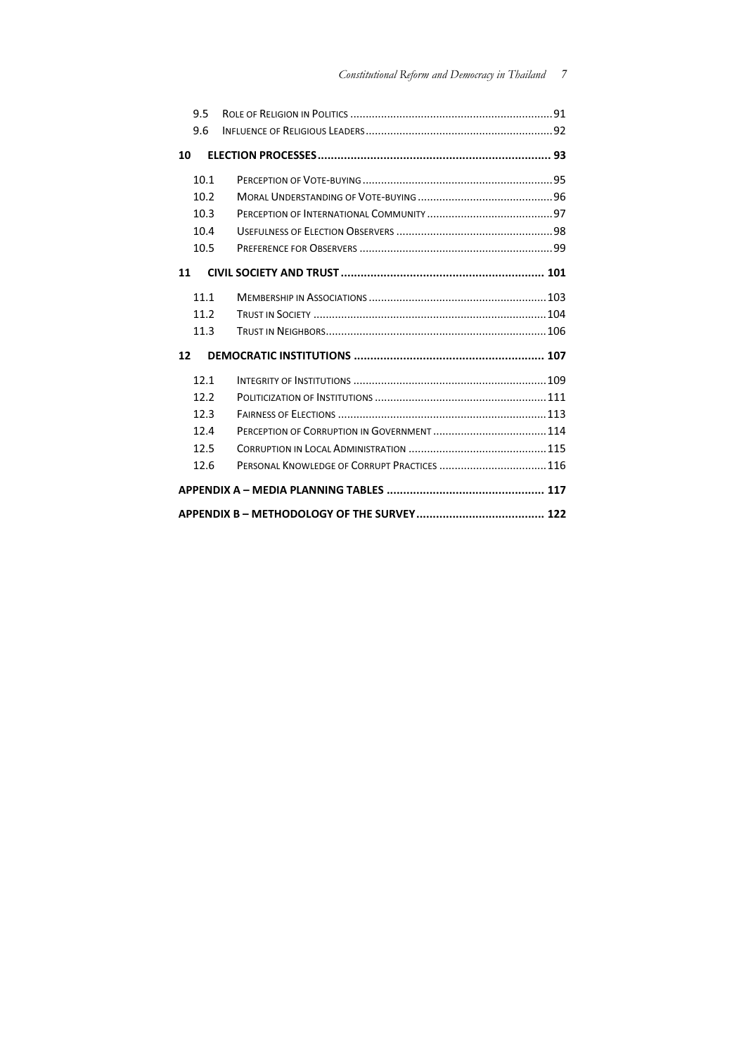| | | |
|---|---|---|
| 9.5 | Role of Religion in Politics | 91 |
| 9.6 | Influence of Religious Leaders | 92 |
| **10** | **ELECTION PROCESSES** | **93** |
| 10.1 | Perception of Vote-buying | 95 |
| 10.2 | Moral Understanding of Vote-buying | 96 |
| 10.3 | Perception of International Community | 97 |
| 10.4 | Usefulness of Election Observers | 98 |
| 10.5 | Preference for Observers | 99 |
| **11** | **CIVIL SOCIETY AND TRUST** | **101** |
| 11.1 | Membership in Associations | 103 |
| 11.2 | Trust in Society | 104 |
| 11.3 | Trust in Neighbors | 106 |
| **12** | **DEMOCRATIC INSTITUTIONS** | **107** |
| 12.1 | Integrity of Institutions | 109 |
| 12.2 | Politicization of Institutions | 111 |
| 12.3 | Fairness of Elections | 113 |
| 12.4 | Perception of Corruption in Government | 114 |
| 12.5 | Corruption in Local Administration | 115 |
| 12.6 | Personal Knowledge of Corrupt Practices | 116 |
| | **APPENDIX A – MEDIA PLANNING TABLES** | **117** |
| | **APPENDIX B – METHODOLOGY OF THE SURVEY** | **122** |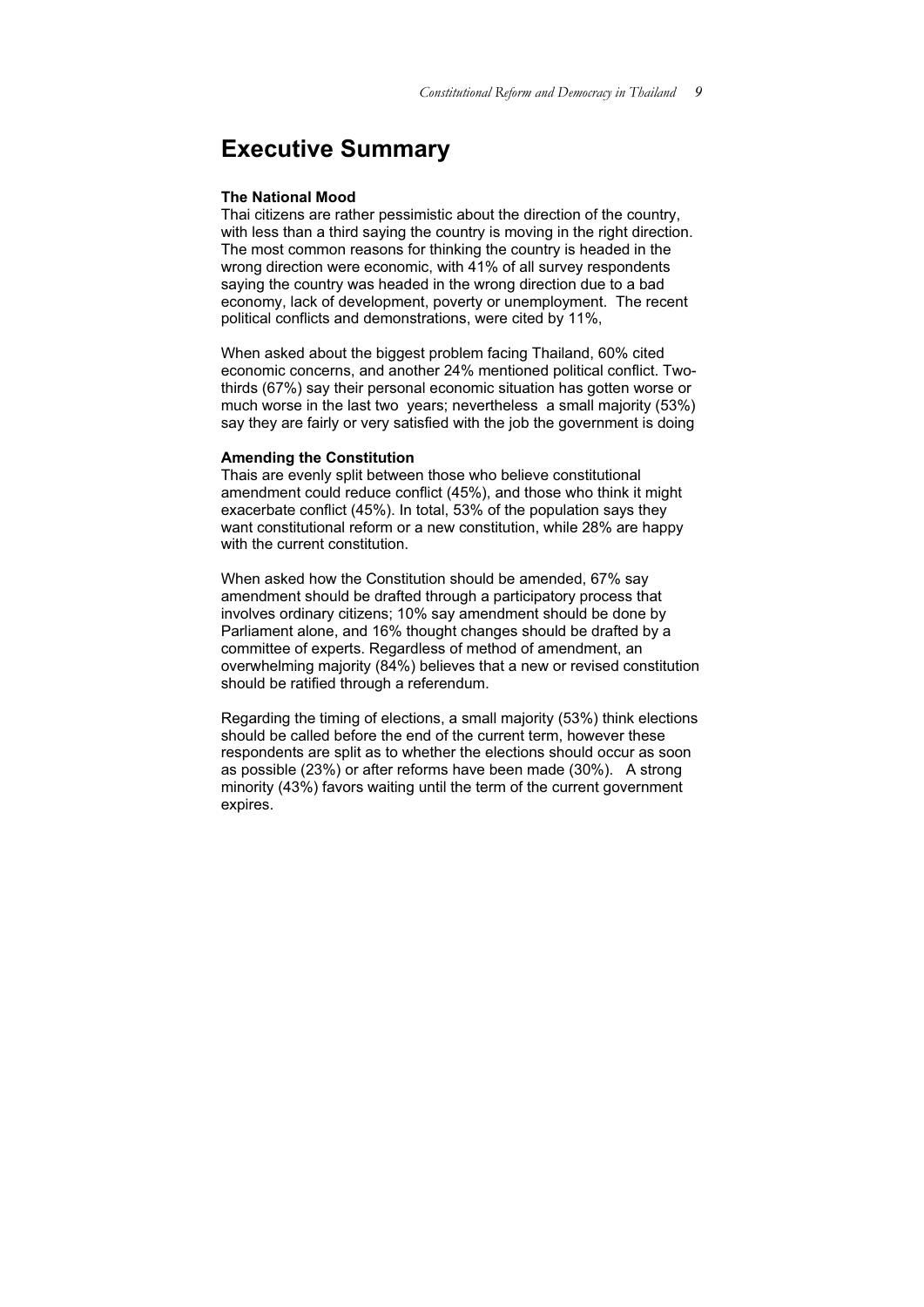# Executive Summary

**The National Mood**

Thai citizens are rather pessimistic about the direction of the country, with less than a third saying the country is moving in the right direction. The most common reasons for thinking the country is headed in the wrong direction were economic, with 41% of all survey respondents saying the country was headed in the wrong direction due to a bad economy, lack of development, poverty or unemployment. The recent political conflicts and demonstrations, were cited by 11%,

When asked about the biggest problem facing Thailand, 60% cited economic concerns, and another 24% mentioned political conflict. Two-thirds (67%) say their personal economic situation has gotten worse or much worse in the last two years; nevertheless a small majority (53%) say they are fairly or very satisfied with the job the government is doing

**Amending the Constitution**

Thais are evenly split between those who believe constitutional amendment could reduce conflict (45%), and those who think it might exacerbate conflict (45%). In total, 53% of the population says they want constitutional reform or a new constitution, while 28% are happy with the current constitution.

When asked how the Constitution should be amended, 67% say amendment should be drafted through a participatory process that involves ordinary citizens; 10% say amendment should be done by Parliament alone, and 16% thought changes should be drafted by a committee of experts. Regardless of method of amendment, an overwhelming majority (84%) believes that a new or revised constitution should be ratified through a referendum.

Regarding the timing of elections, a small majority (53%) think elections should be called before the end of the current term, however these respondents are split as to whether the elections should occur as soon as possible (23%) or after reforms have been made (30%). A strong minority (43%) favors waiting until the term of the current government expires.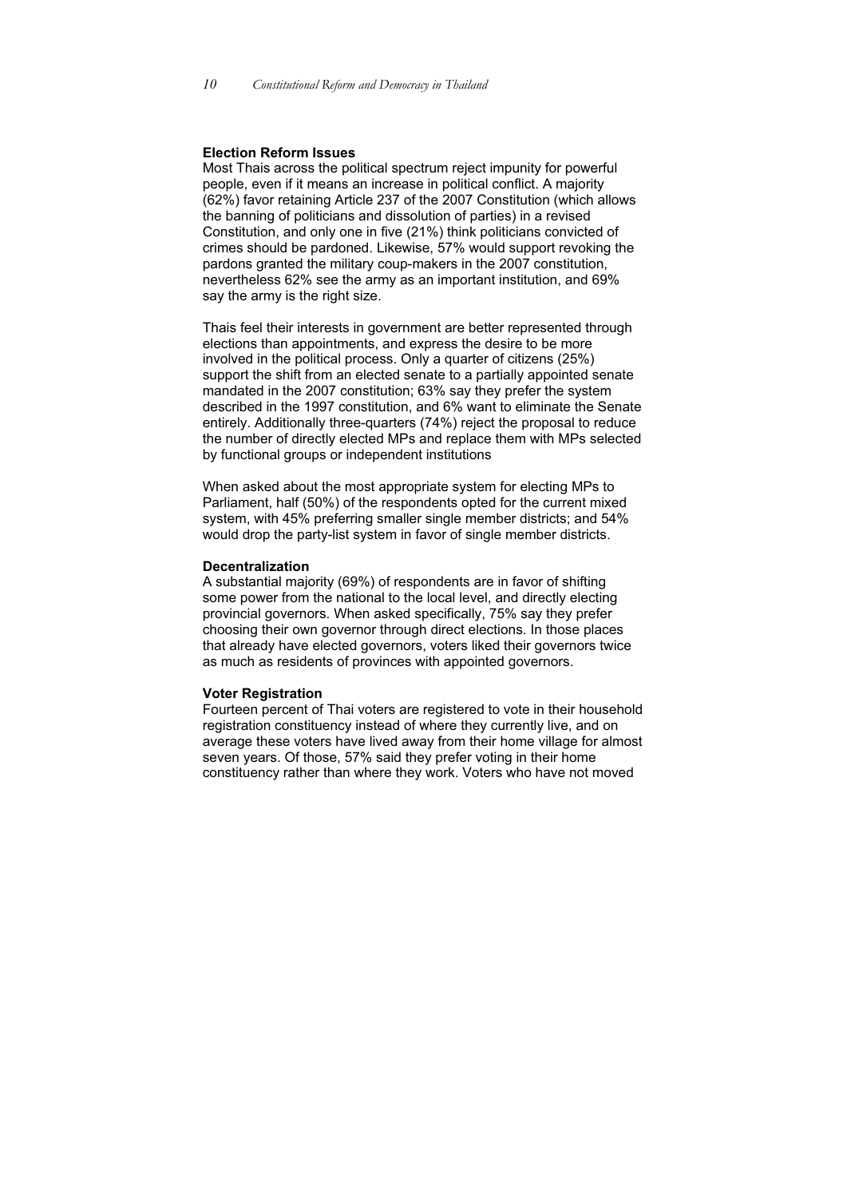### Election Reform Issues

Most Thais across the political spectrum reject impunity for powerful people, even if it means an increase in political conflict. A majority (62%) favor retaining Article 237 of the 2007 Constitution (which allows the banning of politicians and dissolution of parties) in a revised Constitution, and only one in five (21%) think politicians convicted of crimes should be pardoned. Likewise, 57% would support revoking the pardons granted the military coup-makers in the 2007 constitution, nevertheless 62% see the army as an important institution, and 69% say the army is the right size.

Thais feel their interests in government are better represented through elections than appointments, and express the desire to be more involved in the political process. Only a quarter of citizens (25%) support the shift from an elected senate to a partially appointed senate mandated in the 2007 constitution; 63% say they prefer the system described in the 1997 constitution, and 6% want to eliminate the Senate entirely. Additionally three-quarters (74%) reject the proposal to reduce the number of directly elected MPs and replace them with MPs selected by functional groups or independent institutions

When asked about the most appropriate system for electing MPs to Parliament, half (50%) of the respondents opted for the current mixed system, with 45% preferring smaller single member districts; and 54% would drop the party-list system in favor of single member districts.

### Decentralization

A substantial majority (69%) of respondents are in favor of shifting some power from the national to the local level, and directly electing provincial governors. When asked specifically, 75% say they prefer choosing their own governor through direct elections. In those places that already have elected governors, voters liked their governors twice as much as residents of provinces with appointed governors.

### Voter Registration

Fourteen percent of Thai voters are registered to vote in their household registration constituency instead of where they currently live, and on average these voters have lived away from their home village for almost seven years. Of those, 57% said they prefer voting in their home constituency rather than where they work. Voters who have not moved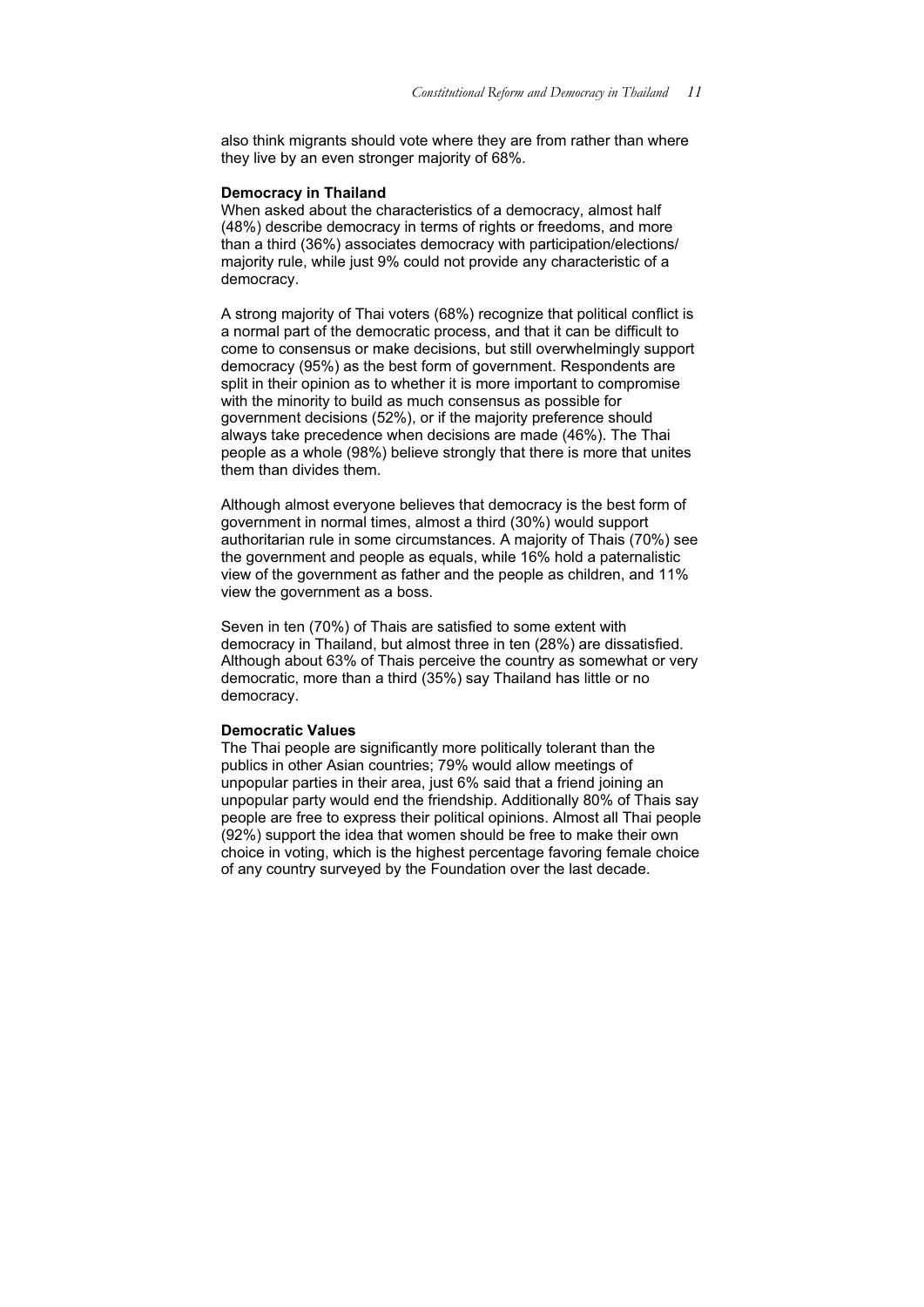also think migrants should vote where they are from rather than where they live by an even stronger majority of 68%.

**Democracy in Thailand**

When asked about the characteristics of a democracy, almost half (48%) describe democracy in terms of rights or freedoms, and more than a third (36%) associates democracy with participation/elections/majority rule, while just 9% could not provide any characteristic of a democracy.

A strong majority of Thai voters (68%) recognize that political conflict is a normal part of the democratic process, and that it can be difficult to come to consensus or make decisions, but still overwhelmingly support democracy (95%) as the best form of government. Respondents are split in their opinion as to whether it is more important to compromise with the minority to build as much consensus as possible for government decisions (52%), or if the majority preference should always take precedence when decisions are made (46%). The Thai people as a whole (98%) believe strongly that there is more that unites them than divides them.

Although almost everyone believes that democracy is the best form of government in normal times, almost a third (30%) would support authoritarian rule in some circumstances. A majority of Thais (70%) see the government and people as equals, while 16% hold a paternalistic view of the government as father and the people as children, and 11% view the government as a boss.

Seven in ten (70%) of Thais are satisfied to some extent with democracy in Thailand, but almost three in ten (28%) are dissatisfied. Although about 63% of Thais perceive the country as somewhat or very democratic, more than a third (35%) say Thailand has little or no democracy.

**Democratic Values**

The Thai people are significantly more politically tolerant than the publics in other Asian countries; 79% would allow meetings of unpopular parties in their area, just 6% said that a friend joining an unpopular party would end the friendship. Additionally 80% of Thais say people are free to express their political opinions. Almost all Thai people (92%) support the idea that women should be free to make their own choice in voting, which is the highest percentage favoring female choice of any country surveyed by the Foundation over the last decade.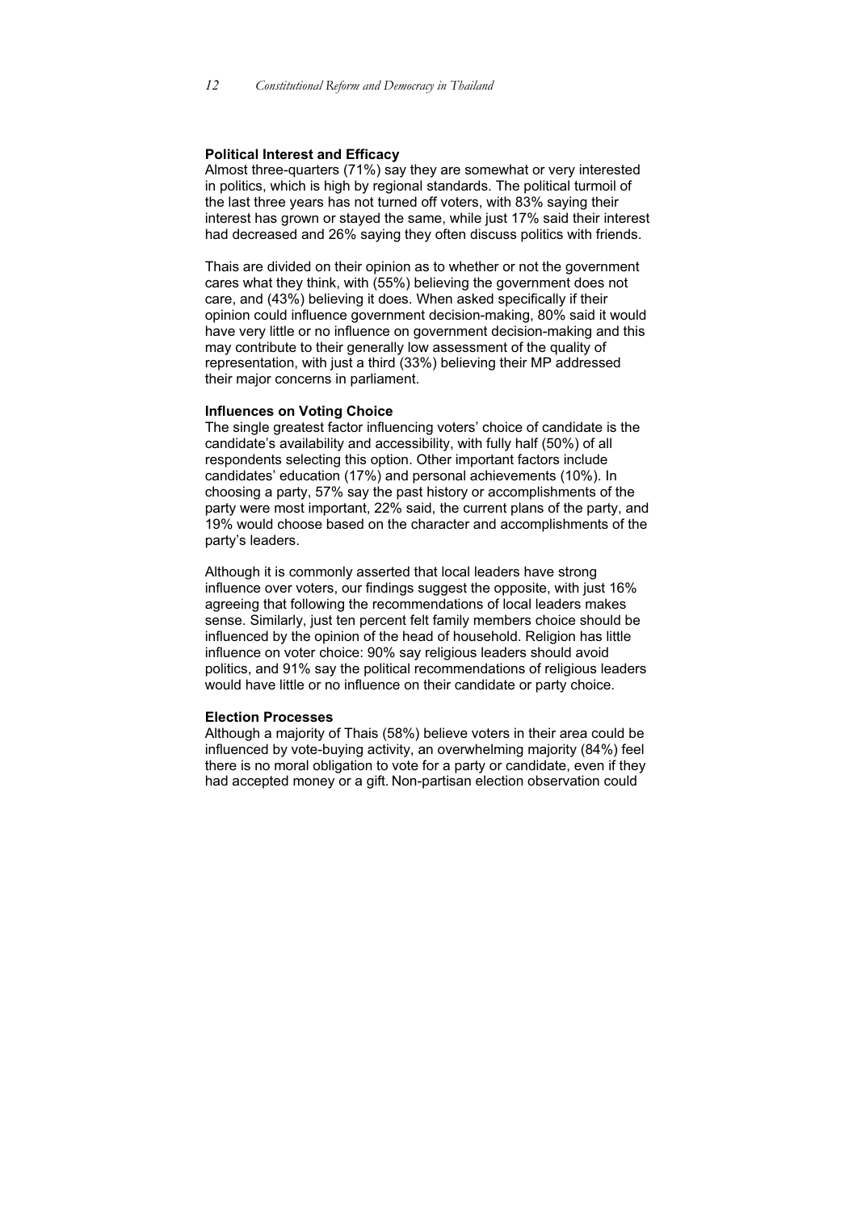**Political Interest and Efficacy**

Almost three-quarters (71%) say they are somewhat or very interested in politics, which is high by regional standards. The political turmoil of the last three years has not turned off voters, with 83% saying their interest has grown or stayed the same, while just 17% said their interest had decreased and 26% saying they often discuss politics with friends.

Thais are divided on their opinion as to whether or not the government cares what they think, with (55%) believing the government does not care, and (43%) believing it does. When asked specifically if their opinion could influence government decision-making, 80% said it would have very little or no influence on government decision-making and this may contribute to their generally low assessment of the quality of representation, with just a third (33%) believing their MP addressed their major concerns in parliament.

**Influences on Voting Choice**

The single greatest factor influencing voters' choice of candidate is the candidate's availability and accessibility, with fully half (50%) of all respondents selecting this option. Other important factors include candidates' education (17%) and personal achievements (10%). In choosing a party, 57% say the past history or accomplishments of the party were most important, 22% said, the current plans of the party, and 19% would choose based on the character and accomplishments of the party's leaders.

Although it is commonly asserted that local leaders have strong influence over voters, our findings suggest the opposite, with just 16% agreeing that following the recommendations of local leaders makes sense. Similarly, just ten percent felt family members choice should be influenced by the opinion of the head of household. Religion has little influence on voter choice: 90% say religious leaders should avoid politics, and 91% say the political recommendations of religious leaders would have little or no influence on their candidate or party choice.

**Election Processes**

Although a majority of Thais (58%) believe voters in their area could be influenced by vote-buying activity, an overwhelming majority (84%) feel there is no moral obligation to vote for a party or candidate, even if they had accepted money or a gift. Non-partisan election observation could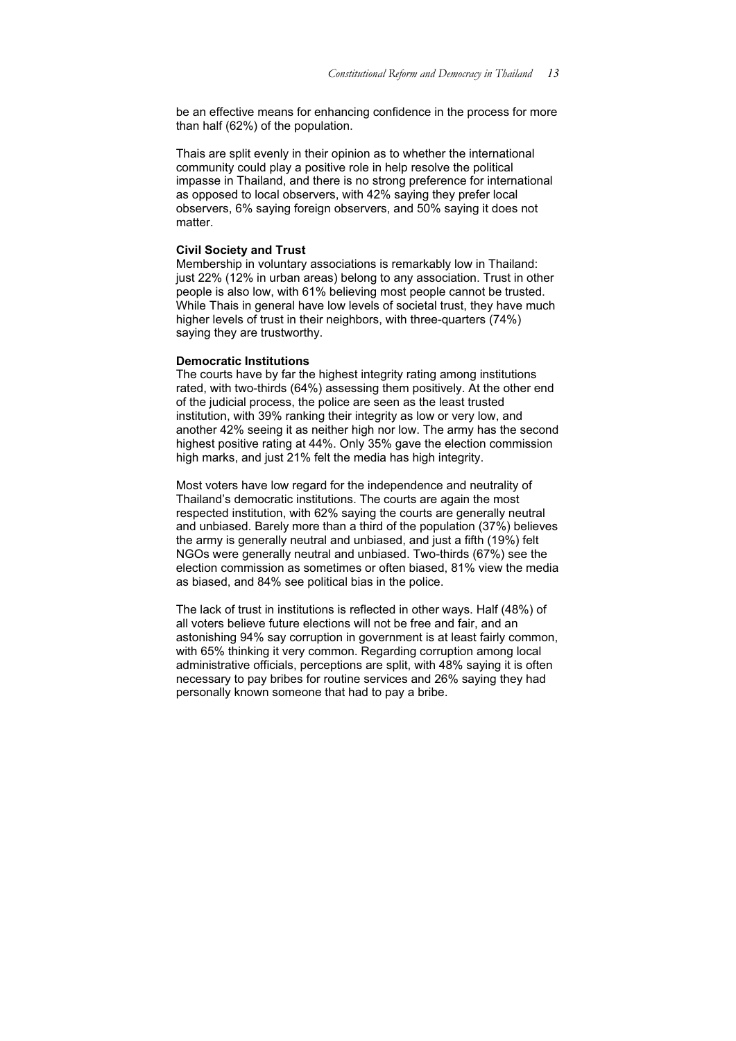be an effective means for enhancing confidence in the process for more than half (62%) of the population.

Thais are split evenly in their opinion as to whether the international community could play a positive role in help resolve the political impasse in Thailand, and there is no strong preference for international as opposed to local observers, with 42% saying they prefer local observers, 6% saying foreign observers, and 50% saying it does not matter.

**Civil Society and Trust**

Membership in voluntary associations is remarkably low in Thailand: just 22% (12% in urban areas) belong to any association. Trust in other people is also low, with 61% believing most people cannot be trusted. While Thais in general have low levels of societal trust, they have much higher levels of trust in their neighbors, with three-quarters (74%) saying they are trustworthy.

**Democratic Institutions**

The courts have by far the highest integrity rating among institutions rated, with two-thirds (64%) assessing them positively. At the other end of the judicial process, the police are seen as the least trusted institution, with 39% ranking their integrity as low or very low, and another 42% seeing it as neither high nor low. The army has the second highest positive rating at 44%. Only 35% gave the election commission high marks, and just 21% felt the media has high integrity.

Most voters have low regard for the independence and neutrality of Thailand's democratic institutions. The courts are again the most respected institution, with 62% saying the courts are generally neutral and unbiased. Barely more than a third of the population (37%) believes the army is generally neutral and unbiased, and just a fifth (19%) felt NGOs were generally neutral and unbiased. Two-thirds (67%) see the election commission as sometimes or often biased, 81% view the media as biased, and 84% see political bias in the police.

The lack of trust in institutions is reflected in other ways. Half (48%) of all voters believe future elections will not be free and fair, and an astonishing 94% say corruption in government is at least fairly common, with 65% thinking it very common. Regarding corruption among local administrative officials, perceptions are split, with 48% saying it is often necessary to pay bribes for routine services and 26% saying they had personally known someone that had to pay a bribe.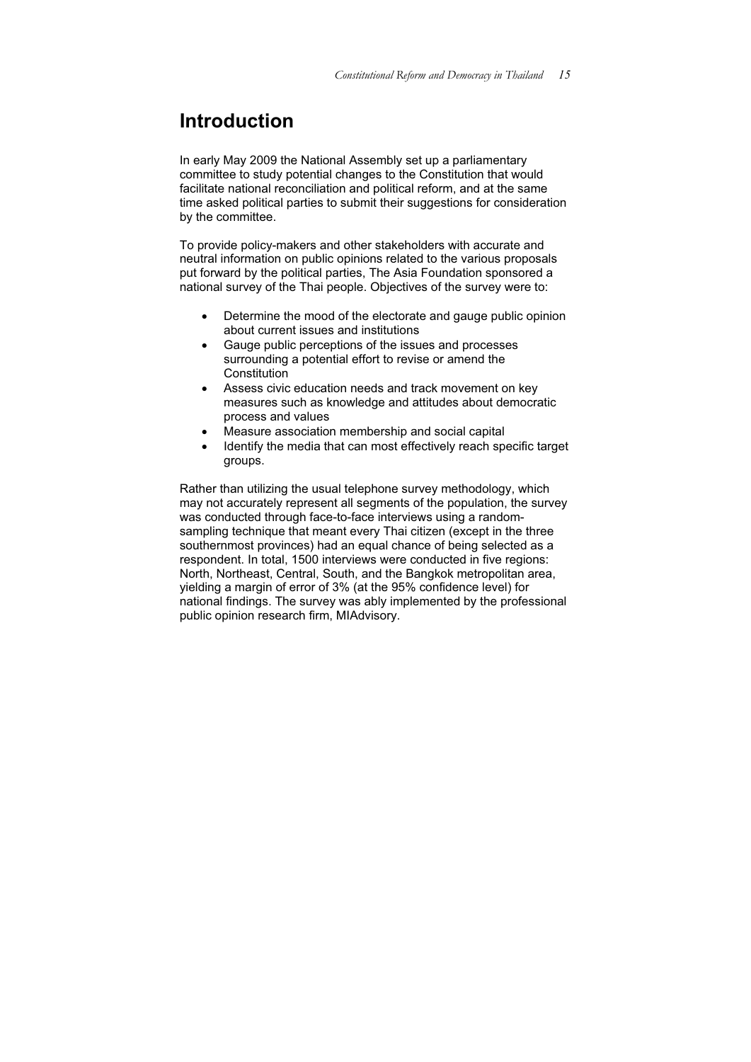# Introduction

In early May 2009 the National Assembly set up a parliamentary committee to study potential changes to the Constitution that would facilitate national reconciliation and political reform, and at the same time asked political parties to submit their suggestions for consideration by the committee.

To provide policy-makers and other stakeholders with accurate and neutral information on public opinions related to the various proposals put forward by the political parties, The Asia Foundation sponsored a national survey of the Thai people. Objectives of the survey were to:

- Determine the mood of the electorate and gauge public opinion about current issues and institutions
- Gauge public perceptions of the issues and processes surrounding a potential effort to revise or amend the Constitution
- Assess civic education needs and track movement on key measures such as knowledge and attitudes about democratic process and values
- Measure association membership and social capital
- Identify the media that can most effectively reach specific target groups.

Rather than utilizing the usual telephone survey methodology, which may not accurately represent all segments of the population, the survey was conducted through face-to-face interviews using a random-sampling technique that meant every Thai citizen (except in the three southernmost provinces) had an equal chance of being selected as a respondent. In total, 1500 interviews were conducted in five regions: North, Northeast, Central, South, and the Bangkok metropolitan area, yielding a margin of error of 3% (at the 95% confidence level) for national findings. The survey was ably implemented by the professional public opinion research firm, MIAdvisory.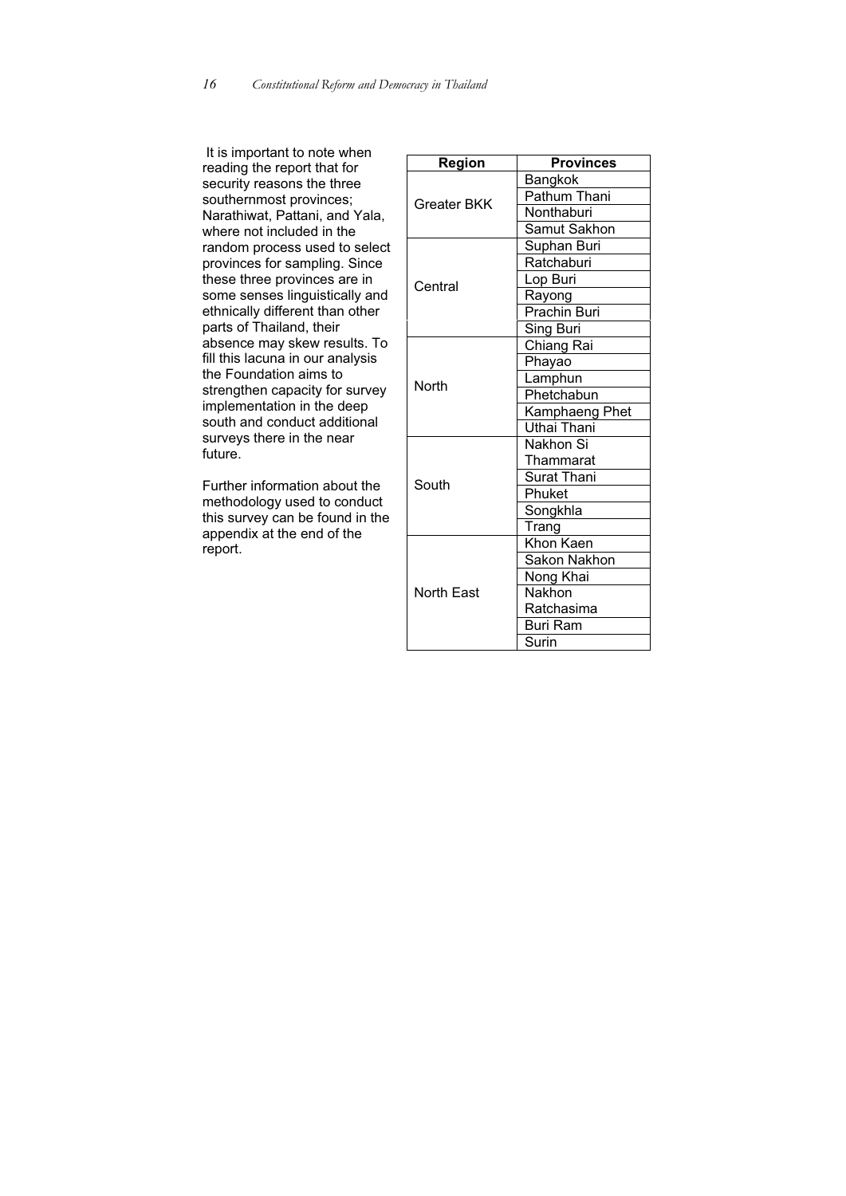It is important to note when reading the report that for security reasons the three southernmost provinces; Narathiwat, Pattani, and Yala, where not included in the random process used to select provinces for sampling. Since these three provinces are in some senses linguistically and ethnically different than other parts of Thailand, their absence may skew results. To fill this lacuna in our analysis the Foundation aims to strengthen capacity for survey implementation in the deep south and conduct additional surveys there in the near future.

Further information about the methodology used to conduct this survey can be found in the appendix at the end of the report.

| Region | Provinces |
|---|---|
| Greater BKK | Bangkok |
| | Pathum Thani |
| | Nonthaburi |
| | Samut Sakhon |
| Central | Suphan Buri |
| | Ratchaburi |
| | Lop Buri |
| | Rayong |
| | Prachin Buri |
| | Sing Buri |
| North | Chiang Rai |
| | Phayao |
| | Lamphun |
| | Phetchabun |
| | Kamphaeng Phet |
| | Uthai Thani |
| South | Nakhon Si Thammarat |
| | Surat Thani |
| | Phuket |
| | Songkhla |
| | Trang |
| North East | Khon Kaen |
| | Sakon Nakhon |
| | Nong Khai |
| | Nakhon Ratchasima |
| | Buri Ram |
| | Surin |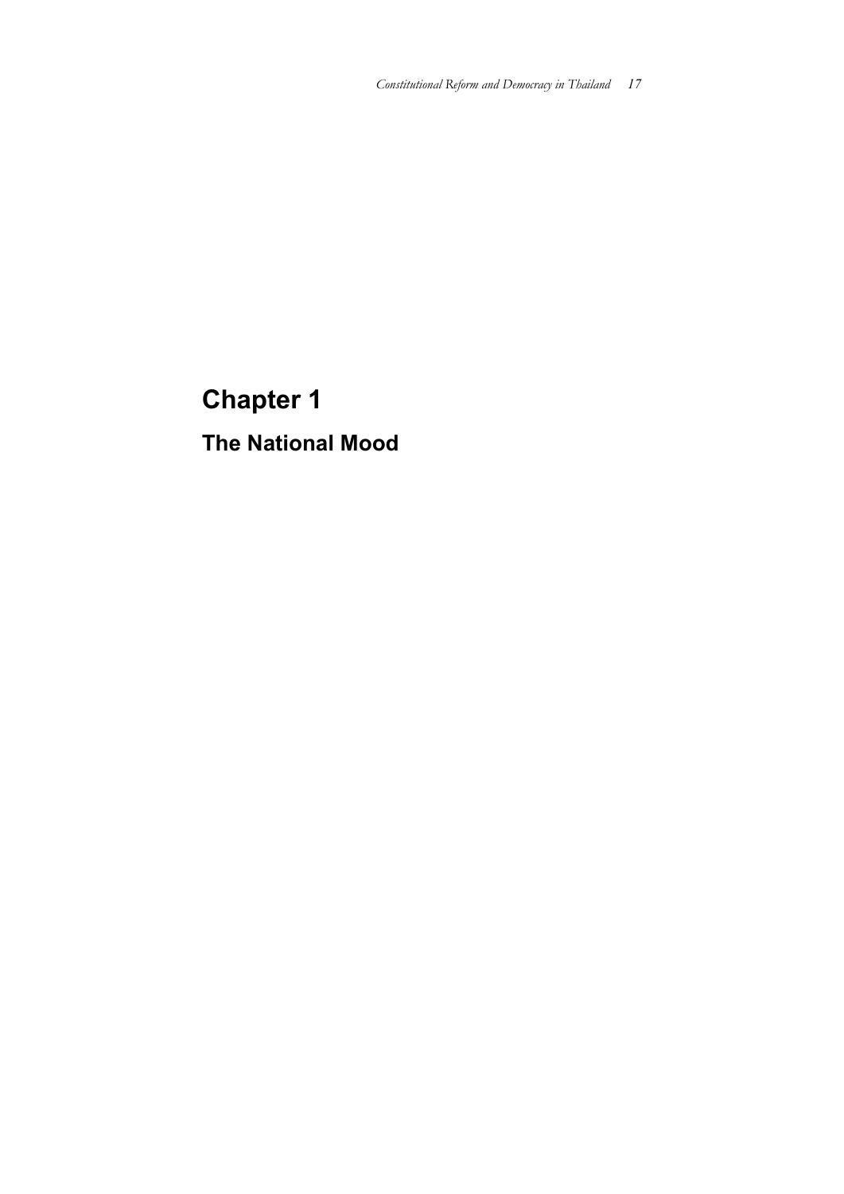# Chapter 1

## The National Mood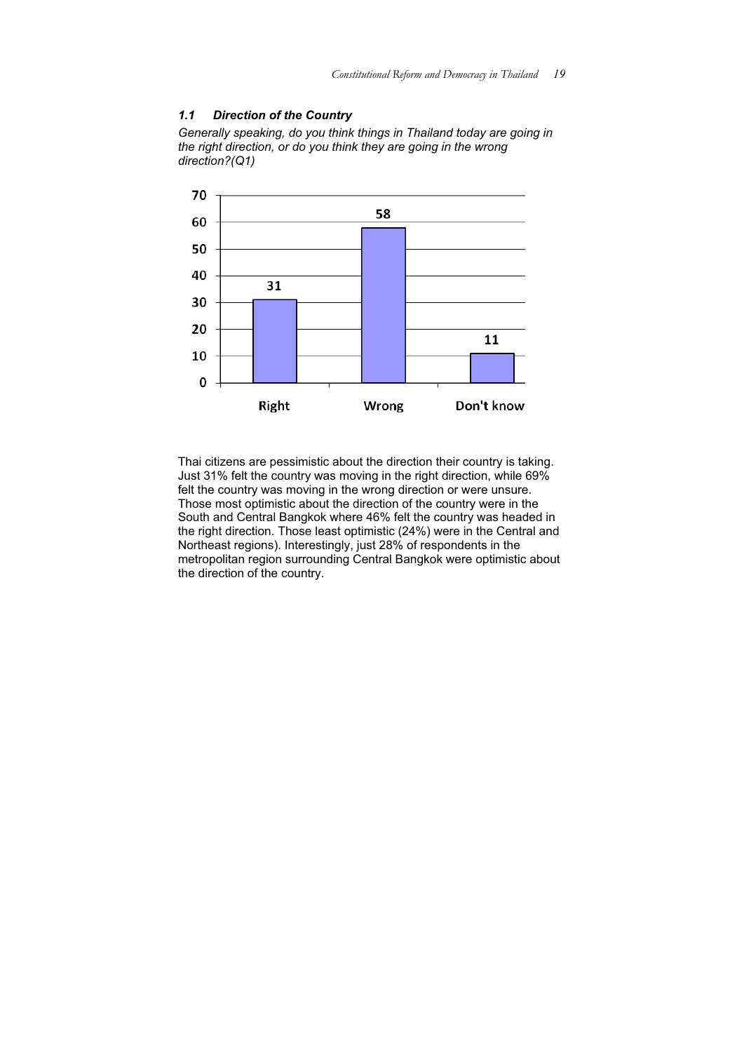### *1.1 Direction of the Country*

*Generally speaking, do you think things in Thailand today are going in the right direction, or do you think they are going in the wrong direction?(Q1)*

| | Right | Wrong | Don't know |
|---|---|---|---|
| % | 31 | 58 | 11 |

Thai citizens are pessimistic about the direction their country is taking. Just 31% felt the country was moving in the right direction, while 69% felt the country was moving in the wrong direction or were unsure. Those most optimistic about the direction of the country were in the South and Central Bangkok where 46% felt the country was headed in the right direction. Those least optimistic (24%) were in the Central and Northeast regions). Interestingly, just 28% of respondents in the metropolitan region surrounding Central Bangkok were optimistic about the direction of the country.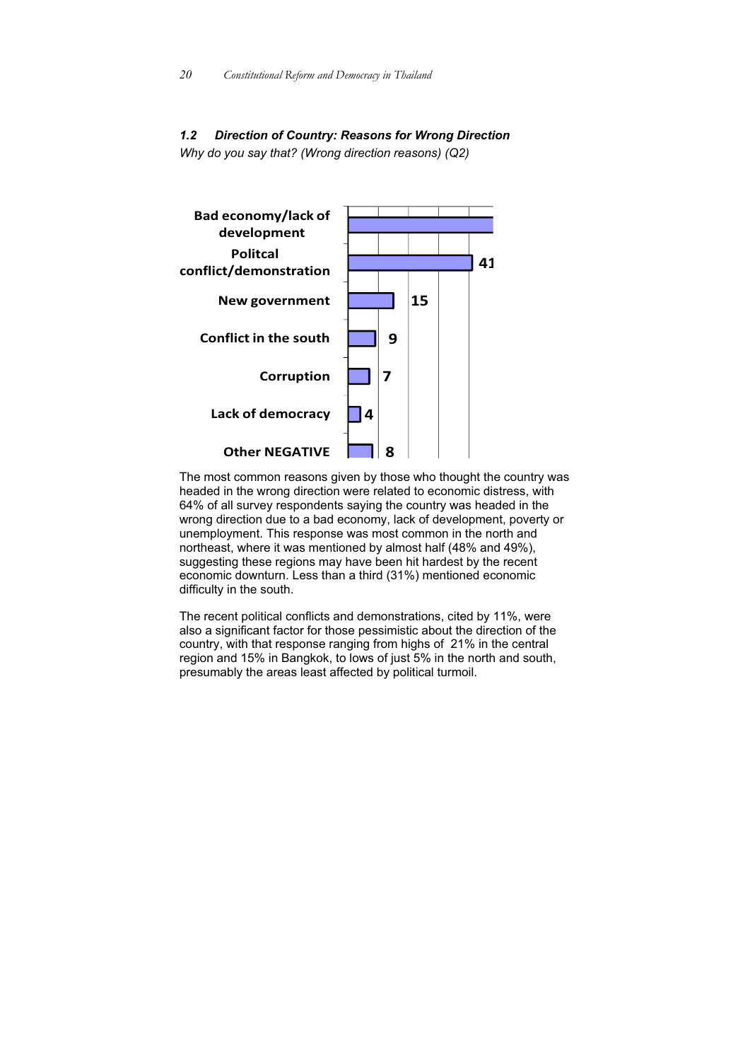### 1.2 *Direction of Country: Reasons for Wrong Direction*

*Why do you say that? (Wrong direction reasons) (Q2)*

| Reason | % |
|---|---|
| Bad economy/lack of development | |
| Politcal conflict/demonstration | 41 |
| New government | 15 |
| Conflict in the south | 9 |
| Corruption | 7 |
| Lack of democracy | 4 |
| Other NEGATIVE | 8 |

The most common reasons given by those who thought the country was headed in the wrong direction were related to economic distress, with 64% of all survey respondents saying the country was headed in the wrong direction due to a bad economy, lack of development, poverty or unemployment. This response was most common in the north and northeast, where it was mentioned by almost half (48% and 49%), suggesting these regions may have been hit hardest by the recent economic downturn. Less than a third (31%) mentioned economic difficulty in the south.

The recent political conflicts and demonstrations, cited by 11%, were also a significant factor for those pessimistic about the direction of the country, with that response ranging from highs of 21% in the central region and 15% in Bangkok, to lows of just 5% in the north and south, presumably the areas least affected by political turmoil.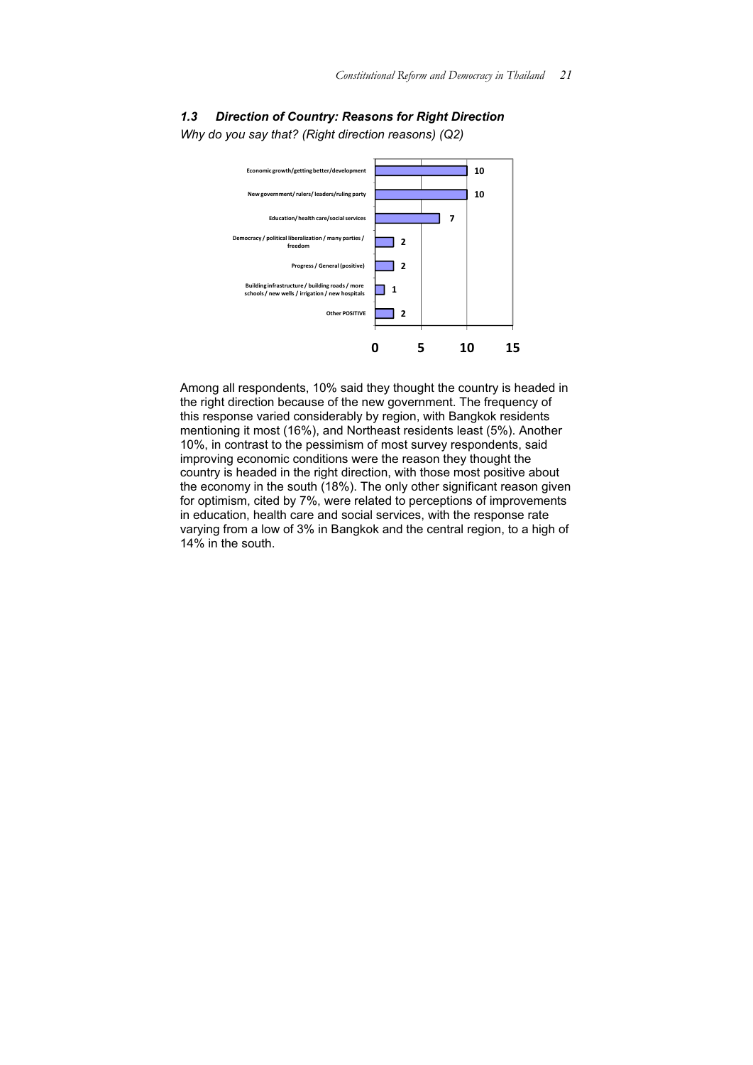### 1.3 *Direction of Country: Reasons for Right Direction*

*Why do you say that? (Right direction reasons) (Q2)*

| Reason | % |
|---|---|
| Economic growth/getting better/development | 10 |
| New government/ rulers/ leaders/ruling party | 10 |
| Education/ health care/social services | 7 |
| Democracy / political liberalization / many parties / freedom | 2 |
| Progress / General (positive) | 2 |
| Building infrastructure / building roads / more schools / new wells / irrigation / new hospitals | 1 |
| Other POSITIVE | 2 |

Among all respondents, 10% said they thought the country is headed in the right direction because of the new government. The frequency of this response varied considerably by region, with Bangkok residents mentioning it most (16%), and Northeast residents least (5%). Another 10%, in contrast to the pessimism of most survey respondents, said improving economic conditions were the reason they thought the country is headed in the right direction, with those most positive about the economy in the south (18%). The only other significant reason given for optimism, cited by 7%, were related to perceptions of improvements in education, health care and social services, with the response rate varying from a low of 3% in Bangkok and the central region, to a high of 14% in the south.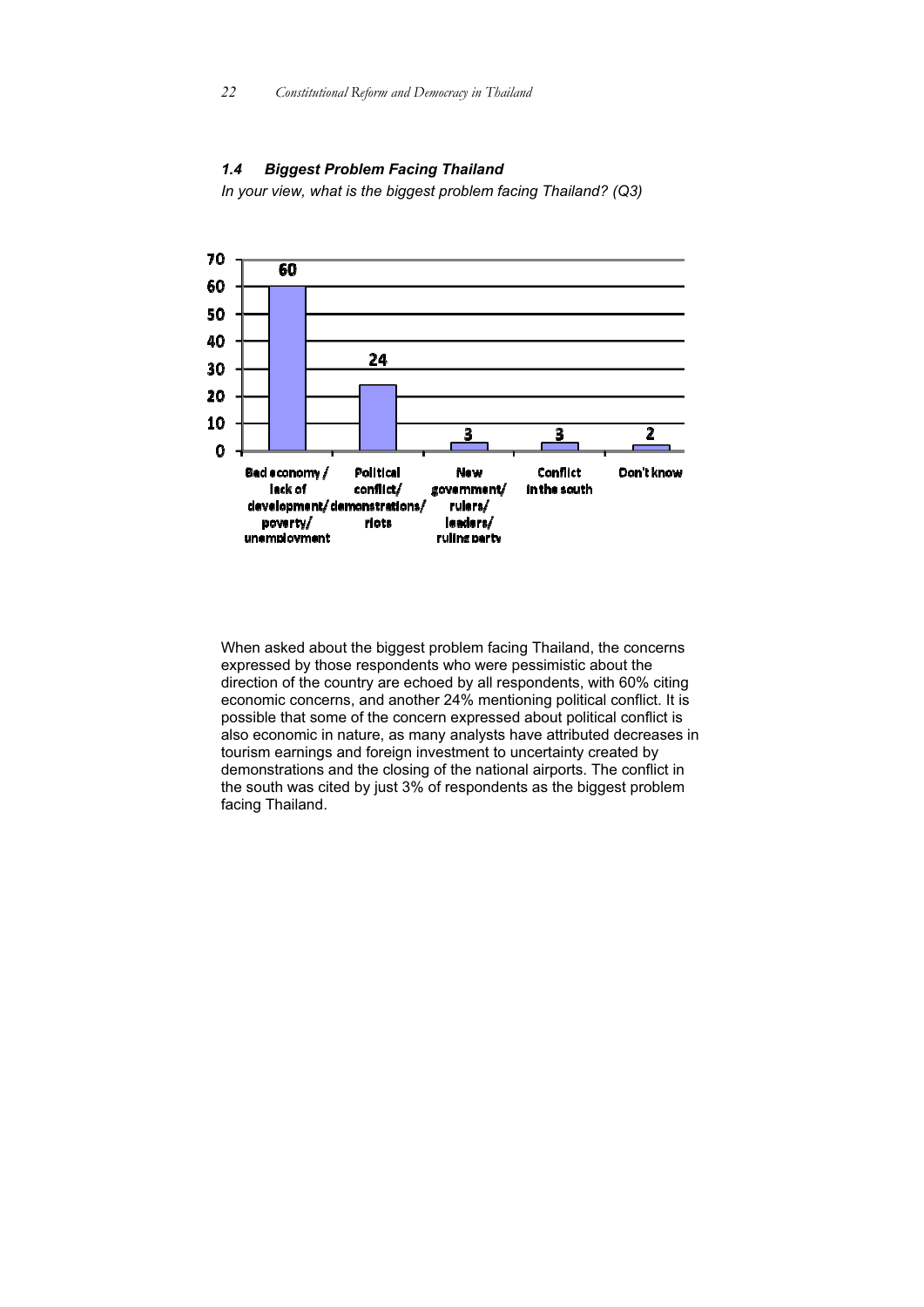### *1.4 Biggest Problem Facing Thailand*

*In your view, what is the biggest problem facing Thailand? (Q3)*

| Bad economy / lack of development/ poverty/ unemployment | Political conflict/ demonstrations/ riots | New government/ rulers/ leaders/ ruling party | Conflict in the south | Don't know |
|---|---|---|---|---|
| 60 | 24 | 3 | 3 | 2 |

When asked about the biggest problem facing Thailand, the concerns expressed by those respondents who were pessimistic about the direction of the country are echoed by all respondents, with 60% citing economic concerns, and another 24% mentioning political conflict. It is possible that some of the concern expressed about political conflict is also economic in nature, as many analysts have attributed decreases in tourism earnings and foreign investment to uncertainty created by demonstrations and the closing of the national airports. The conflict in the south was cited by just 3% of respondents as the biggest problem facing Thailand.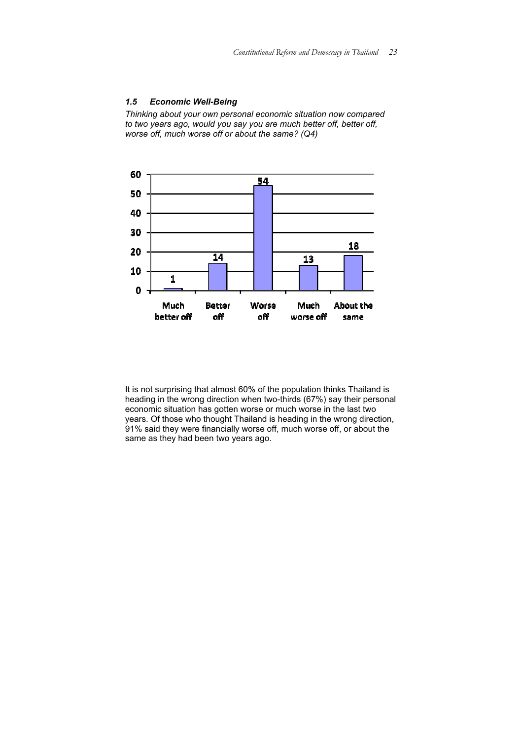### *1.5 Economic Well-Being*

*Thinking about your own personal economic situation now compared to two years ago, would you say you are much better off, better off, worse off, much worse off or about the same? (Q4)*

| Response | % |
|---|---|
| Much better off | 1 |
| Better off | 14 |
| Worse off | 54 |
| Much worse off | 13 |
| About the same | 18 |

It is not surprising that almost 60% of the population thinks Thailand is heading in the wrong direction when two-thirds (67%) say their personal economic situation has gotten worse or much worse in the last two years. Of those who thought Thailand is heading in the wrong direction, 91% said they were financially worse off, much worse off, or about the same as they had been two years ago.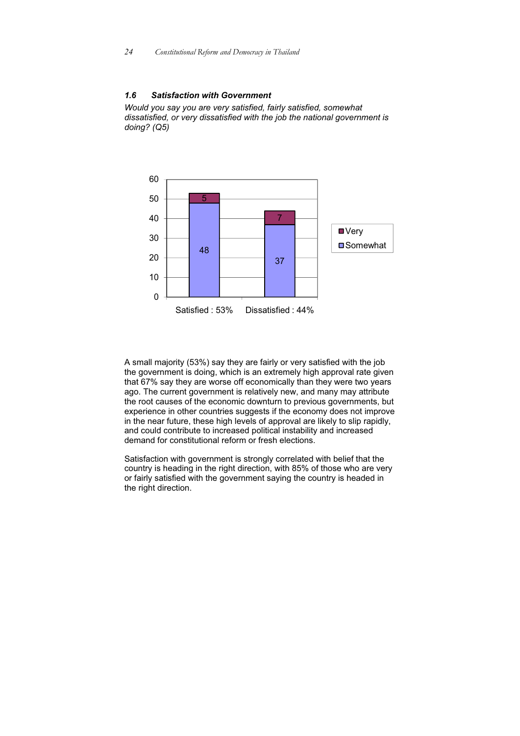### 1.6 *Satisfaction with Government*

*Would you say you are very satisfied, fairly satisfied, somewhat dissatisfied, or very dissatisfied with the job the national government is doing? (Q5)*

| | Somewhat | Very |
|---|---|---|
| Satisfied : 53% | 48 | 5 |
| Dissatisfied : 44% | 37 | 7 |

A small majority (53%) say they are fairly or very satisfied with the job the government is doing, which is an extremely high approval rate given that 67% say they are worse off economically than they were two years ago. The current government is relatively new, and many may attribute the root causes of the economic downturn to previous governments, but experience in other countries suggests if the economy does not improve in the near future, these high levels of approval are likely to slip rapidly, and could contribute to increased political instability and increased demand for constitutional reform or fresh elections.

Satisfaction with government is strongly correlated with belief that the country is heading in the right direction, with 85% of those who are very or fairly satisfied with the government saying the country is headed in the right direction.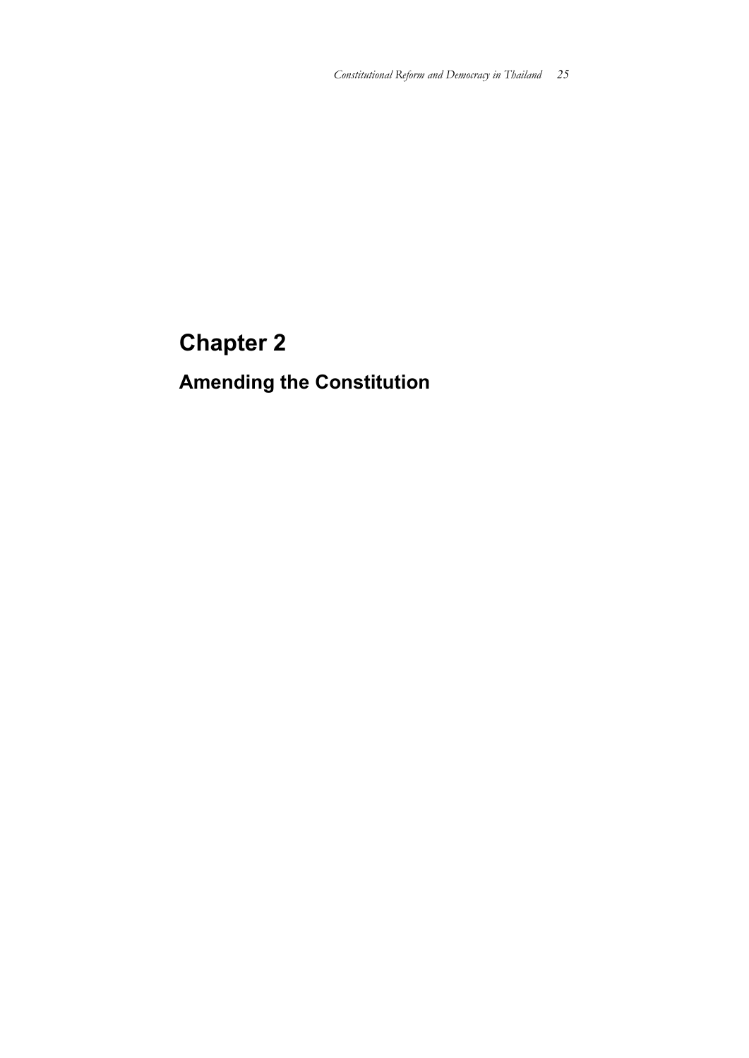# Chapter 2

## Amending the Constitution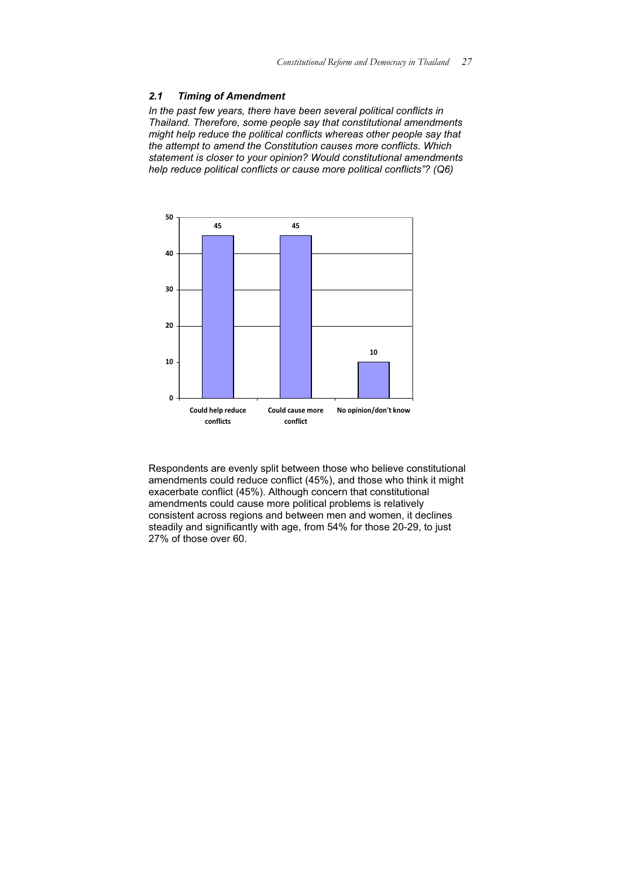### *2.1 Timing of Amendment*

*In the past few years, there have been several political conflicts in Thailand. Therefore, some people say that constitutional amendments might help reduce the political conflicts whereas other people say that the attempt to amend the Constitution causes more conflicts. Which statement is closer to your opinion? Would constitutional amendments help reduce political conflicts or cause more political conflicts"? (Q6)*

| Response | % |
|---|---|
| Could help reduce conflicts | 45 |
| Could cause more conflict | 45 |
| No opinion/don't know | 10 |

Respondents are evenly split between those who believe constitutional amendments could reduce conflict (45%), and those who think it might exacerbate conflict (45%). Although concern that constitutional amendments could cause more political problems is relatively consistent across regions and between men and women, it declines steadily and significantly with age, from 54% for those 20-29, to just 27% of those over 60.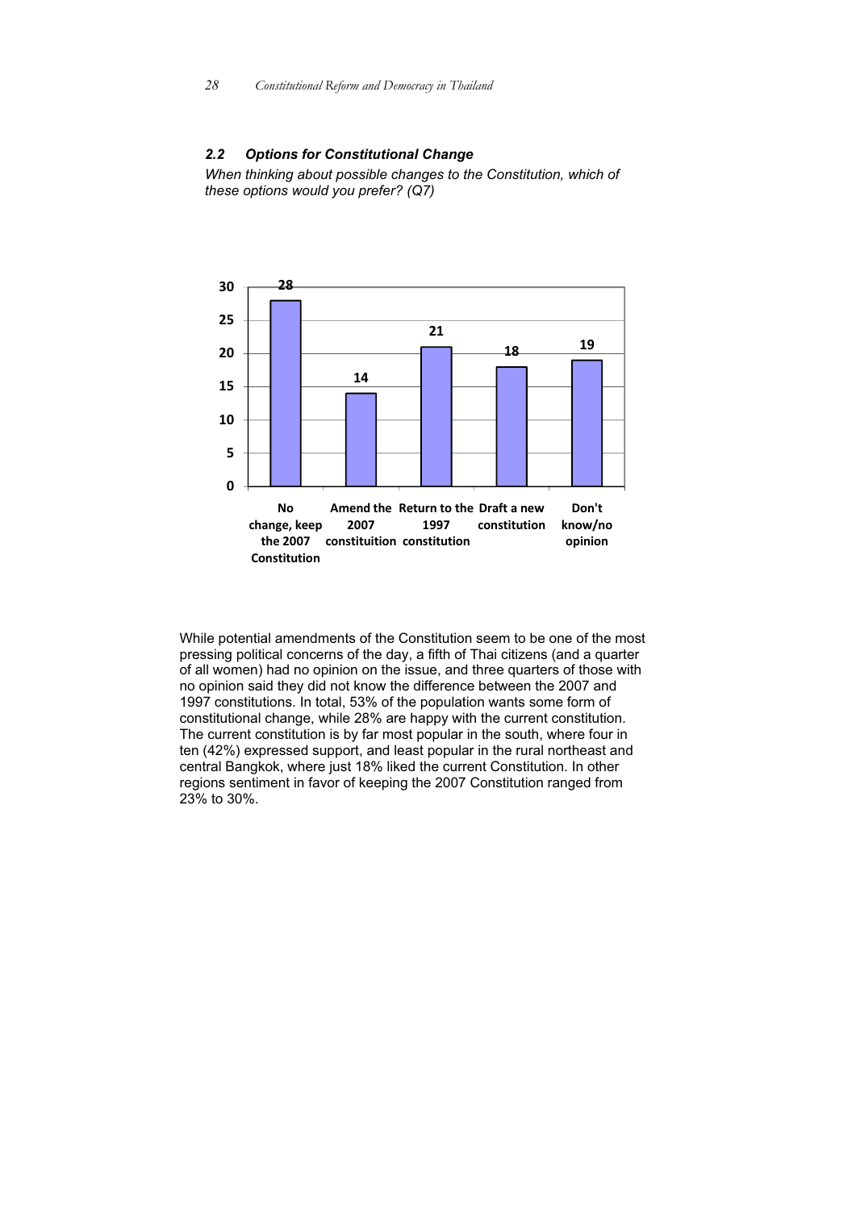### *2.2 Options for Constitutional Change*

*When thinking about possible changes to the Constitution, which of these options would you prefer? (Q7)*

| Option | % |
|---|---|
| No change, keep the 2007 Constitution | 28 |
| Amend the 2007 constituition | 14 |
| Return to the 1997 constitution | 21 |
| Draft a new constitution | 18 |
| Don't know/no opinion | 19 |

While potential amendments of the Constitution seem to be one of the most pressing political concerns of the day, a fifth of Thai citizens (and a quarter of all women) had no opinion on the issue, and three quarters of those with no opinion said they did not know the difference between the 2007 and 1997 constitutions. In total, 53% of the population wants some form of constitutional change, while 28% are happy with the current constitution. The current constitution is by far most popular in the south, where four in ten (42%) expressed support, and least popular in the rural northeast and central Bangkok, where just 18% liked the current Constitution. In other regions sentiment in favor of keeping the 2007 Constitution ranged from 23% to 30%.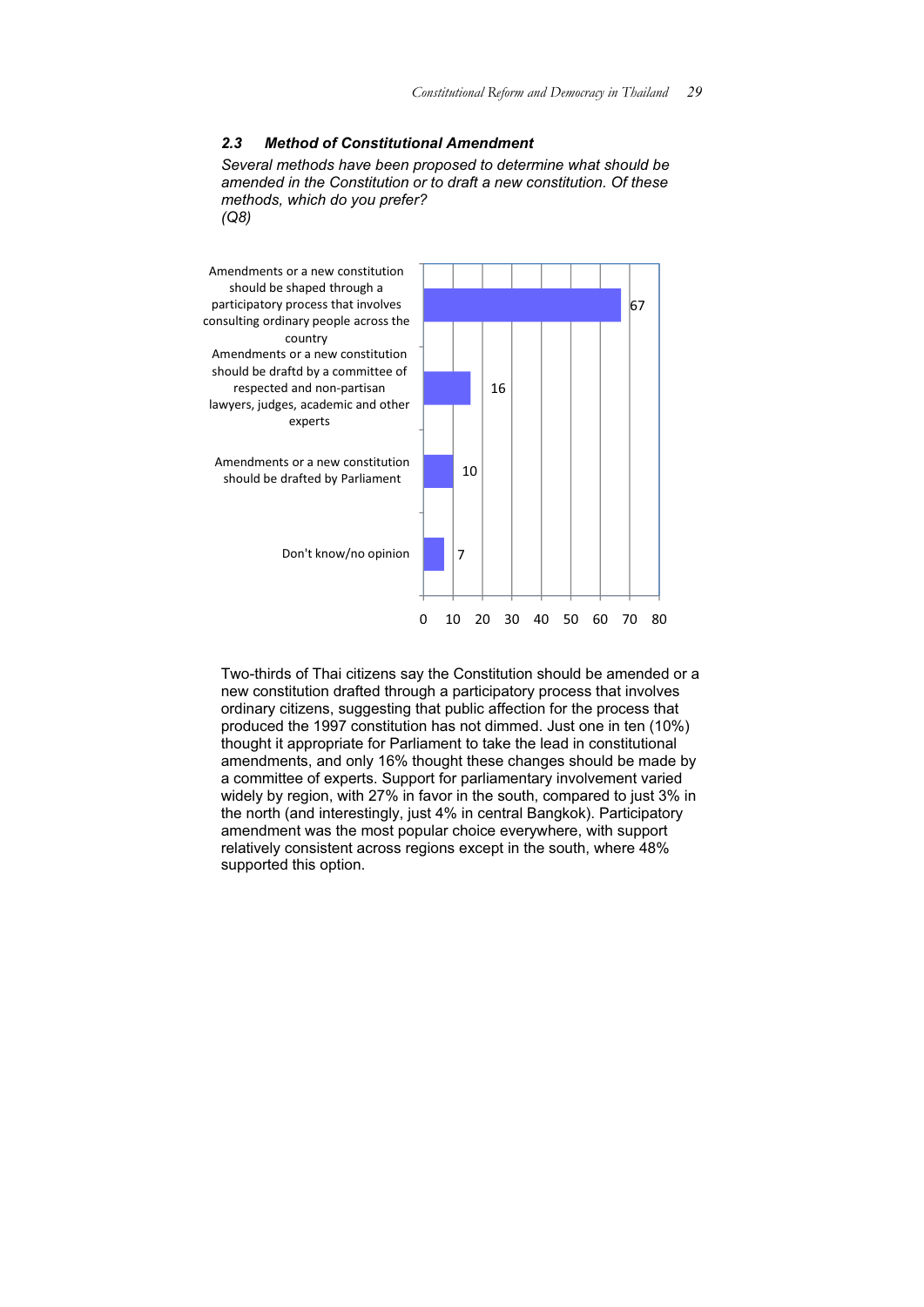### 2.3 Method of Constitutional Amendment

*Several methods have been proposed to determine what should be amended in the Constitution or to draft a new constitution. Of these methods, which do you prefer? (Q8)*

| Method | % |
| --- | --- |
| Amendments or a new constitution should be shaped through a participatory process that involves consulting ordinary people across the country | 67 |
| Amendments or a new constitution should be draftd by a committee of respected and non-partisan lawyers, judges, academic and other experts | 16 |
| Amendments or a new constitution should be drafted by Parliament | 10 |
| Don't know/no opinion | 7 |

Two-thirds of Thai citizens say the Constitution should be amended or a new constitution drafted through a participatory process that involves ordinary citizens, suggesting that public affection for the process that produced the 1997 constitution has not dimmed. Just one in ten (10%) thought it appropriate for Parliament to take the lead in constitutional amendments, and only 16% thought these changes should be made by a committee of experts. Support for parliamentary involvement varied widely by region, with 27% in favor in the south, compared to just 3% in the north (and interestingly, just 4% in central Bangkok). Participatory amendment was the most popular choice everywhere, with support relatively consistent across regions except in the south, where 48% supported this option.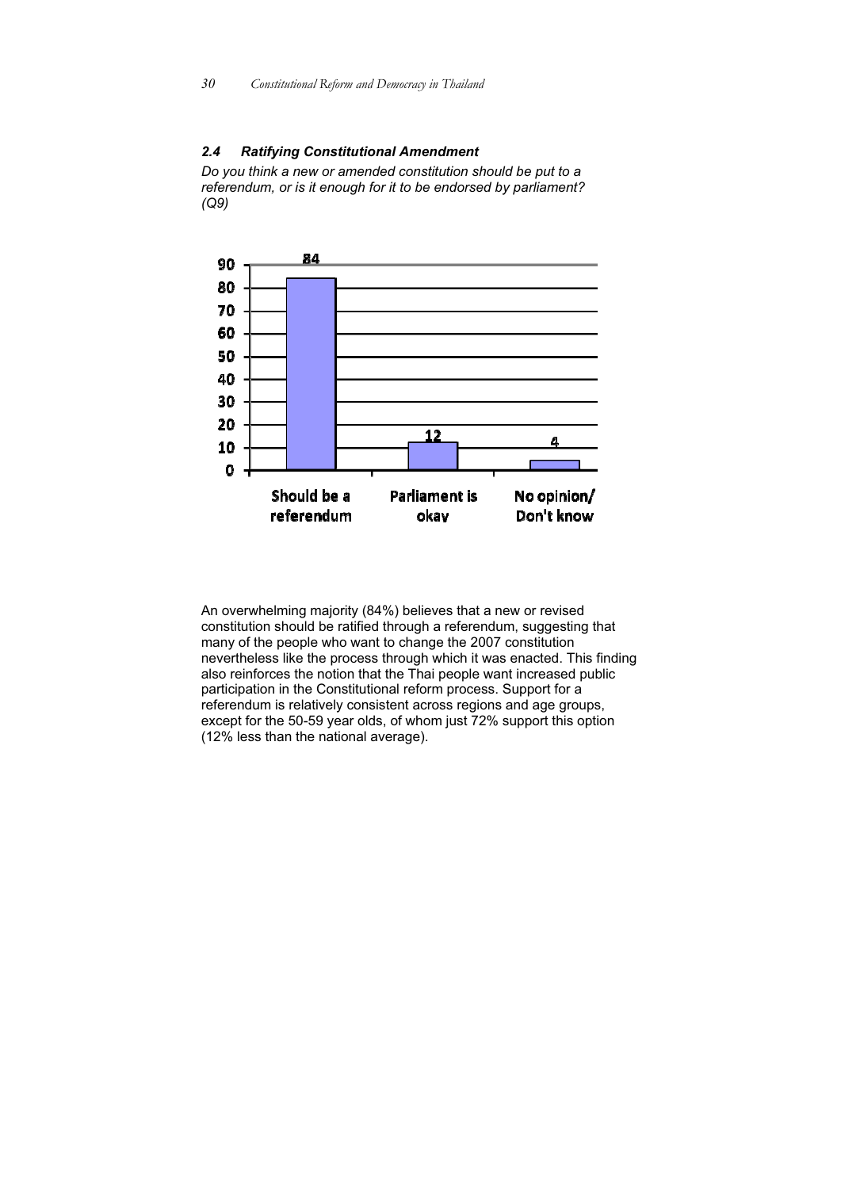### *2.4 Ratifying Constitutional Amendment*

*Do you think a new or amended constitution should be put to a referendum, or is it enough for it to be endorsed by parliament? (Q9)*

| | % |
|---|---|
| Should be a referendum | 84 |
| Parliament is okay | 12 |
| No opinion/ Don't know | 4 |

An overwhelming majority (84%) believes that a new or revised constitution should be ratified through a referendum, suggesting that many of the people who want to change the 2007 constitution nevertheless like the process through which it was enacted. This finding also reinforces the notion that the Thai people want increased public participation in the Constitutional reform process. Support for a referendum is relatively consistent across regions and age groups, except for the 50-59 year olds, of whom just 72% support this option (12% less than the national average).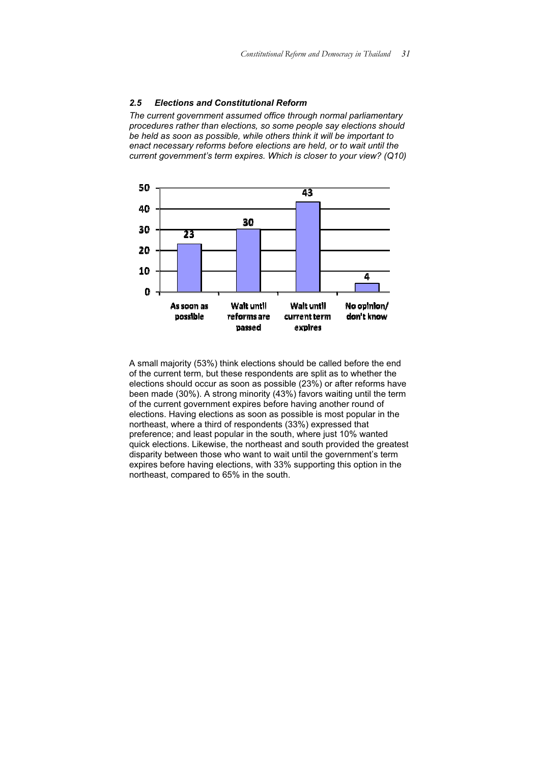### *2.5 Elections and Constitutional Reform*

*The current government assumed office through normal parliamentary procedures rather than elections, so some people say elections should be held as soon as possible, while others think it will be important to enact necessary reforms before elections are held, or to wait until the current government's term expires. Which is closer to your view? (Q10)*

| As soon as possible | Wait until reforms are passed | Wait until current term expires | No opinion/ don't know |
|---|---|---|---|
| 23 | 30 | 43 | 4 |

A small majority (53%) think elections should be called before the end of the current term, but these respondents are split as to whether the elections should occur as soon as possible (23%) or after reforms have been made (30%). A strong minority (43%) favors waiting until the term of the current government expires before having another round of elections. Having elections as soon as possible is most popular in the northeast, where a third of respondents (33%) expressed that preference; and least popular in the south, where just 10% wanted quick elections. Likewise, the northeast and south provided the greatest disparity between those who want to wait until the government's term expires before having elections, with 33% supporting this option in the northeast, compared to 65% in the south.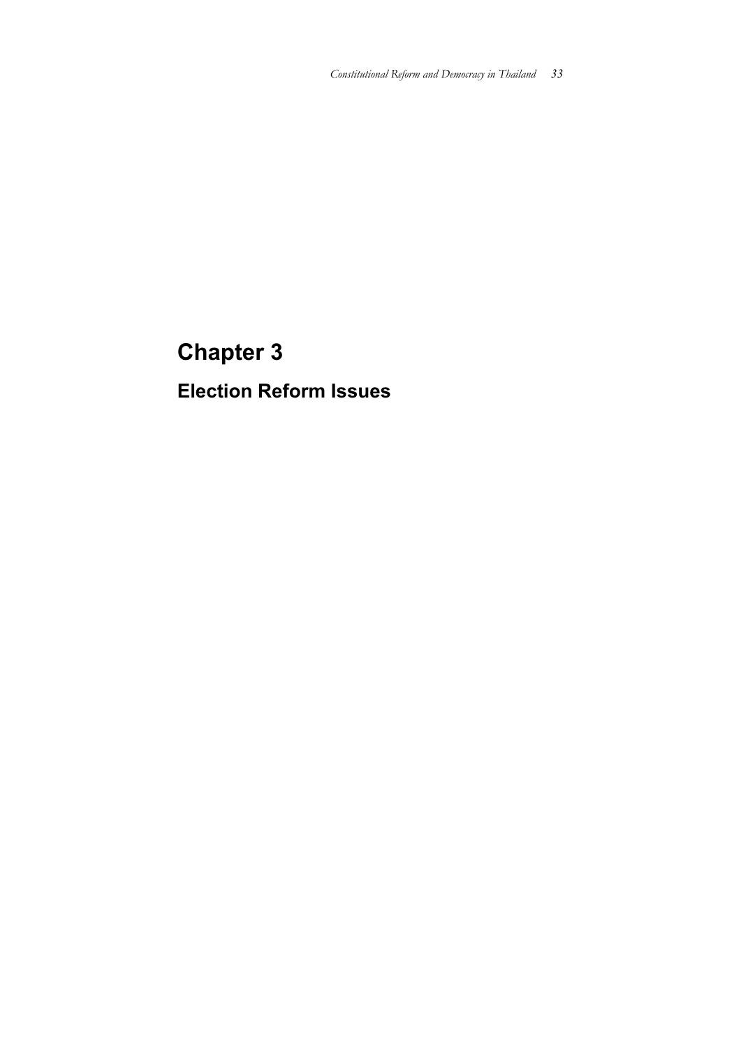# Chapter 3

## Election Reform Issues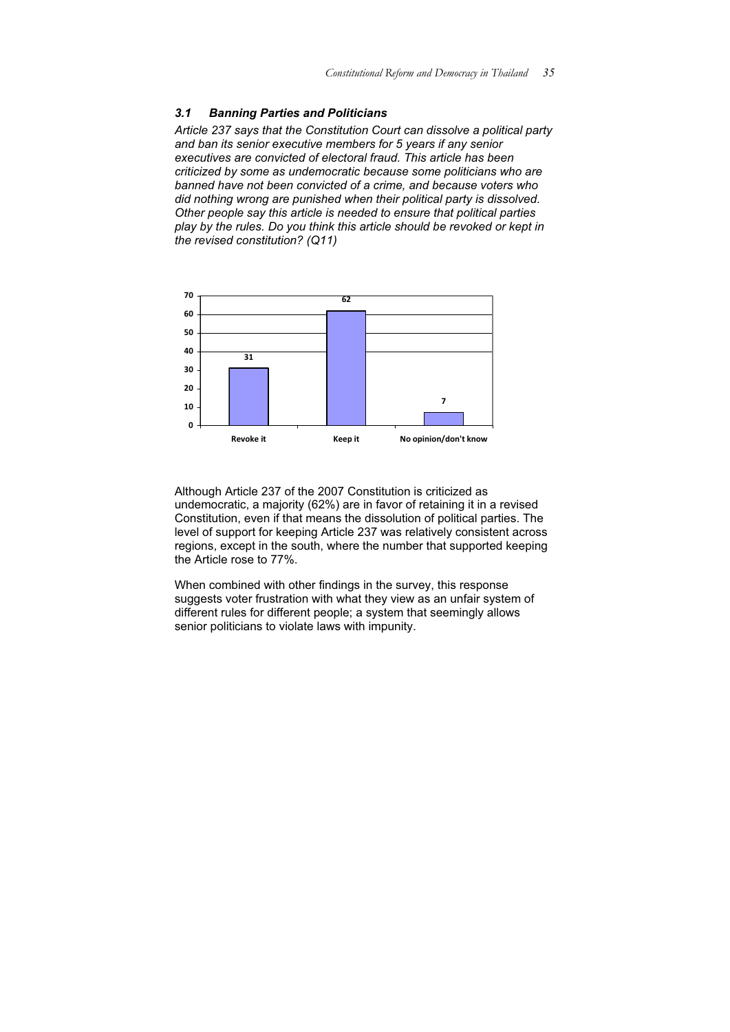### *3.1 Banning Parties and Politicians*

*Article 237 says that the Constitution Court can dissolve a political party and ban its senior executive members for 5 years if any senior executives are convicted of electoral fraud. This article has been criticized by some as undemocratic because some politicians who are banned have not been convicted of a crime, and because voters who did nothing wrong are punished when their political party is dissolved. Other people say this article is needed to ensure that political parties play by the rules. Do you think this article should be revoked or kept in the revised constitution? (Q11)*

| Response | % |
|---|---|
| Revoke it | 31 |
| Keep it | 62 |
| No opinion/don't know | 7 |

Although Article 237 of the 2007 Constitution is criticized as undemocratic, a majority (62%) are in favor of retaining it in a revised Constitution, even if that means the dissolution of political parties. The level of support for keeping Article 237 was relatively consistent across regions, except in the south, where the number that supported keeping the Article rose to 77%.

When combined with other findings in the survey, this response suggests voter frustration with what they view as an unfair system of different rules for different people; a system that seemingly allows senior politicians to violate laws with impunity.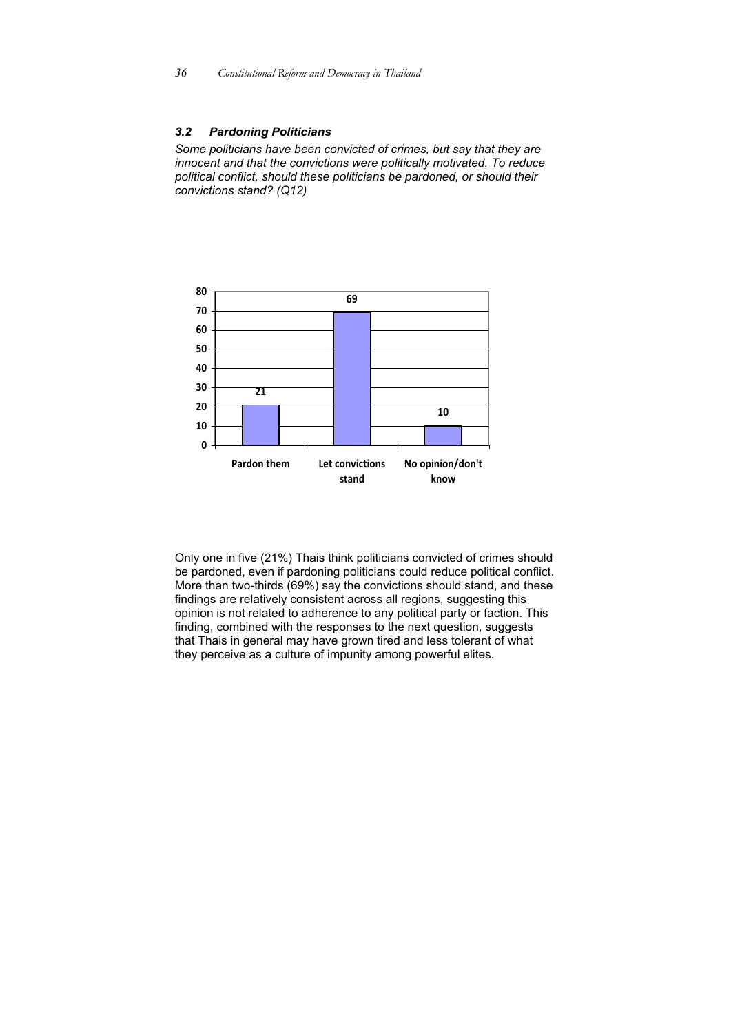### 3.2 Pardoning Politicians

*Some politicians have been convicted of crimes, but say that they are innocent and that the convictions were politically motivated. To reduce political conflict, should these politicians be pardoned, or should their convictions stand? (Q12)*

| Response | % |
|---|---|
| Pardon them | 21 |
| Let convictions stand | 69 |
| No opinion/don't know | 10 |

Only one in five (21%) Thais think politicians convicted of crimes should be pardoned, even if pardoning politicians could reduce political conflict. More than two-thirds (69%) say the convictions should stand, and these findings are relatively consistent across all regions, suggesting this opinion is not related to adherence to any political party or faction. This finding, combined with the responses to the next question, suggests that Thais in general may have grown tired and less tolerant of what they perceive as a culture of impunity among powerful elites.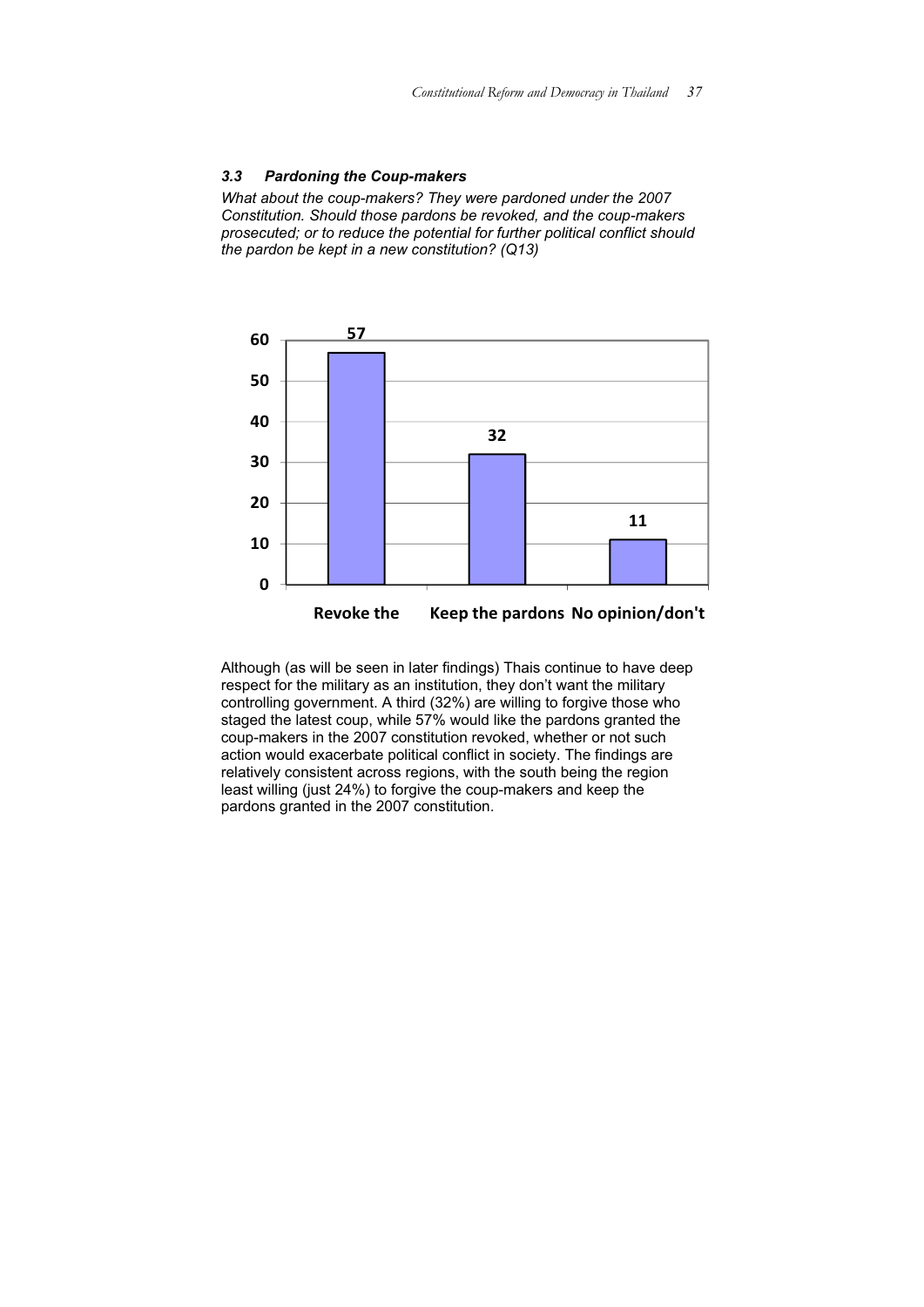### *3.3 Pardoning the Coup-makers*

*What about the coup-makers? They were pardoned under the 2007 Constitution. Should those pardons be revoked, and the coup-makers prosecuted; or to reduce the potential for further political conflict should the pardon be kept in a new constitution? (Q13)*

| | Value |
|---|---|
| Revoke the | 57 |
| Keep the pardons | 32 |
| No opinion/don't | 11 |

Although (as will be seen in later findings) Thais continue to have deep respect for the military as an institution, they don't want the military controlling government. A third (32%) are willing to forgive those who staged the latest coup, while 57% would like the pardons granted the coup-makers in the 2007 constitution revoked, whether or not such action would exacerbate political conflict in society. The findings are relatively consistent across regions, with the south being the region least willing (just 24%) to forgive the coup-makers and keep the pardons granted in the 2007 constitution.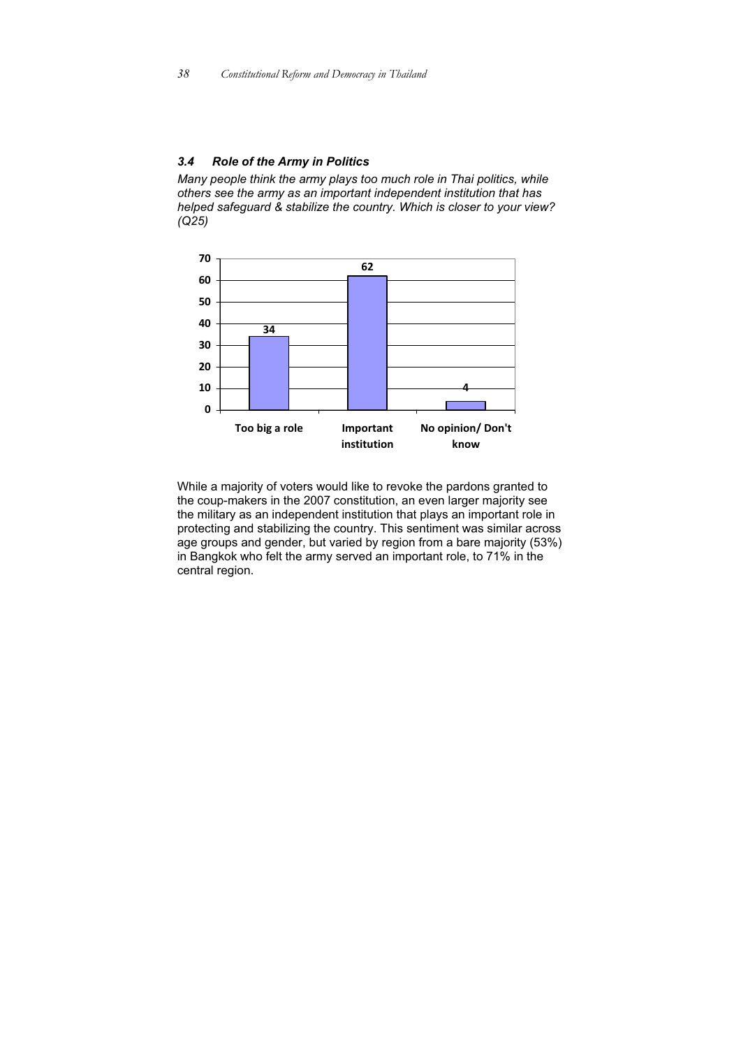### *3.4 Role of the Army in Politics*

*Many people think the army plays too much role in Thai politics, while others see the army as an important independent institution that has helped safeguard & stabilize the country. Which is closer to your view? (Q25)*

| Response | % |
| --- | --- |
| Too big a role | 34 |
| Important institution | 62 |
| No opinion/ Don't know | 4 |

While a majority of voters would like to revoke the pardons granted to the coup-makers in the 2007 constitution, an even larger majority see the military as an independent institution that plays an important role in protecting and stabilizing the country. This sentiment was similar across age groups and gender, but varied by region from a bare majority (53%) in Bangkok who felt the army served an important role, to 71% in the central region.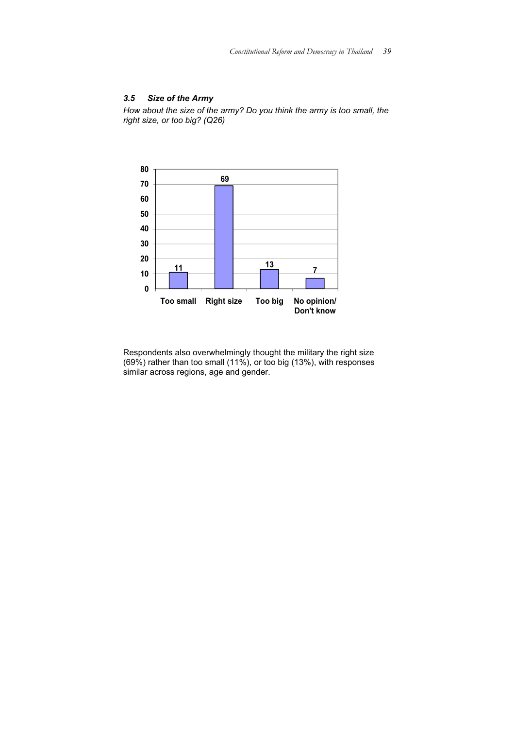### *3.5 Size of the Army*

*How about the size of the army? Do you think the army is too small, the right size, or too big? (Q26)*

| Too small | Right size | Too big | No opinion/ Don't know |
| --- | --- | --- | --- |
| 11 | 69 | 13 | 7 |

Respondents also overwhelmingly thought the military the right size (69%) rather than too small (11%), or too big (13%), with responses similar across regions, age and gender.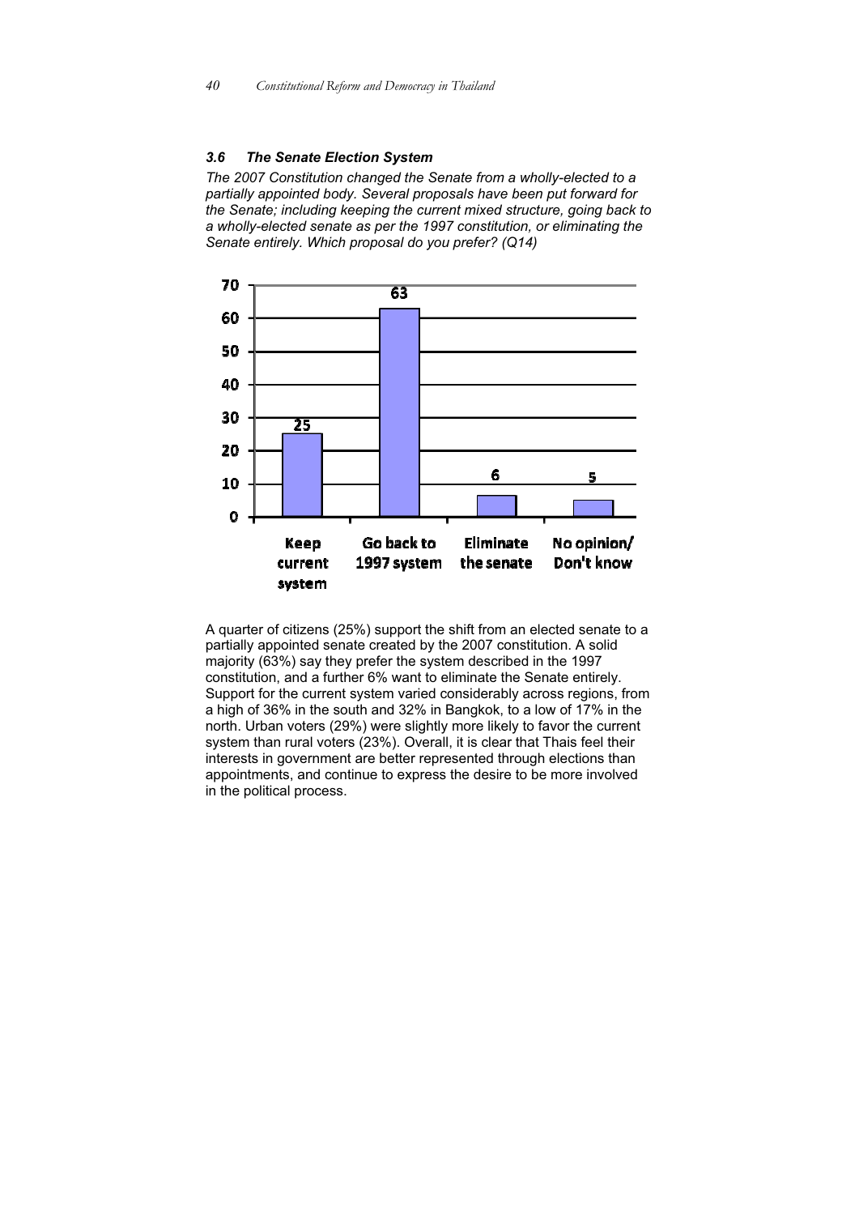### *3.6 The Senate Election System*

*The 2007 Constitution changed the Senate from a wholly-elected to a partially appointed body. Several proposals have been put forward for the Senate; including keeping the current mixed structure, going back to a wholly-elected senate as per the 1997 constitution, or eliminating the Senate entirely. Which proposal do you prefer? (Q14)*

| Keep current system | Go back to 1997 system | Eliminate the senate | No opinion/ Don't know |
|---|---|---|---|
| 25 | 63 | 6 | 5 |

A quarter of citizens (25%) support the shift from an elected senate to a partially appointed senate created by the 2007 constitution. A solid majority (63%) say they prefer the system described in the 1997 constitution, and a further 6% want to eliminate the Senate entirely. Support for the current system varied considerably across regions, from a high of 36% in the south and 32% in Bangkok, to a low of 17% in the north. Urban voters (29%) were slightly more likely to favor the current system than rural voters (23%). Overall, it is clear that Thais feel their interests in government are better represented through elections than appointments, and continue to express the desire to be more involved in the political process.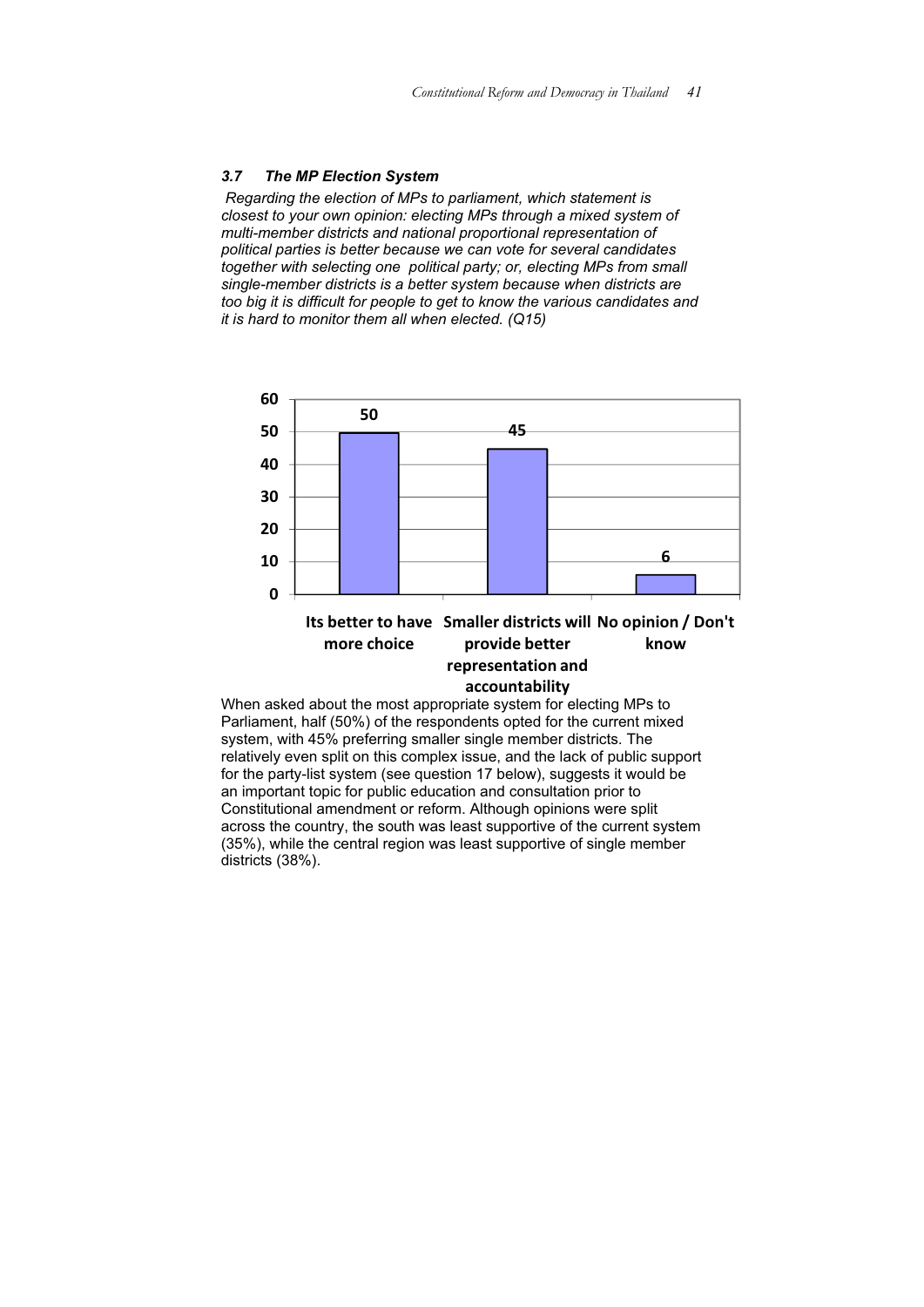### *3.7 The MP Election System*

*Regarding the election of MPs to parliament, which statement is closest to your own opinion: electing MPs through a mixed system of multi-member districts and national proportional representation of political parties is better because we can vote for several candidates together with selecting one political party; or, electing MPs from small single-member districts is a better system because when districts are too big it is difficult for people to get to know the various candidates and it is hard to monitor them all when elected. (Q15)*

| Response | % |
| --- | --- |
| Its better to have more choice | 50 |
| Smaller districts will provide better representation and accountability | 45 |
| No opinion / Don't know | 6 |

When asked about the most appropriate system for electing MPs to Parliament, half (50%) of the respondents opted for the current mixed system, with 45% preferring smaller single member districts. The relatively even split on this complex issue, and the lack of public support for the party-list system (see question 17 below), suggests it would be an important topic for public education and consultation prior to Constitutional amendment or reform. Although opinions were split across the country, the south was least supportive of the current system (35%), while the central region was least supportive of single member districts (38%).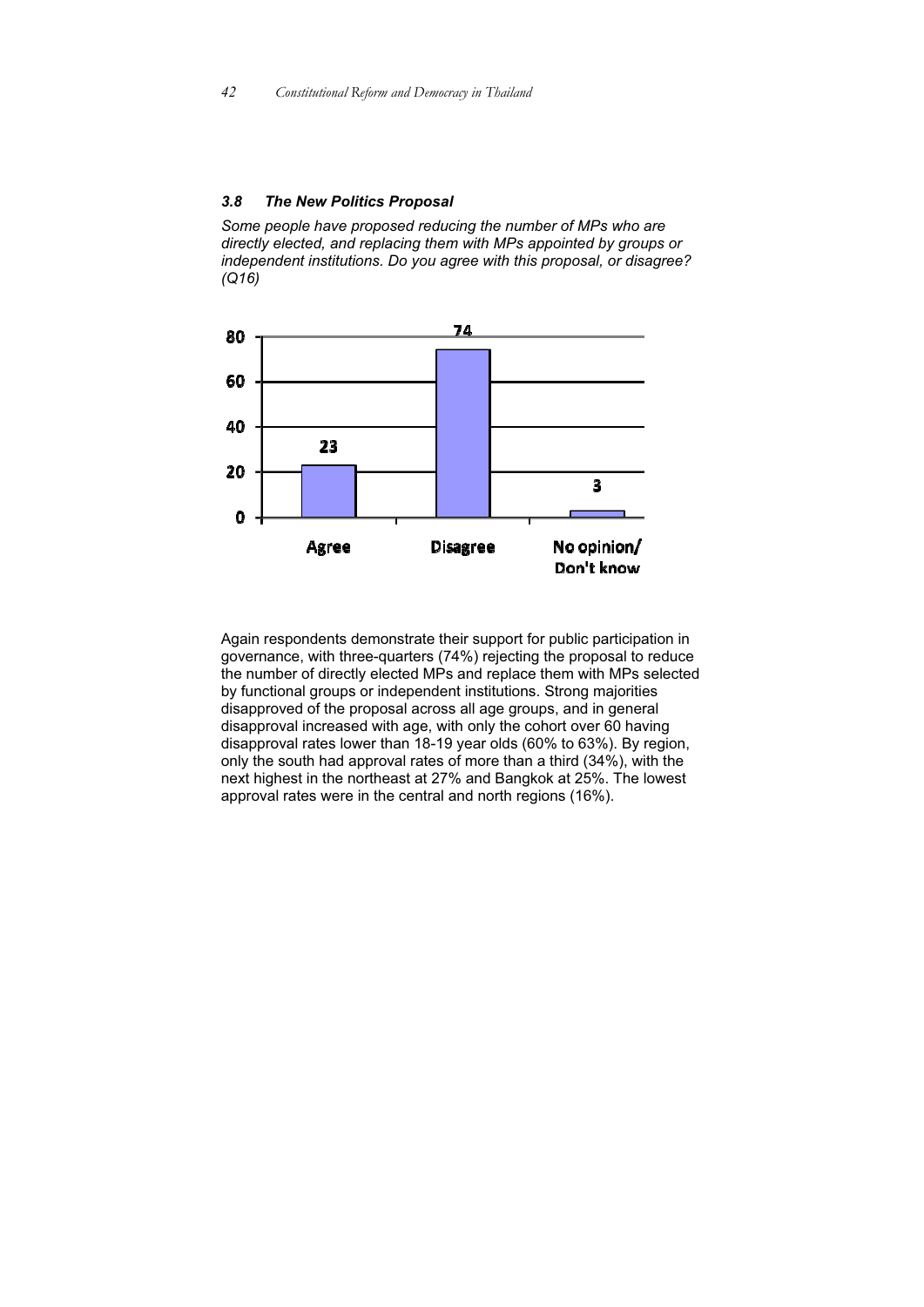### *3.8 The New Politics Proposal*

*Some people have proposed reducing the number of MPs who are directly elected, and replacing them with MPs appointed by groups or independent institutions. Do you agree with this proposal, or disagree? (Q16)*

| | Agree | Disagree | No opinion/ Don't know |
|---|---|---|---|
| % | 23 | 74 | 3 |

Again respondents demonstrate their support for public participation in governance, with three-quarters (74%) rejecting the proposal to reduce the number of directly elected MPs and replace them with MPs selected by functional groups or independent institutions. Strong majorities disapproved of the proposal across all age groups, and in general disapproval increased with age, with only the cohort over 60 having disapproval rates lower than 18-19 year olds (60% to 63%). By region, only the south had approval rates of more than a third (34%), with the next highest in the northeast at 27% and Bangkok at 25%. The lowest approval rates were in the central and north regions (16%).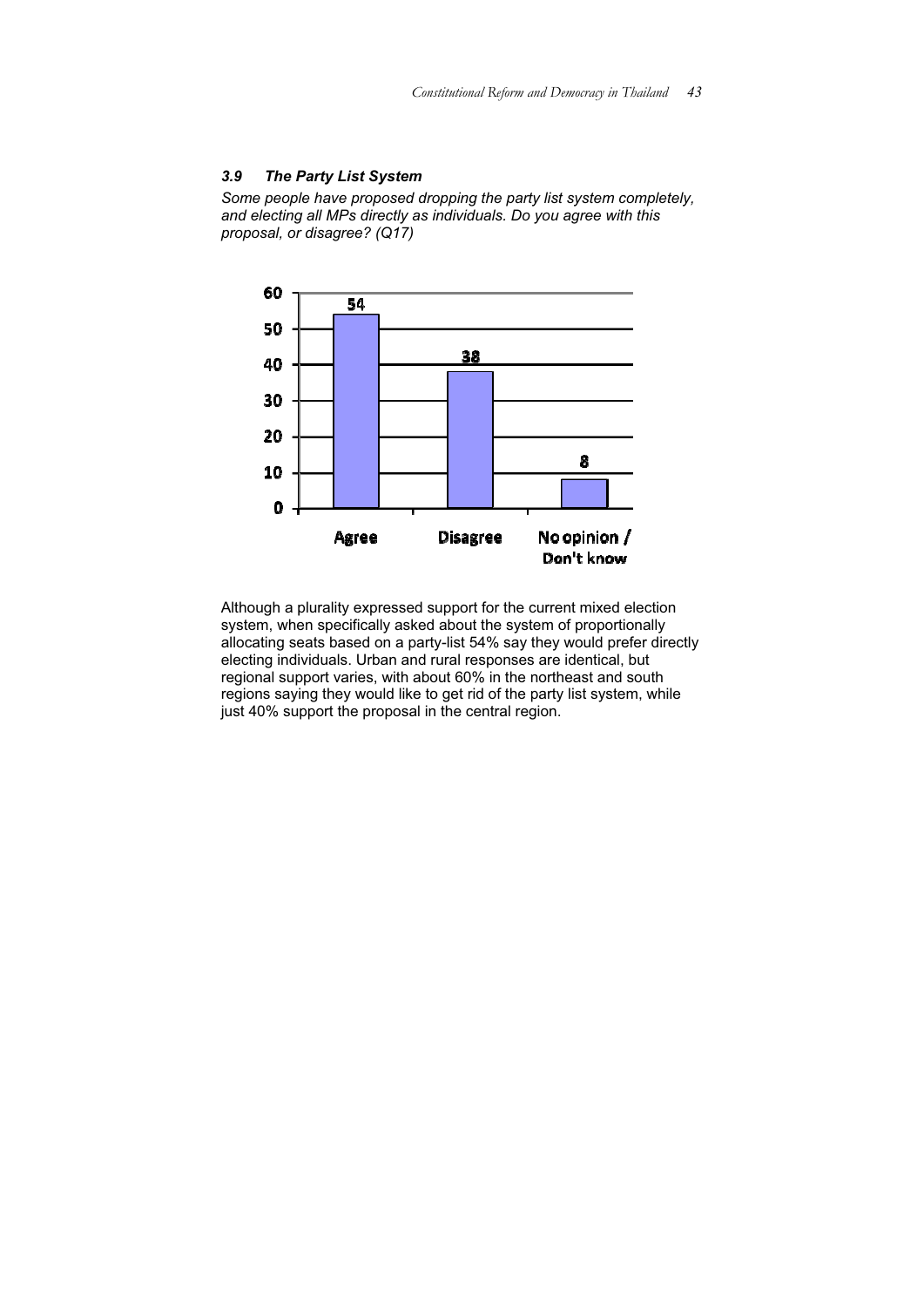### *3.9 The Party List System*

*Some people have proposed dropping the party list system completely, and electing all MPs directly as individuals. Do you agree with this proposal, or disagree? (Q17)*

| | Agree | Disagree | No opinion / Don't know |
|---|---|---|---|
| % | 54 | 38 | 8 |

Although a plurality expressed support for the current mixed election system, when specifically asked about the system of proportionally allocating seats based on a party-list 54% say they would prefer directly electing individuals. Urban and rural responses are identical, but regional support varies, with about 60% in the northeast and south regions saying they would like to get rid of the party list system, while just 40% support the proposal in the central region.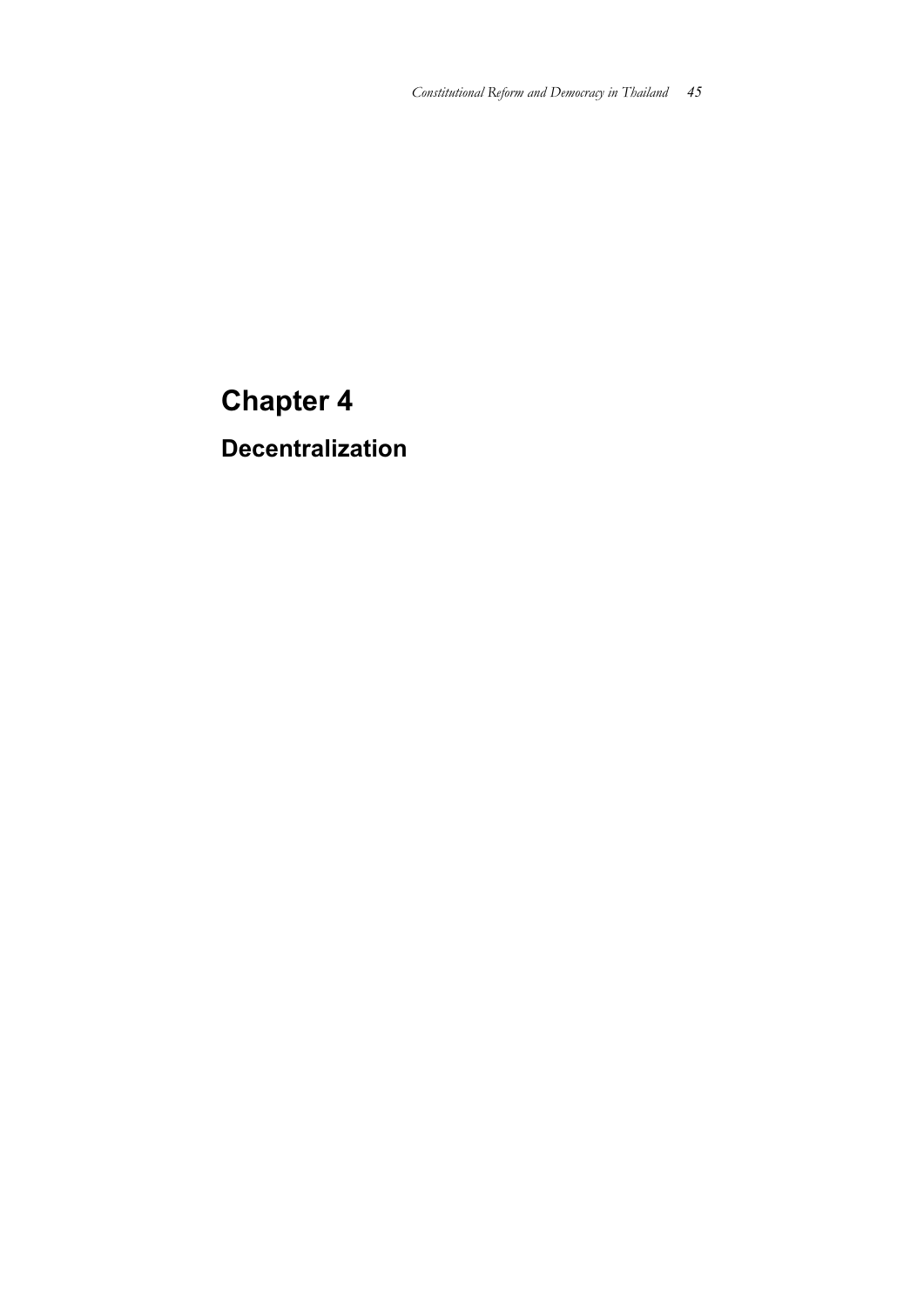# Chapter 4

## Decentralization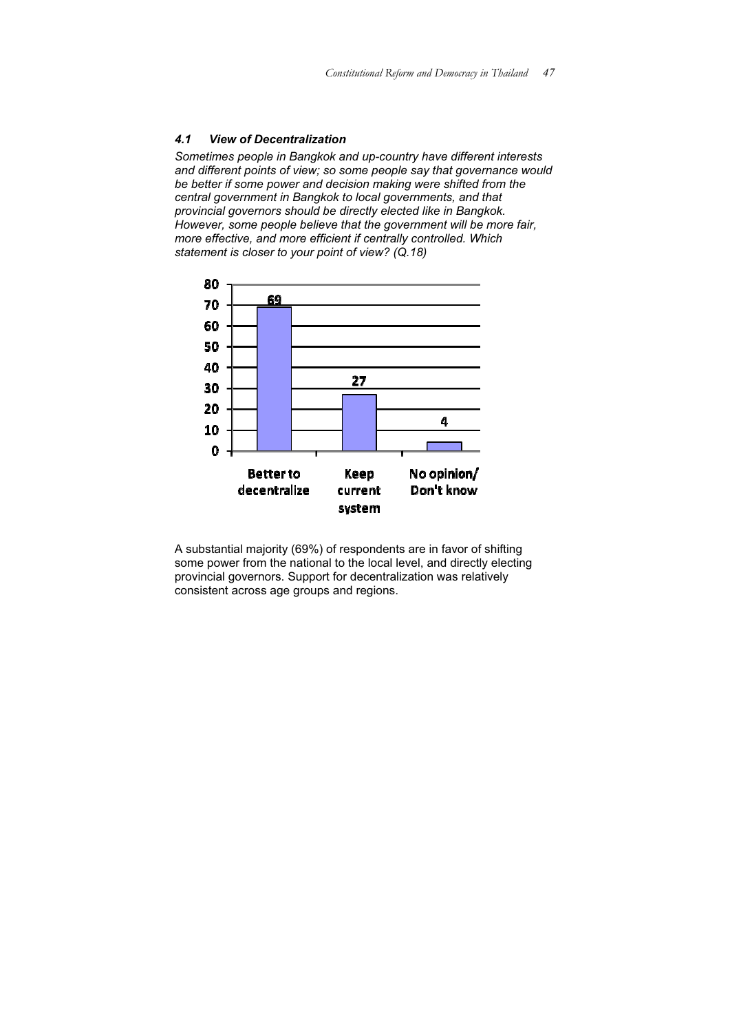#### *4.1 View of Decentralization*

*Sometimes people in Bangkok and up-country have different interests and different points of view; so some people say that governance would be better if some power and decision making were shifted from the central government in Bangkok to local governments, and that provincial governors should be directly elected like in Bangkok. However, some people believe that the government will be more fair, more effective, and more efficient if centrally controlled. Which statement is closer to your point of view? (Q.18)*

| Better to decentralize | Keep current system | No opinion/ Don't know |
|---|---|---|
| 69 | 27 | 4 |

A substantial majority (69%) of respondents are in favor of shifting some power from the national to the local level, and directly electing provincial governors. Support for decentralization was relatively consistent across age groups and regions.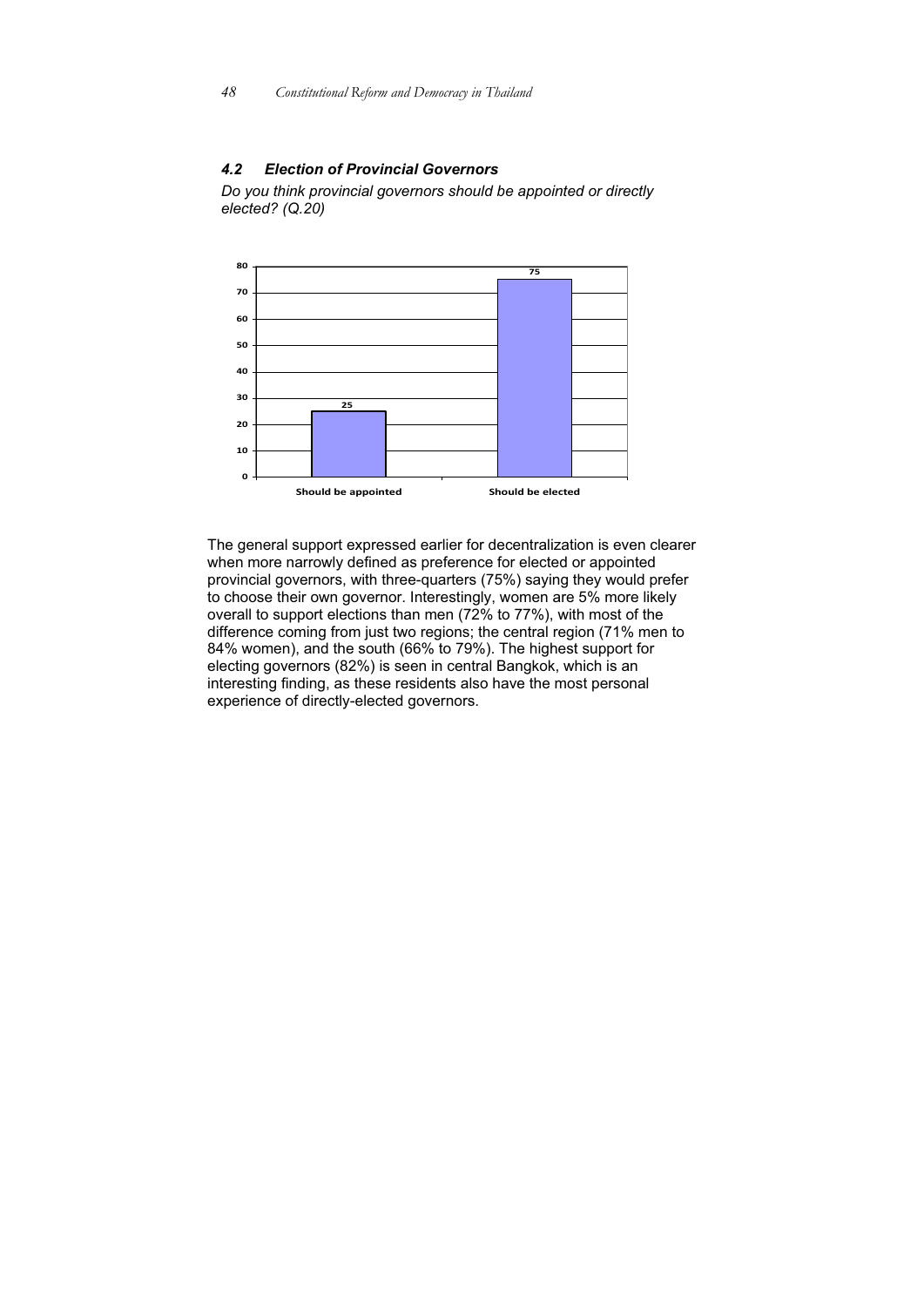### *4.2 Election of Provincial Governors*

*Do you think provincial governors should be appointed or directly elected? (Q.20)*

| | Should be appointed | Should be elected |
|---|---|---|
| % | 25 | 75 |

The general support expressed earlier for decentralization is even clearer when more narrowly defined as preference for elected or appointed provincial governors, with three-quarters (75%) saying they would prefer to choose their own governor. Interestingly, women are 5% more likely overall to support elections than men (72% to 77%), with most of the difference coming from just two regions; the central region (71% men to 84% women), and the south (66% to 79%). The highest support for electing governors (82%) is seen in central Bangkok, which is an interesting finding, as these residents also have the most personal experience of directly-elected governors.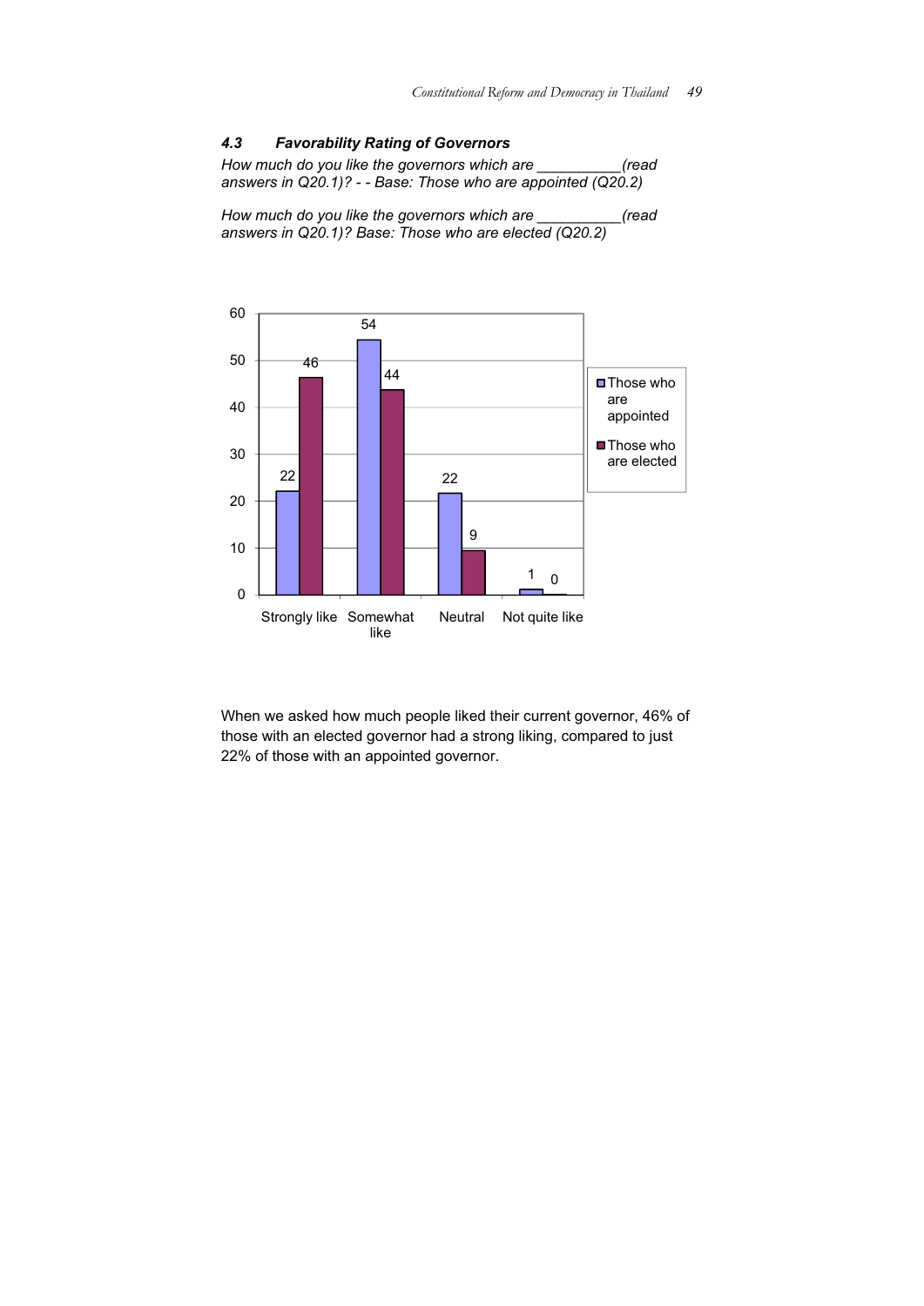### 4.3 Favorability Rating of Governors

*How much do you like the governors which are __________(read answers in Q20.1)? - - Base: Those who are appointed (Q20.2)*

*How much do you like the governors which are __________(read answers in Q20.1)? Base: Those who are elected (Q20.2)*

| | Those who are appointed | Those who are elected |
|---|---|---|
| Strongly like | 22 | 46 |
| Somewhat like | 54 | 44 |
| Neutral | 22 | 9 |
| Not quite like | 1 | 0 |

When we asked how much people liked their current governor, 46% of those with an elected governor had a strong liking, compared to just 22% of those with an appointed governor.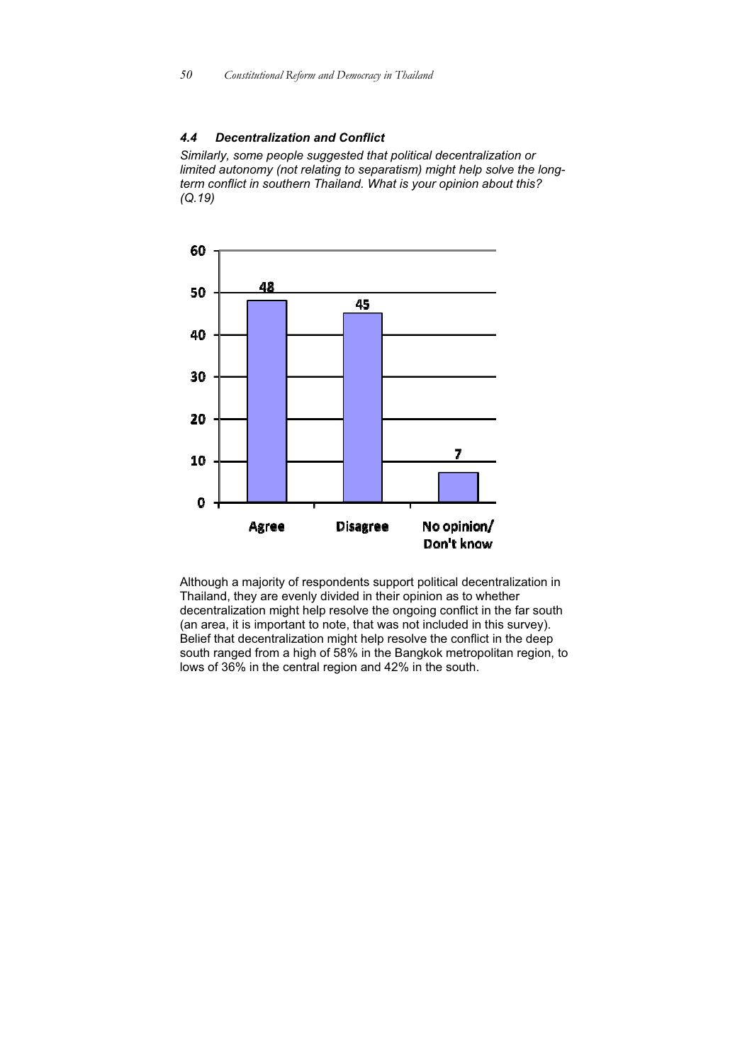### *4.4 Decentralization and Conflict*

*Similarly, some people suggested that political decentralization or limited autonomy (not relating to separatism) might help solve the long-term conflict in southern Thailand. What is your opinion about this? (Q.19)*

| | Agree | Disagree | No opinion/ Don't know |
|---|---|---|---|
| % | 48 | 45 | 7 |

Although a majority of respondents support political decentralization in Thailand, they are evenly divided in their opinion as to whether decentralization might help resolve the ongoing conflict in the far south (an area, it is important to note, that was not included in this survey). Belief that decentralization might help resolve the conflict in the deep south ranged from a high of 58% in the Bangkok metropolitan region, to lows of 36% in the central region and 42% in the south.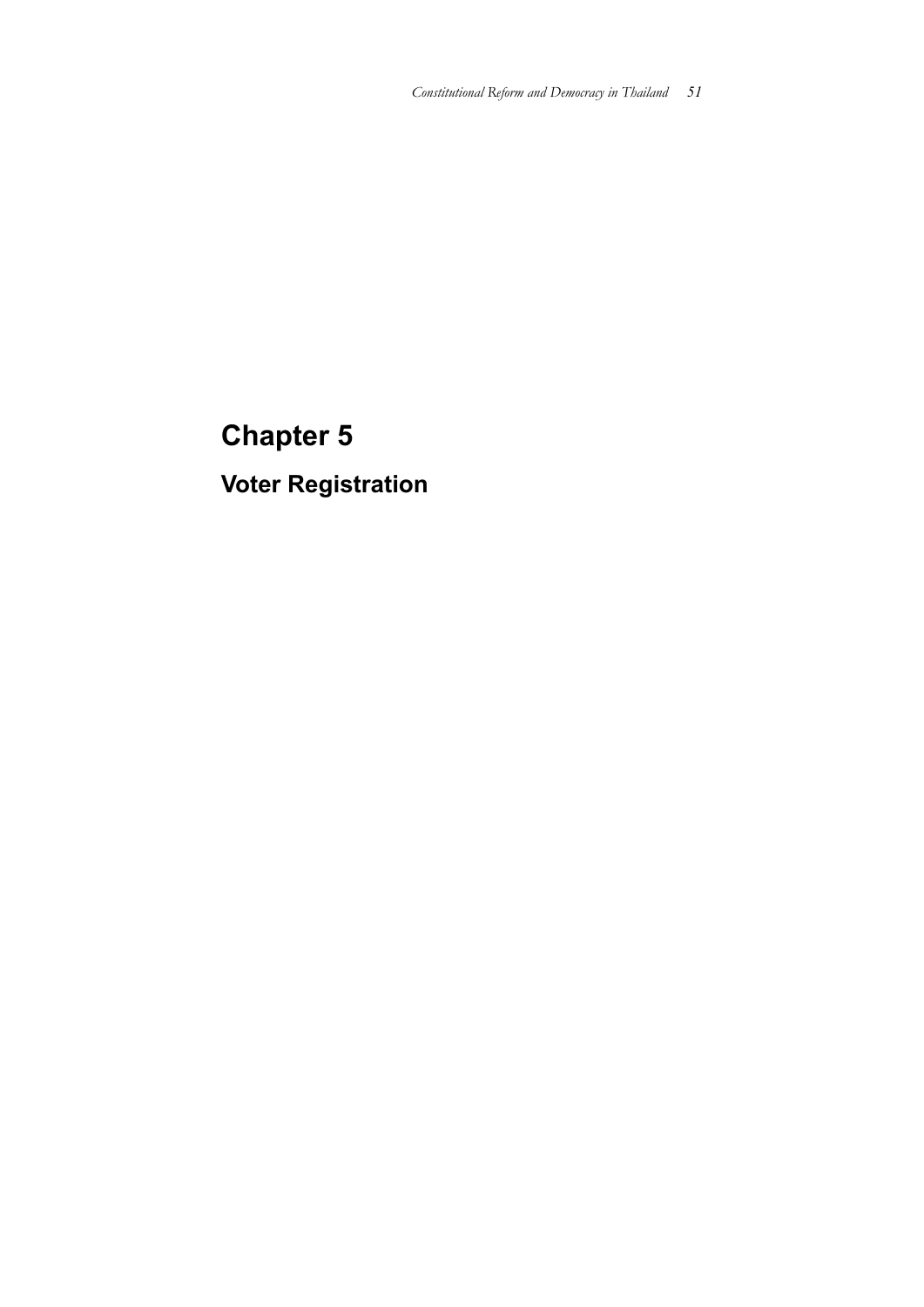# Chapter 5

## Voter Registration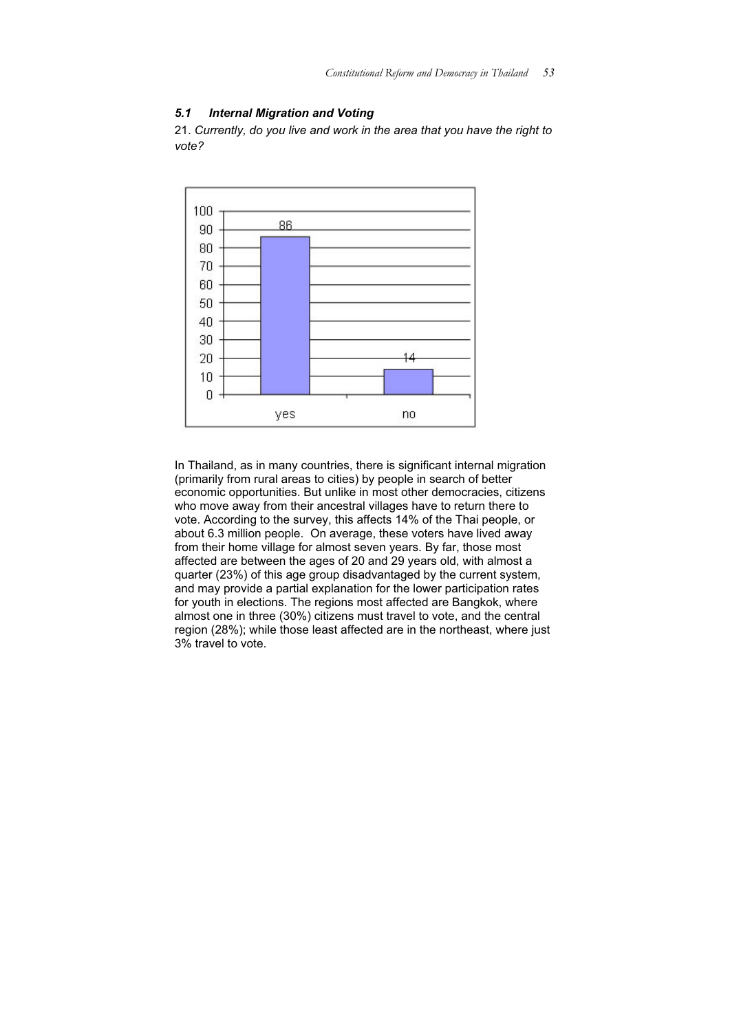### *5.1 Internal Migration and Voting*

21. *Currently, do you live and work in the area that you have the right to vote?*

| | yes | no |
|---|---|---|
| % | 86 | 14 |

In Thailand, as in many countries, there is significant internal migration (primarily from rural areas to cities) by people in search of better economic opportunities. But unlike in most other democracies, citizens who move away from their ancestral villages have to return there to vote. According to the survey, this affects 14% of the Thai people, or about 6.3 million people. On average, these voters have lived away from their home village for almost seven years. By far, those most affected are between the ages of 20 and 29 years old, with almost a quarter (23%) of this age group disadvantaged by the current system, and may provide a partial explanation for the lower participation rates for youth in elections. The regions most affected are Bangkok, where almost one in three (30%) citizens must travel to vote, and the central region (28%); while those least affected are in the northeast, where just 3% travel to vote.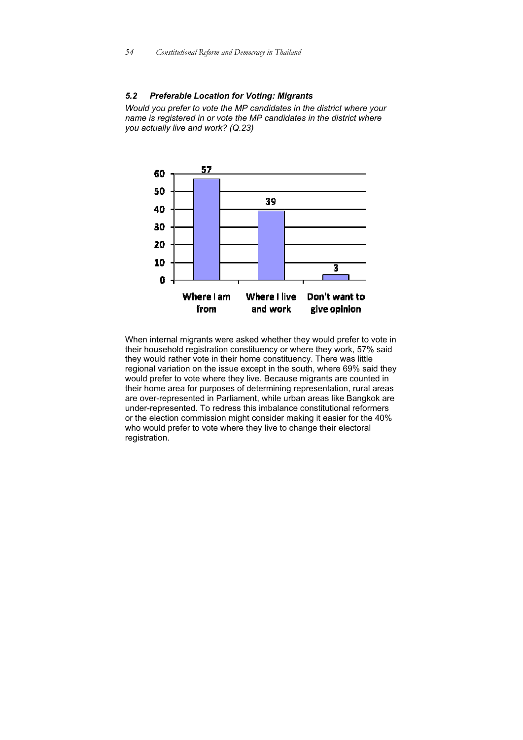### *5.2 Preferable Location for Voting: Migrants*

*Would you prefer to vote the MP candidates in the district where your name is registered in or vote the MP candidates in the district where you actually live and work? (Q.23)*

| Where I am from | Where I live and work | Don't want to give opinion |
|---|---|---|
| 57 | 39 | 3 |

When internal migrants were asked whether they would prefer to vote in their household registration constituency or where they work, 57% said they would rather vote in their home constituency. There was little regional variation on the issue except in the south, where 69% said they would prefer to vote where they live. Because migrants are counted in their home area for purposes of determining representation, rural areas are over-represented in Parliament, while urban areas like Bangkok are under-represented. To redress this imbalance constitutional reformers or the election commission might consider making it easier for the 40% who would prefer to vote where they live to change their electoral registration.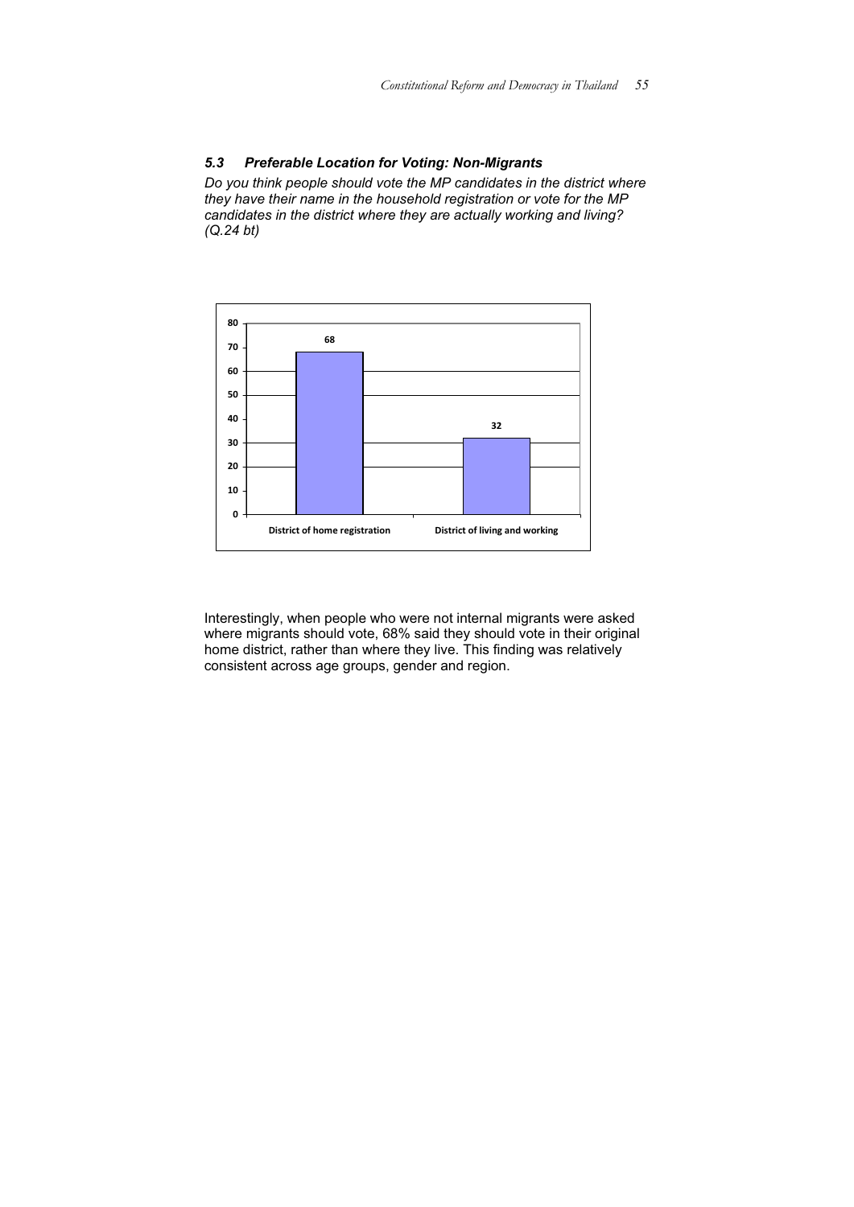### *5.3 Preferable Location for Voting: Non-Migrants*

*Do you think people should vote the MP candidates in the district where they have their name in the household registration or vote for the MP candidates in the district where they are actually working and living? (Q.24 bt)*

Interestingly, when people who were not internal migrants were asked where migrants should vote, 68% said they should vote in their original home district, rather than where they live. This finding was relatively consistent across age groups, gender and region.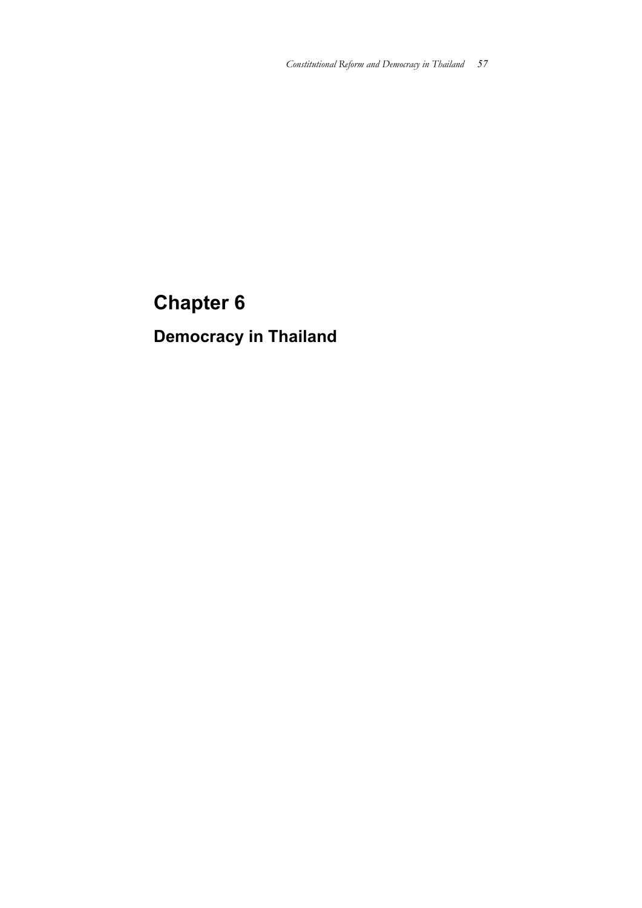# Chapter 6

## Democracy in Thailand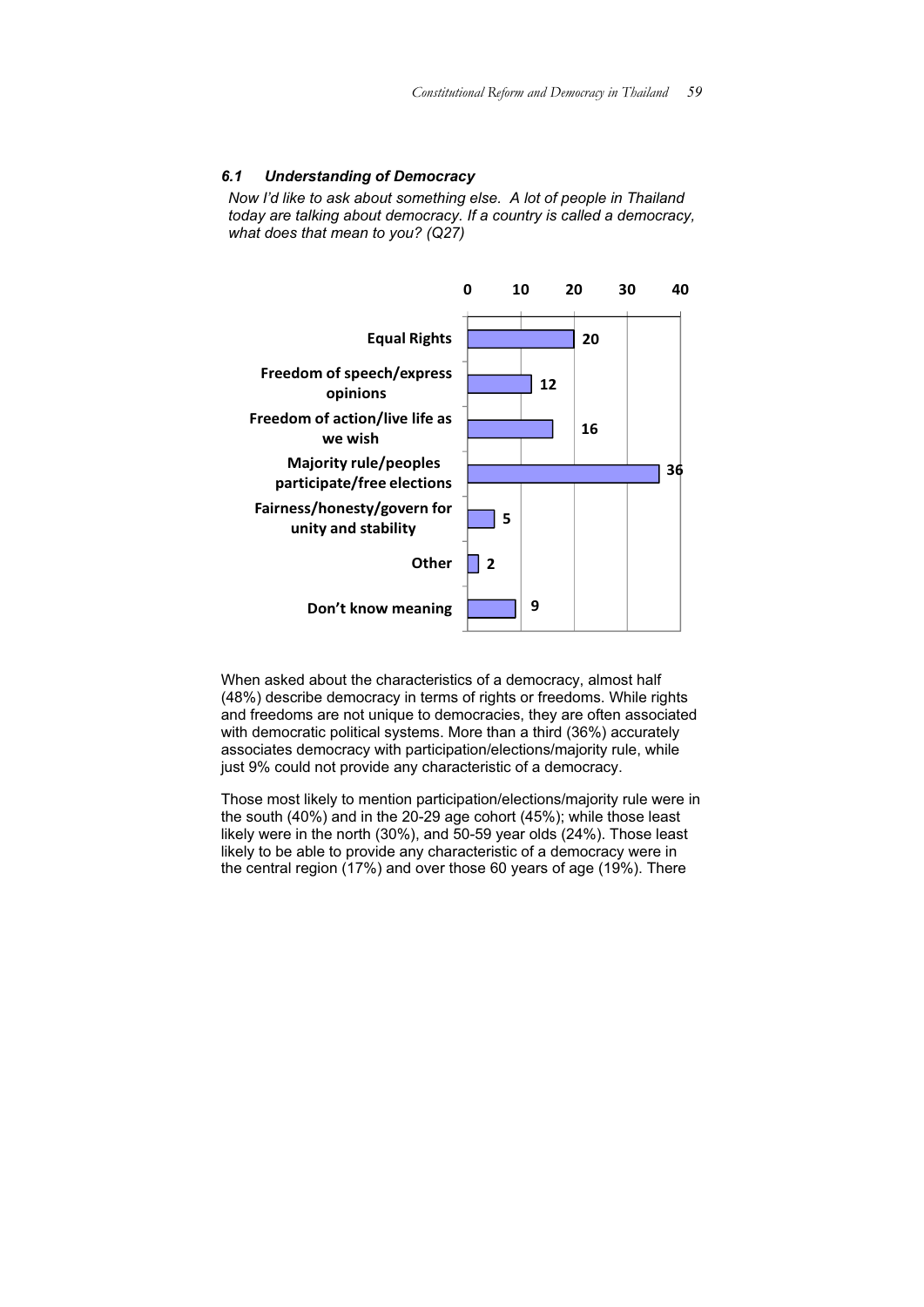### *6.1 Understanding of Democracy*

*Now I'd like to ask about something else. A lot of people in Thailand today are talking about democracy. If a country is called a democracy, what does that mean to you? (Q27)*

| Response | % |
|---|---|
| Equal Rights | 20 |
| Freedom of speech/express opinions | 12 |
| Freedom of action/live life as we wish | 16 |
| Majority rule/peoples participate/free elections | 36 |
| Fairness/honesty/govern for unity and stability | 5 |
| Other | 2 |
| Don't know meaning | 9 |

When asked about the characteristics of a democracy, almost half (48%) describe democracy in terms of rights or freedoms. While rights and freedoms are not unique to democracies, they are often associated with democratic political systems. More than a third (36%) accurately associates democracy with participation/elections/majority rule, while just 9% could not provide any characteristic of a democracy.

Those most likely to mention participation/elections/majority rule were in the south (40%) and in the 20-29 age cohort (45%); while those least likely were in the north (30%), and 50-59 year olds (24%). Those least likely to be able to provide any characteristic of a democracy were in the central region (17%) and over those 60 years of age (19%). There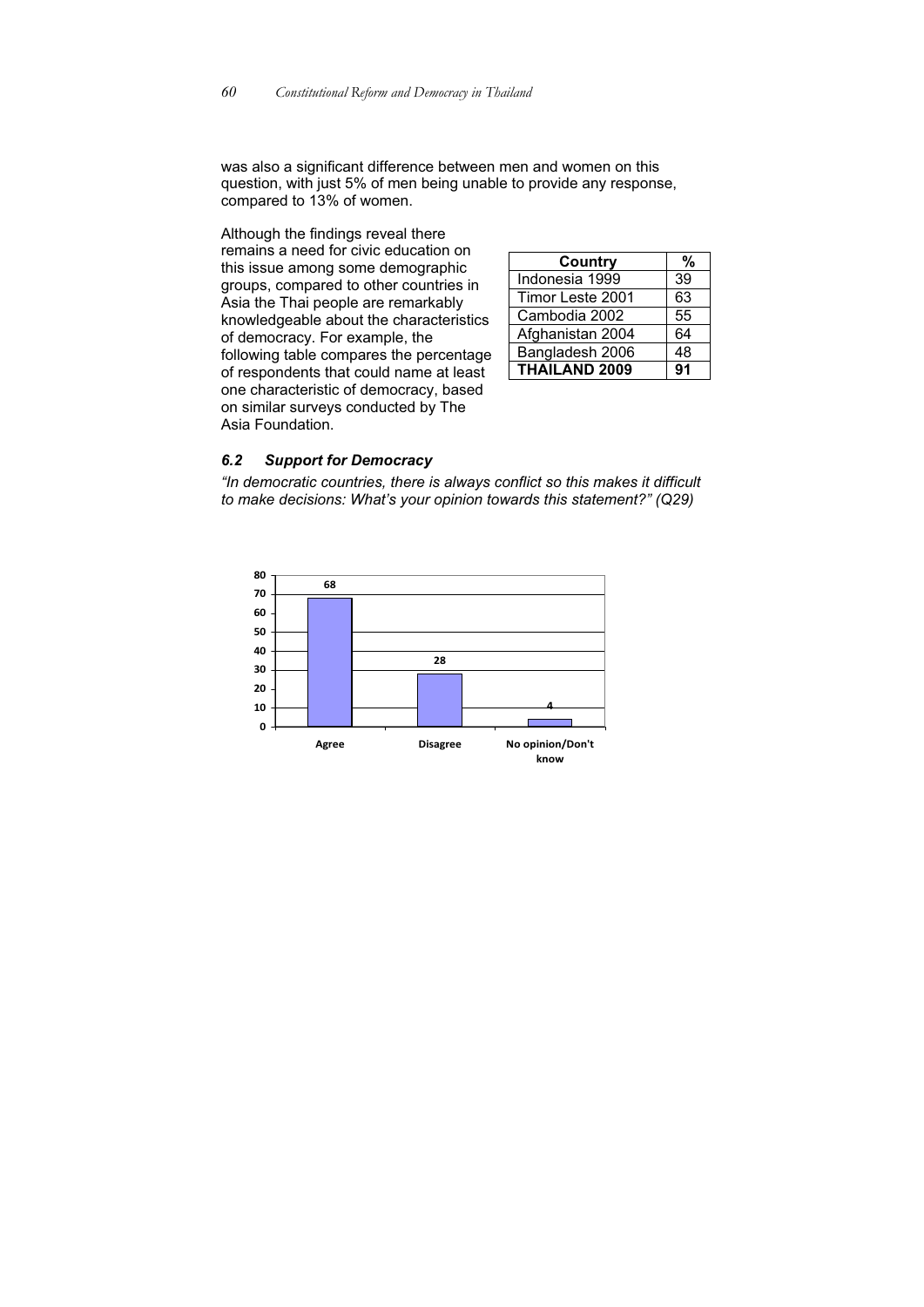was also a significant difference between men and women on this question, with just 5% of men being unable to provide any response, compared to 13% of women.

Although the findings reveal there remains a need for civic education on this issue among some demographic groups, compared to other countries in Asia the Thai people are remarkably knowledgeable about the characteristics of democracy. For example, the following table compares the percentage of respondents that could name at least one characteristic of democracy, based on similar surveys conducted by The Asia Foundation.

| Country | % |
|---|---|
| Indonesia 1999 | 39 |
| Timor Leste 2001 | 63 |
| Cambodia 2002 | 55 |
| Afghanistan 2004 | 64 |
| Bangladesh 2006 | 48 |
| **THAILAND 2009** | **91** |

### *6.2 Support for Democracy*

*"In democratic countries, there is always conflict so this makes it difficult to make decisions: What's your opinion towards this statement?" (Q29)*

| Response | % |
|---|---|
| Agree | 68 |
| Disagree | 28 |
| No opinion/Don't know | 4 |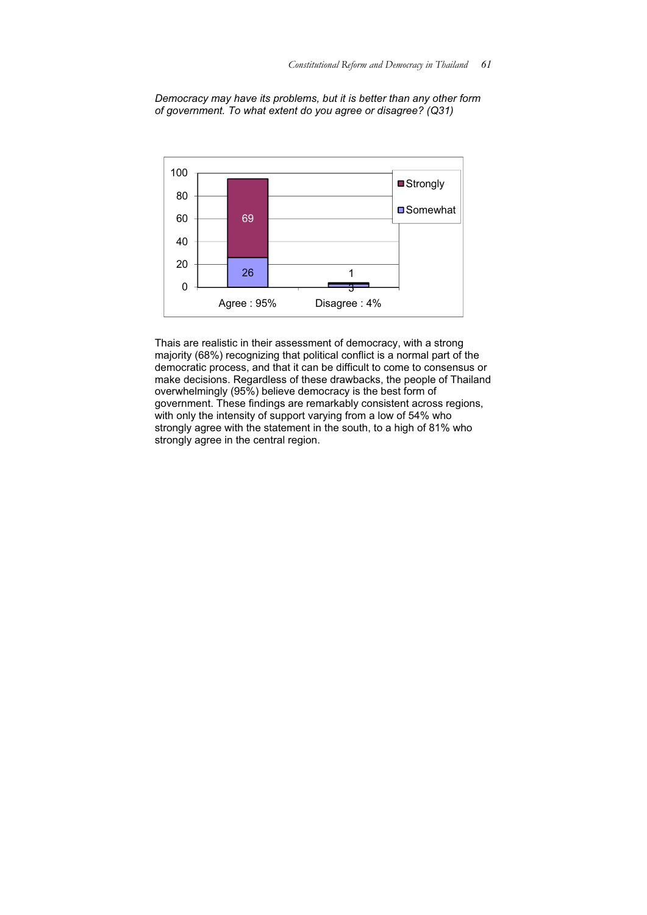*Democracy may have its problems, but it is better than any other form of government. To what extent do you agree or disagree? (Q31)*

| | Strongly | Somewhat |
|---|---|---|
| Agree : 95% | 69 | 26 |
| Disagree : 4% | 1 | 3 |

Thais are realistic in their assessment of democracy, with a strong majority (68%) recognizing that political conflict is a normal part of the democratic process, and that it can be difficult to come to consensus or make decisions. Regardless of these drawbacks, the people of Thailand overwhelmingly (95%) believe democracy is the best form of government. These findings are remarkably consistent across regions, with only the intensity of support varying from a low of 54% who strongly agree with the statement in the south, to a high of 81% who strongly agree in the central region.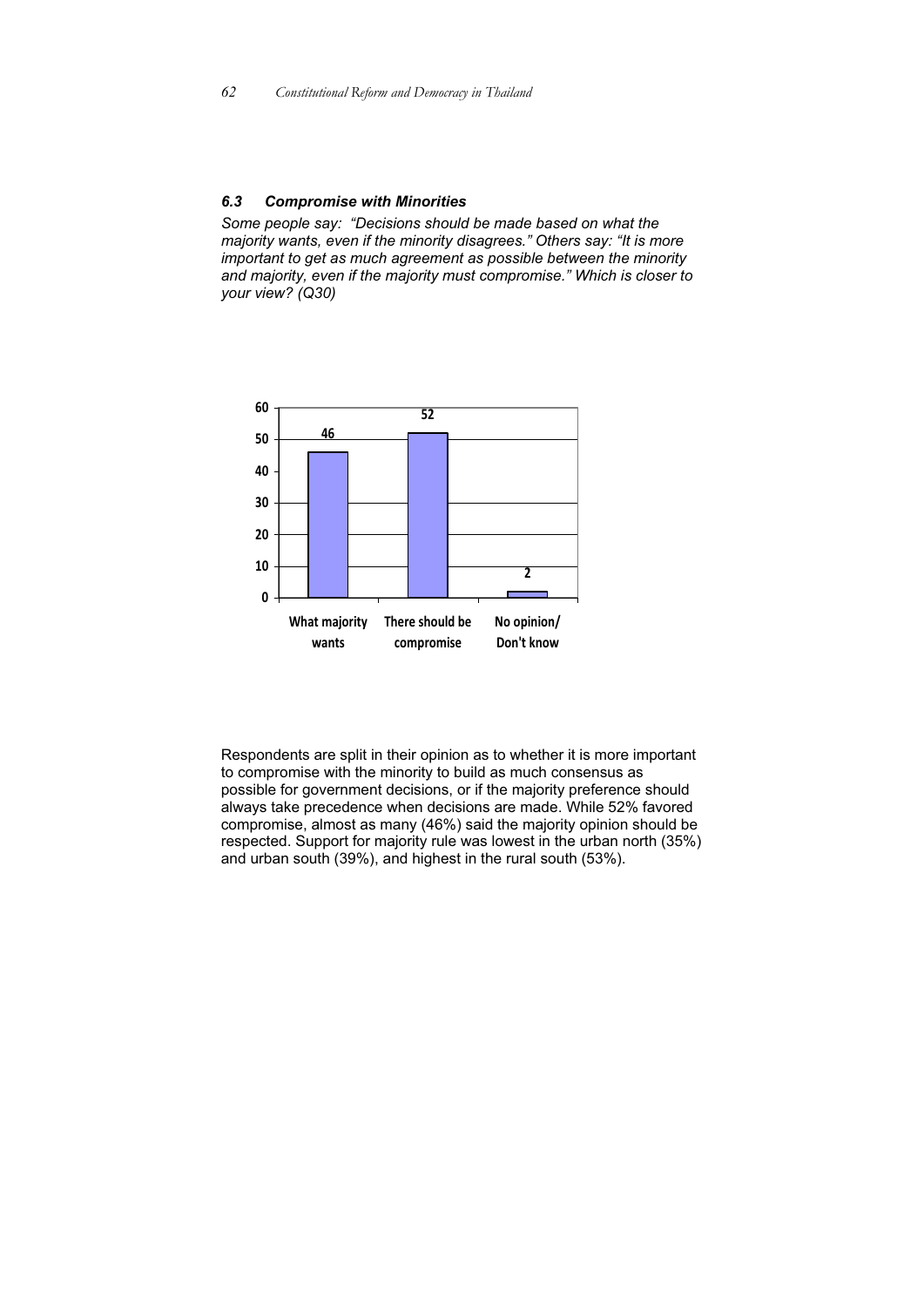### *6.3 Compromise with Minorities*

*Some people say: "Decisions should be made based on what the majority wants, even if the minority disagrees." Others say: "It is more important to get as much agreement as possible between the minority and majority, even if the majority must compromise." Which is closer to your view? (Q30)*

| What majority wants | There should be compromise | No opinion/ Don't know |
|---|---|---|
| 46 | 52 | 2 |

Respondents are split in their opinion as to whether it is more important to compromise with the minority to build as much consensus as possible for government decisions, or if the majority preference should always take precedence when decisions are made. While 52% favored compromise, almost as many (46%) said the majority opinion should be respected. Support for majority rule was lowest in the urban north (35%) and urban south (39%), and highest in the rural south (53%).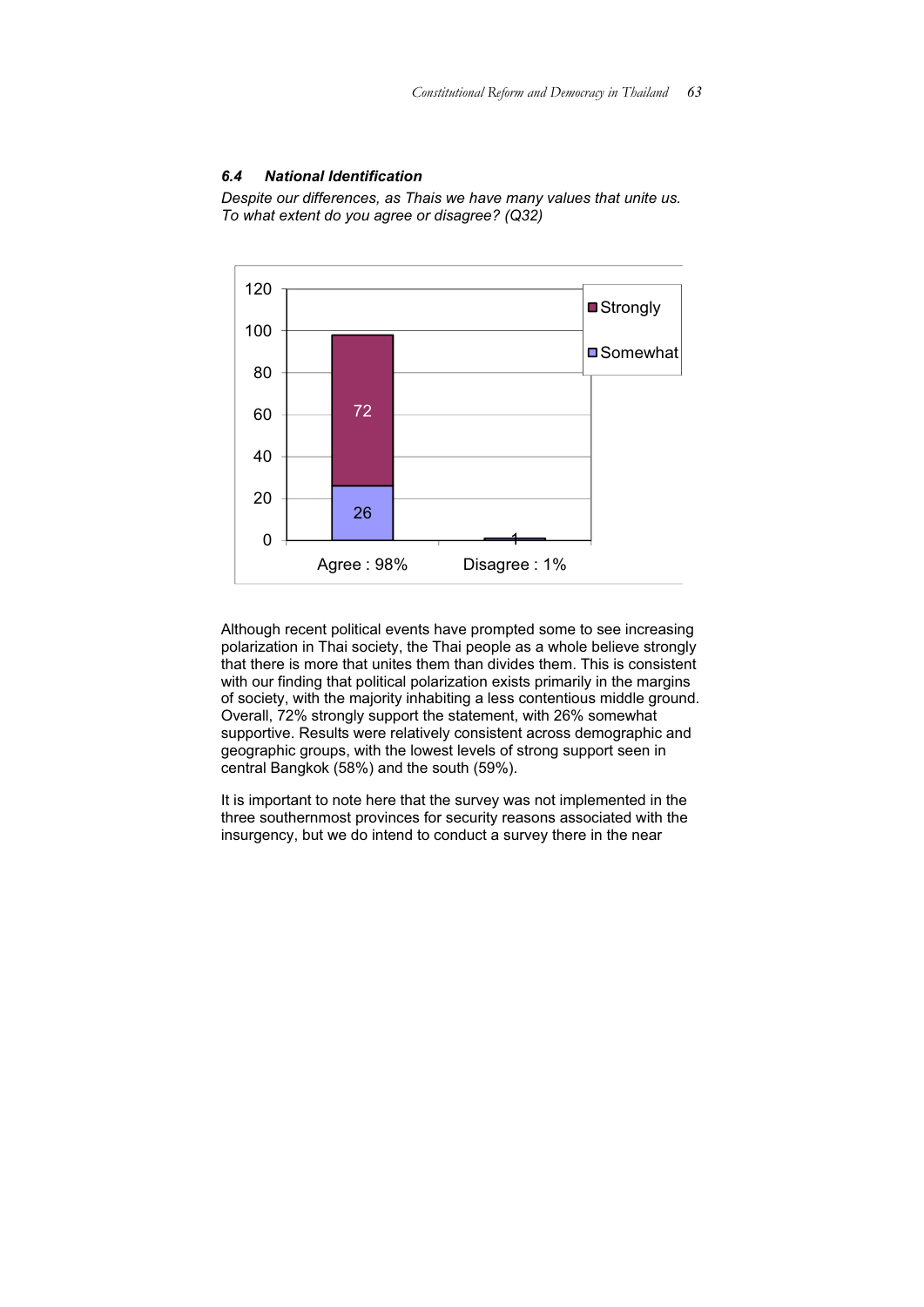### 6.4 National Identification

*Despite our differences, as Thais we have many values that unite us. To what extent do you agree or disagree? (Q32)*

Although recent political events have prompted some to see increasing polarization in Thai society, the Thai people as a whole believe strongly that there is more that unites them than divides them. This is consistent with our finding that political polarization exists primarily in the margins of society, with the majority inhabiting a less contentious middle ground. Overall, 72% strongly support the statement, with 26% somewhat supportive. Results were relatively consistent across demographic and geographic groups, with the lowest levels of strong support seen in central Bangkok (58%) and the south (59%).

It is important to note here that the survey was not implemented in the three southernmost provinces for security reasons associated with the insurgency, but we do intend to conduct a survey there in the near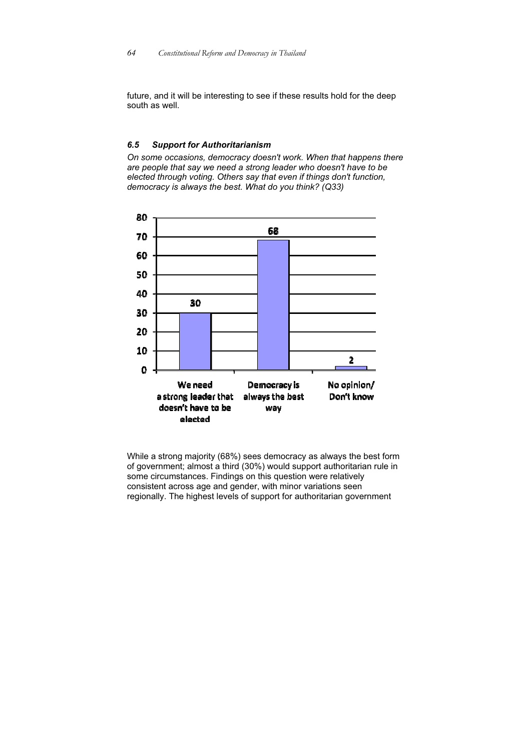future, and it will be interesting to see if these results hold for the deep south as well.

### *6.5 Support for Authoritarianism*

*On some occasions, democracy doesn't work. When that happens there are people that say we need a strong leader who doesn't have to be elected through voting. Others say that even if things don't function, democracy is always the best. What do you think? (Q33)*

| Response | % |
|---|---|
| We need a strong leader that doesn't have to be elected | 30 |
| Democracy is always the best way | 68 |
| No opinion/ Don't know | 2 |

While a strong majority (68%) sees democracy as always the best form of government; almost a third (30%) would support authoritarian rule in some circumstances. Findings on this question were relatively consistent across age and gender, with minor variations seen regionally. The highest levels of support for authoritarian government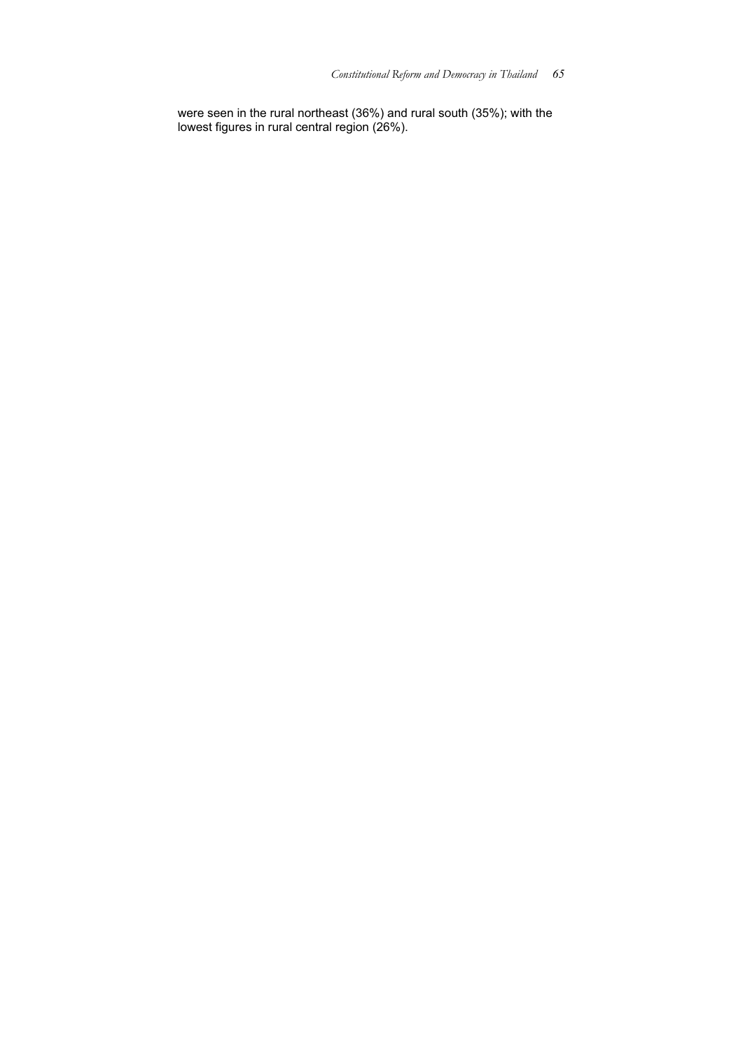were seen in the rural northeast (36%) and rural south (35%); with the lowest figures in rural central region (26%).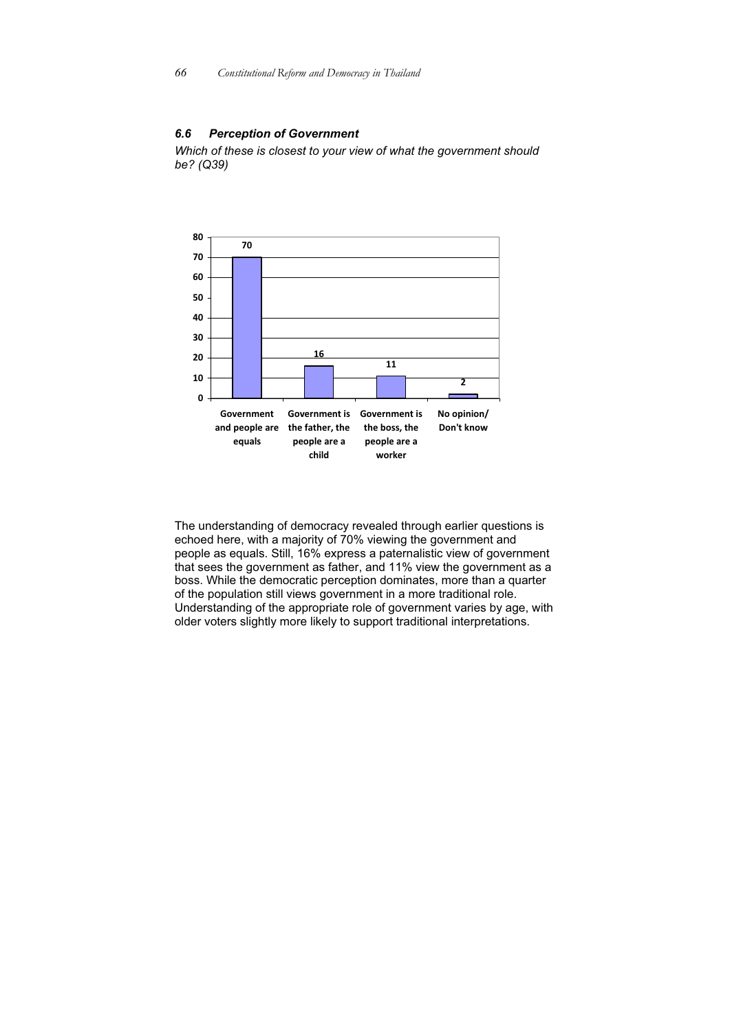### *6.6 Perception of Government*

*Which of these is closest to your view of what the government should be? (Q39)*

| Response | % |
|---|---|
| Government and people are equals | 70 |
| Government is the father, the people are a child | 16 |
| Government is the boss, the people are a worker | 11 |
| No opinion/ Don't know | 2 |

The understanding of democracy revealed through earlier questions is echoed here, with a majority of 70% viewing the government and people as equals. Still, 16% express a paternalistic view of government that sees the government as father, and 11% view the government as a boss. While the democratic perception dominates, more than a quarter of the population still views government in a more traditional role. Understanding of the appropriate role of government varies by age, with older voters slightly more likely to support traditional interpretations.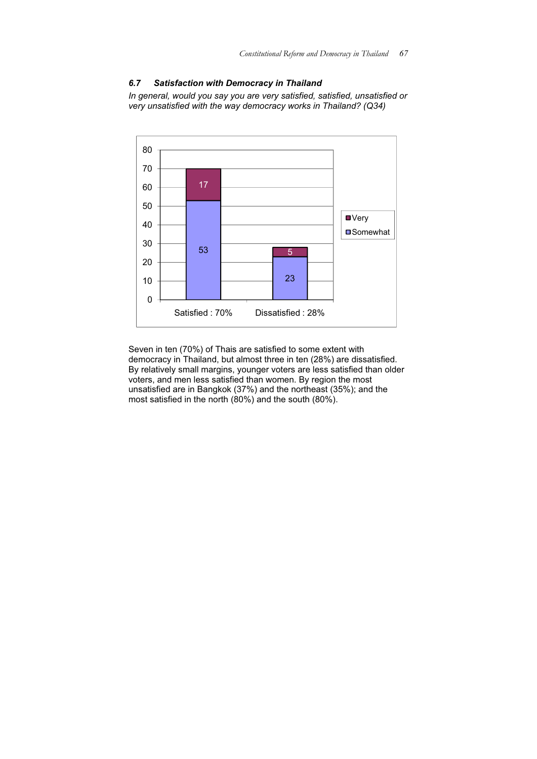### 6.7 Satisfaction with Democracy in Thailand

*In general, would you say you are very satisfied, satisfied, unsatisfied or very unsatisfied with the way democracy works in Thailand? (Q34)*

| | Somewhat | Very |
|---|---|---|
| Satisfied : 70% | 53 | 17 |
| Dissatisfied : 28% | 23 | 5 |

Seven in ten (70%) of Thais are satisfied to some extent with democracy in Thailand, but almost three in ten (28%) are dissatisfied. By relatively small margins, younger voters are less satisfied than older voters, and men less satisfied than women. By region the most unsatisfied are in Bangkok (37%) and the northeast (35%); and the most satisfied in the north (80%) and the south (80%).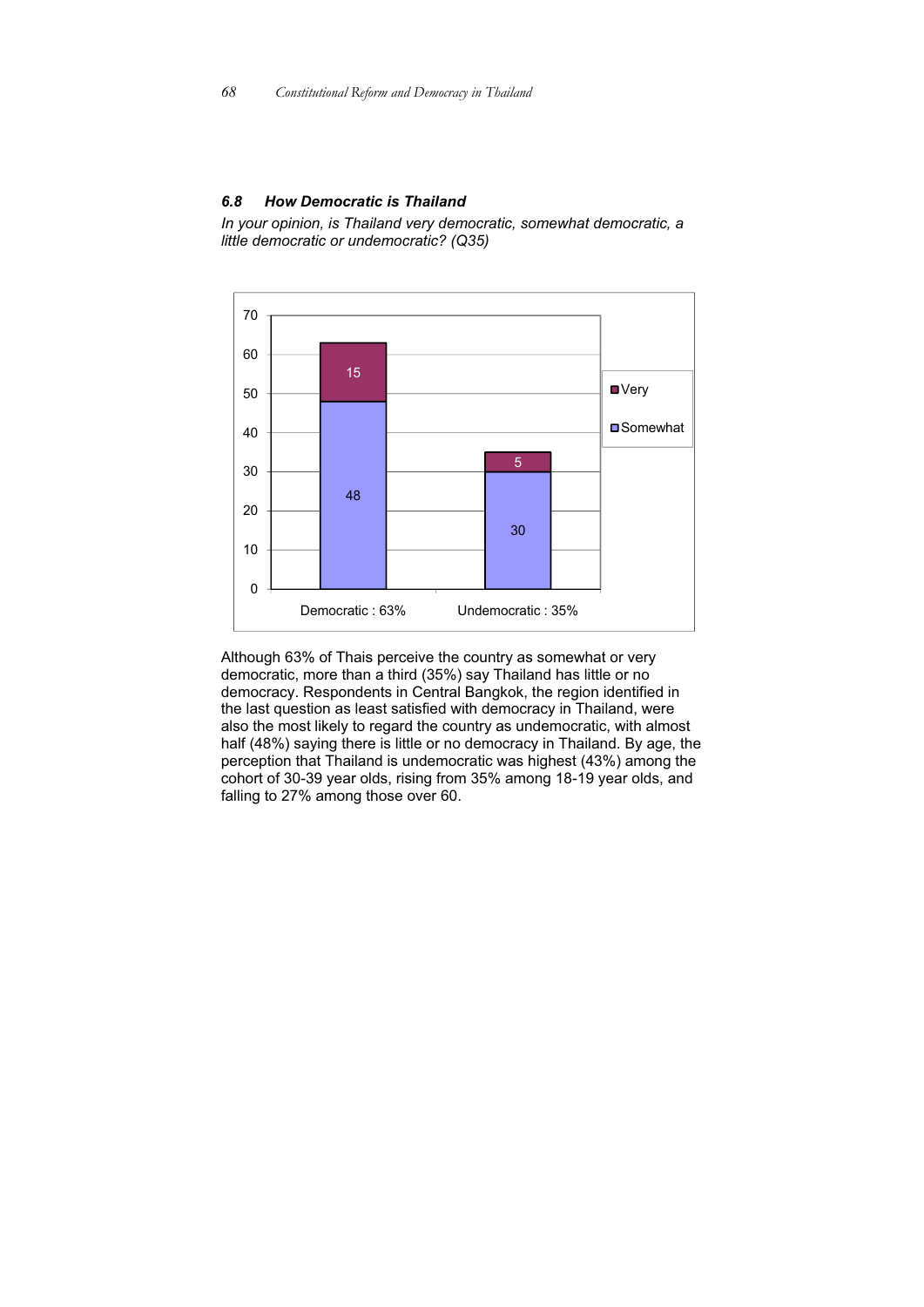### 6.8 How Democratic is Thailand

*In your opinion, is Thailand very democratic, somewhat democratic, a little democratic or undemocratic? (Q35)*

| | Somewhat | Very |
|---|---|---|
| Democratic : 63% | 48 | 15 |
| Undemocratic : 35% | 30 | 5 |

Although 63% of Thais perceive the country as somewhat or very democratic, more than a third (35%) say Thailand has little or no democracy. Respondents in Central Bangkok, the region identified in the last question as least satisfied with democracy in Thailand, were also the most likely to regard the country as undemocratic, with almost half (48%) saying there is little or no democracy in Thailand. By age, the perception that Thailand is undemocratic was highest (43%) among the cohort of 30-39 year olds, rising from 35% among 18-19 year olds, and falling to 27% among those over 60.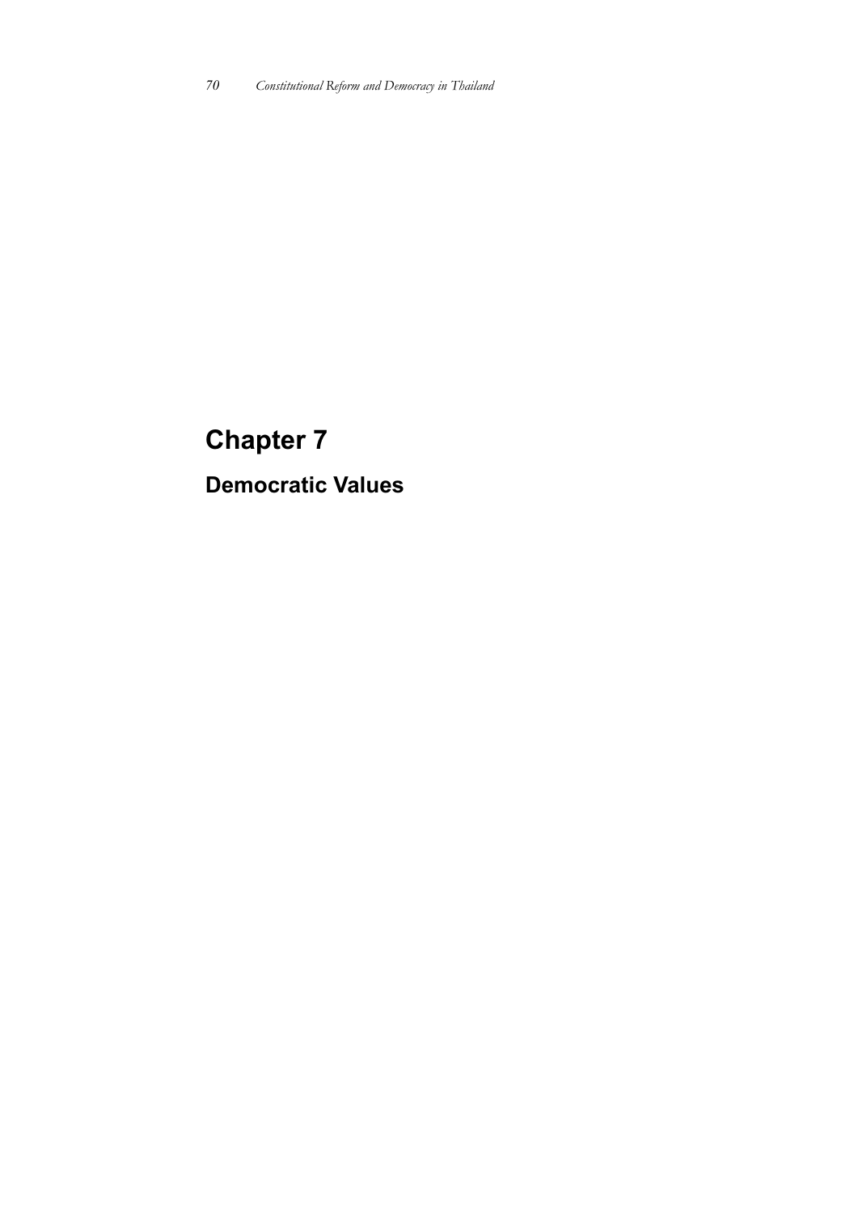# Chapter 7

## Democratic Values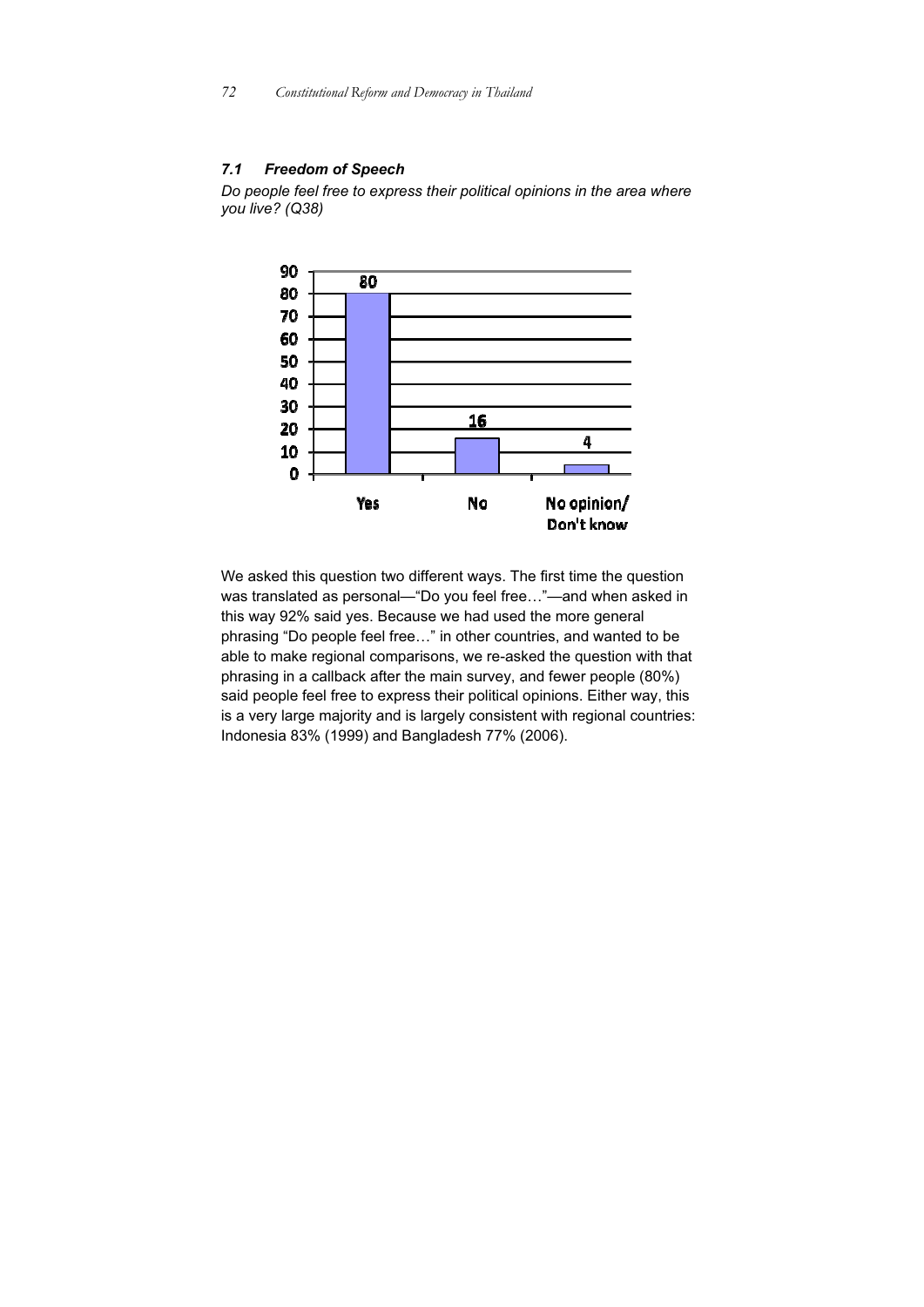### *7.1 Freedom of Speech*

*Do people feel free to express their political opinions in the area where you live? (Q38)*

| Response | % |
|---|---|
| Yes | 80 |
| No | 16 |
| No opinion/ Don't know | 4 |

We asked this question two different ways. The first time the question was translated as personal—"Do you feel free…"—and when asked in this way 92% said yes. Because we had used the more general phrasing "Do people feel free…" in other countries, and wanted to be able to make regional comparisons, we re-asked the question with that phrasing in a callback after the main survey, and fewer people (80%) said people feel free to express their political opinions. Either way, this is a very large majority and is largely consistent with regional countries: Indonesia 83% (1999) and Bangladesh 77% (2006).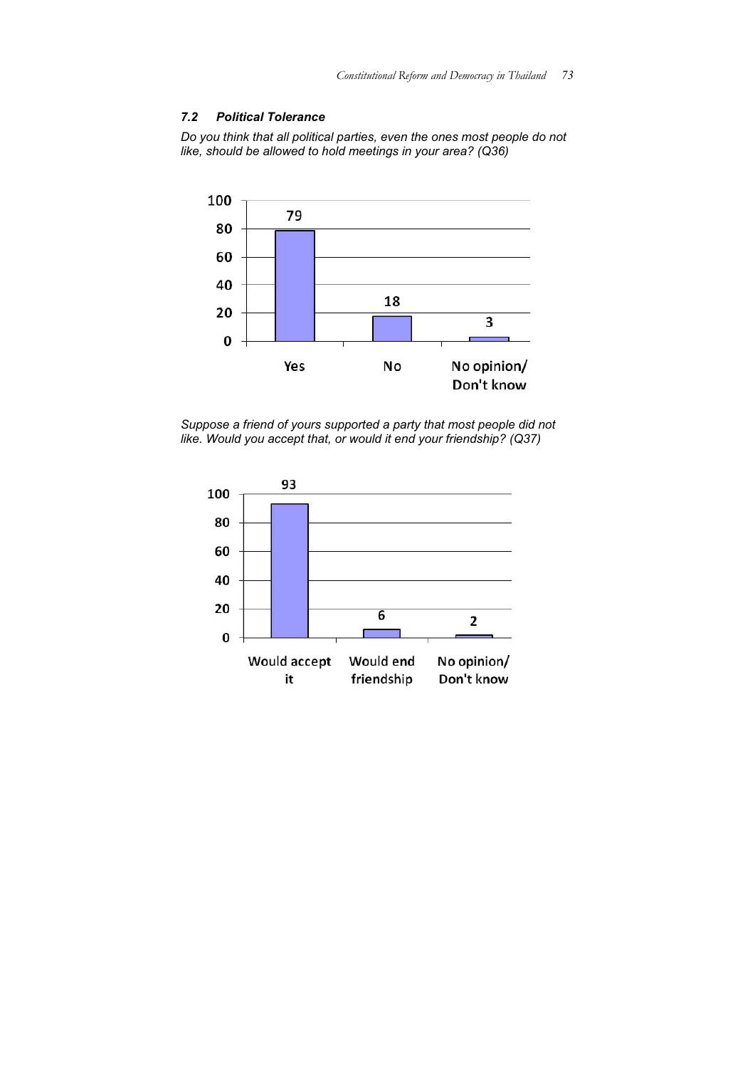### *7.2 Political Tolerance*

*Do you think that all political parties, even the ones most people do not like, should be allowed to hold meetings in your area? (Q36)*

| Yes | No | No opinion/ Don't know |
| --- | --- | --- |
| 79 | 18 | 3 |

*Suppose a friend of yours supported a party that most people did not like. Would you accept that, or would it end your friendship? (Q37)*

| Would accept it | Would end friendship | No opinion/ Don't know |
| --- | --- | --- |
| 93 | 6 | 2 |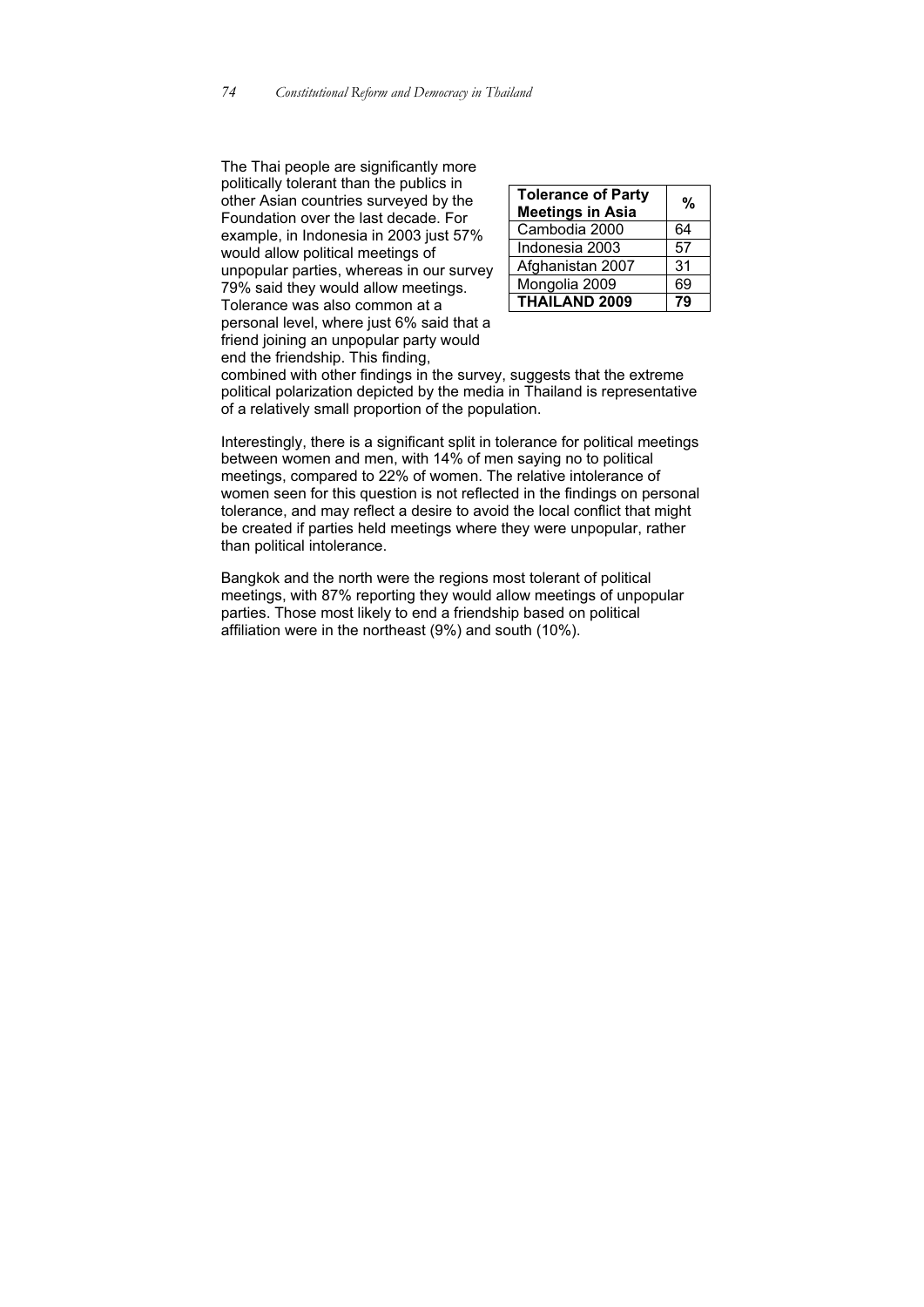The Thai people are significantly more politically tolerant than the publics in other Asian countries surveyed by the Foundation over the last decade. For example, in Indonesia in 2003 just 57% would allow political meetings of unpopular parties, whereas in our survey 79% said they would allow meetings. Tolerance was also common at a personal level, where just 6% said that a friend joining an unpopular party would end the friendship. This finding, combined with other findings in the survey, suggests that the extreme political polarization depicted by the media in Thailand is representative of a relatively small proportion of the population.

| Tolerance of Party Meetings in Asia | % |
|---|---|
| Cambodia 2000 | 64 |
| Indonesia 2003 | 57 |
| Afghanistan 2007 | 31 |
| Mongolia 2009 | 69 |
| **THAILAND 2009** | **79** |

Interestingly, there is a significant split in tolerance for political meetings between women and men, with 14% of men saying no to political meetings, compared to 22% of women. The relative intolerance of women seen for this question is not reflected in the findings on personal tolerance, and may reflect a desire to avoid the local conflict that might be created if parties held meetings where they were unpopular, rather than political intolerance.

Bangkok and the north were the regions most tolerant of political meetings, with 87% reporting they would allow meetings of unpopular parties. Those most likely to end a friendship based on political affiliation were in the northeast (9%) and south (10%).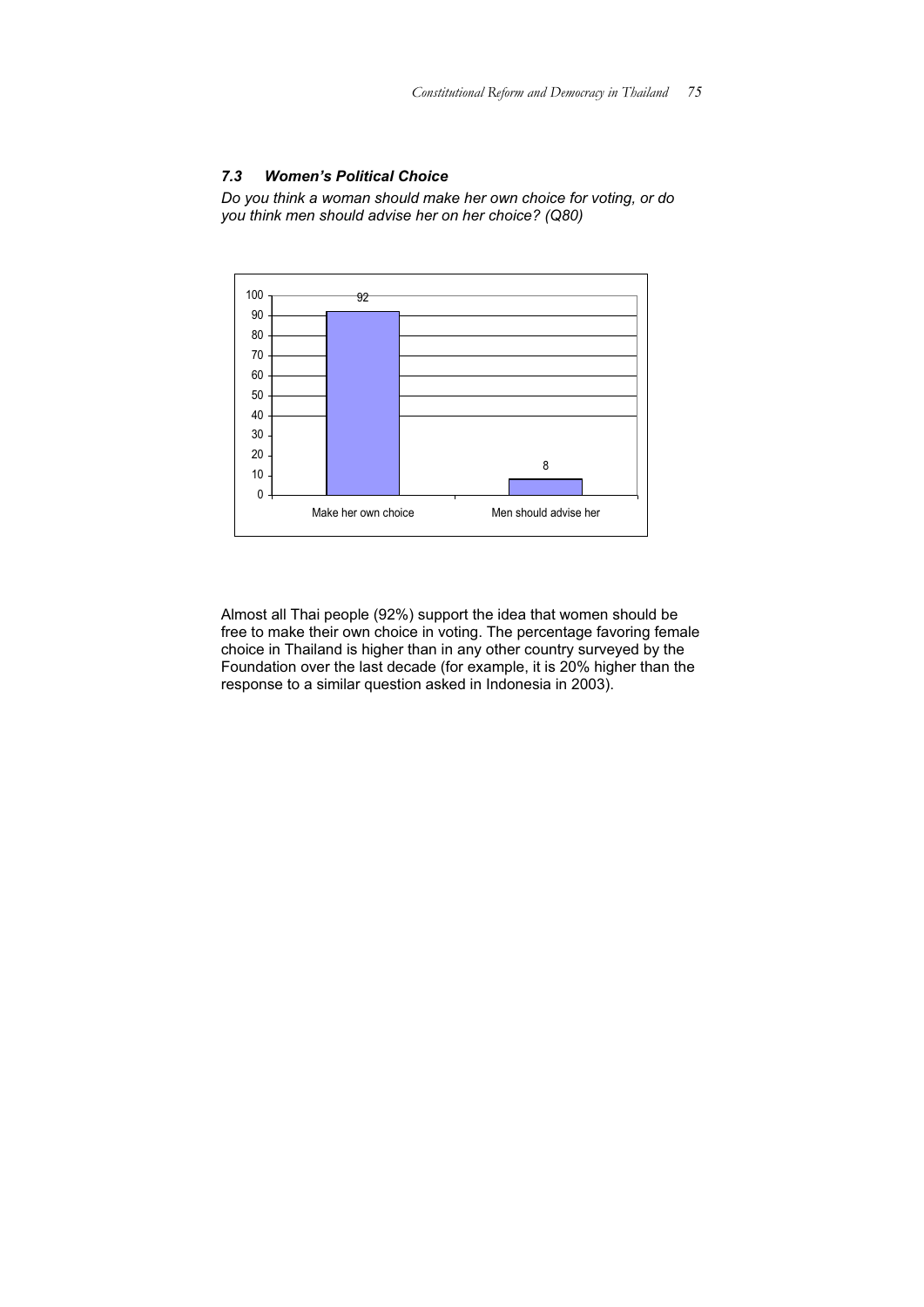### *7.3 Women's Political Choice*

*Do you think a woman should make her own choice for voting, or do you think men should advise her on her choice? (Q80)*

| Response | % |
|---|---|
| Make her own choice | 92 |
| Men should advise her | 8 |

Almost all Thai people (92%) support the idea that women should be free to make their own choice in voting. The percentage favoring female choice in Thailand is higher than in any other country surveyed by the Foundation over the last decade (for example, it is 20% higher than the response to a similar question asked in Indonesia in 2003).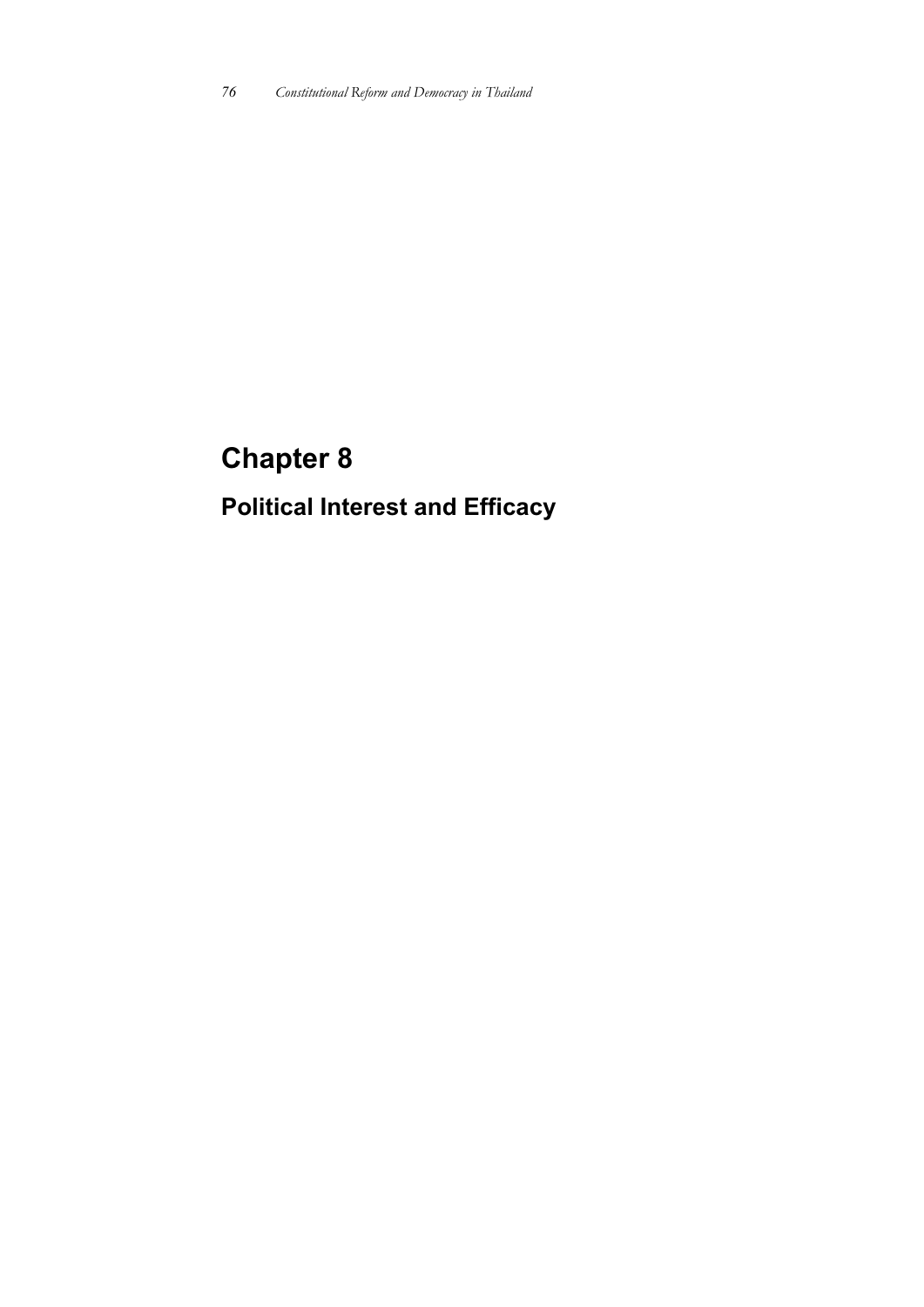# Chapter 8

## Political Interest and Efficacy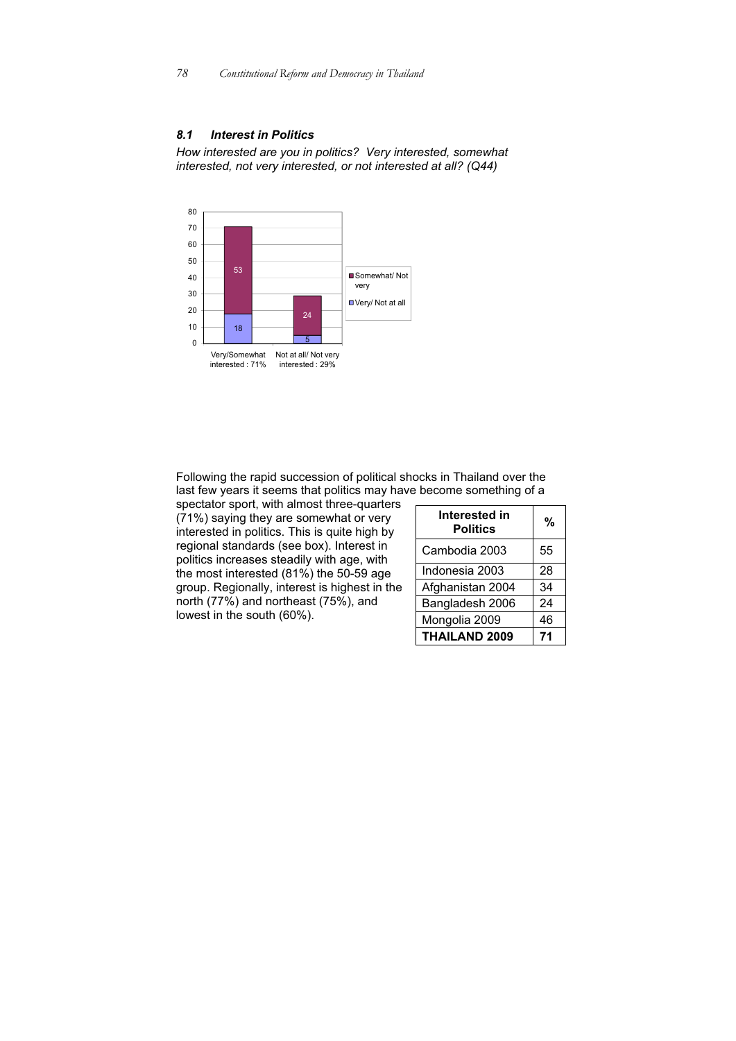### 8.1 Interest in Politics

*How interested are you in politics? Very interested, somewhat interested, not very interested, or not interested at all? (Q44)*

Following the rapid succession of political shocks in Thailand over the last few years it seems that politics may have become something of a spectator sport, with almost three-quarters (71%) saying they are somewhat or very interested in politics. This is quite high by regional standards (see box). Interest in politics increases steadily with age, with the most interested (81%) the 50-59 age group. Regionally, interest is highest in the north (77%) and northeast (75%), and lowest in the south (60%).

| Interested in Politics | % |
|---|---|
| Cambodia 2003 | 55 |
| Indonesia 2003 | 28 |
| Afghanistan 2004 | 34 |
| Bangladesh 2006 | 24 |
| Mongolia 2009 | 46 |
| **THAILAND 2009** | **71** |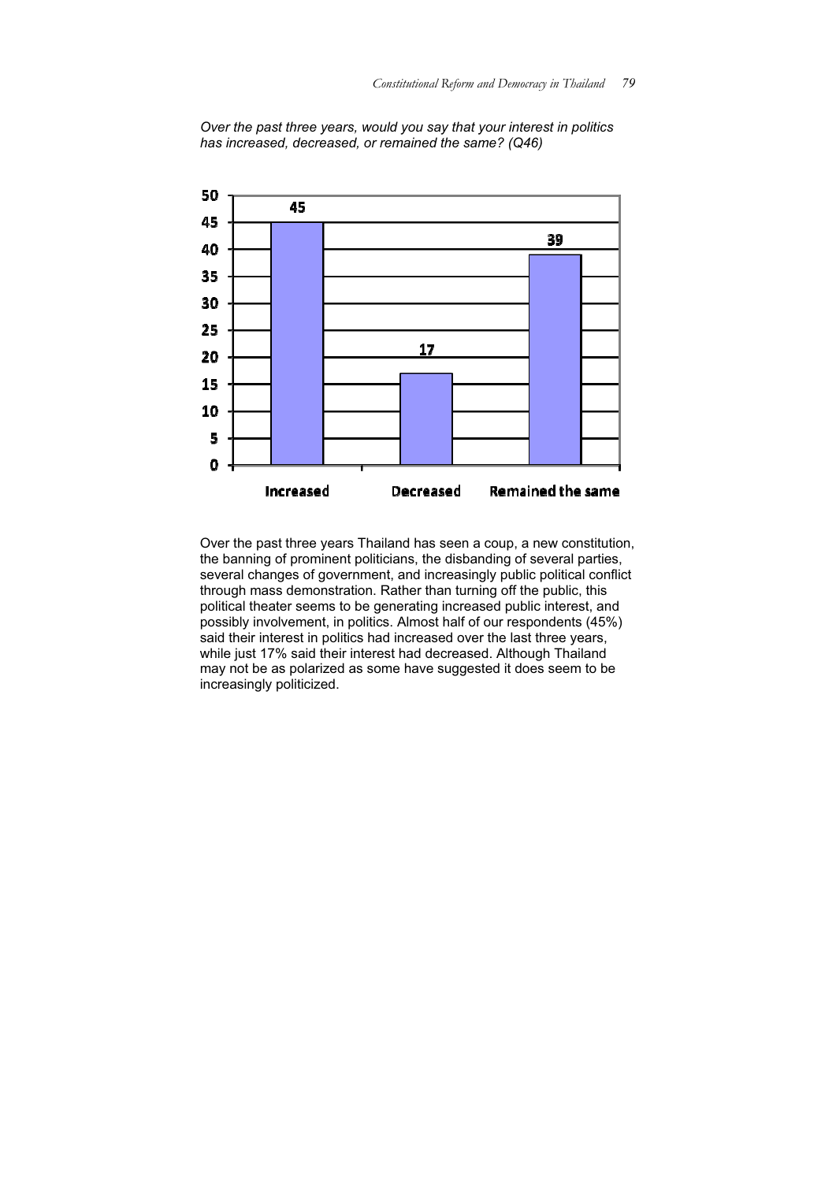*Over the past three years, would you say that your interest in politics has increased, decreased, or remained the same? (Q46)*

| Response | Percent |
|---|---|
| Increased | 45 |
| Decreased | 17 |
| Remained the same | 39 |

Over the past three years Thailand has seen a coup, a new constitution, the banning of prominent politicians, the disbanding of several parties, several changes of government, and increasingly public political conflict through mass demonstration. Rather than turning off the public, this political theater seems to be generating increased public interest, and possibly involvement, in politics. Almost half of our respondents (45%) said their interest in politics had increased over the last three years, while just 17% said their interest had decreased. Although Thailand may not be as polarized as some have suggested it does seem to be increasingly politicized.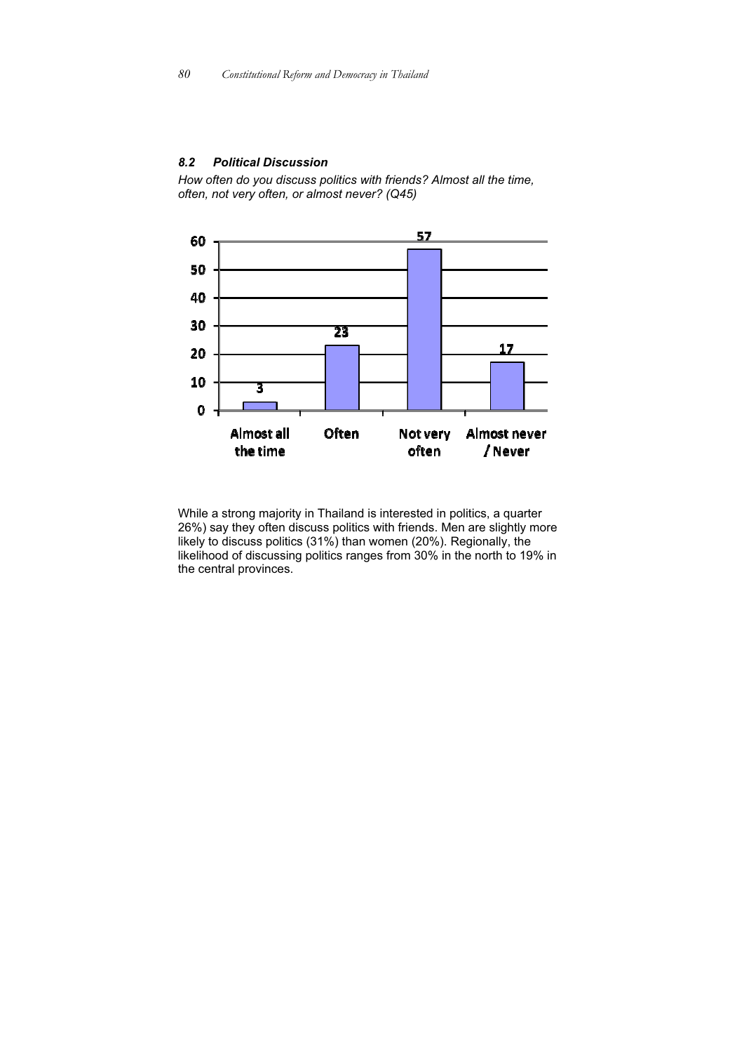### *8.2 Political Discussion*

*How often do you discuss politics with friends? Almost all the time, often, not very often, or almost never? (Q45)*

| Almost all the time | Often | Not very often | Almost never / Never |
|---|---|---|---|
| 3 | 23 | 57 | 17 |

While a strong majority in Thailand is interested in politics, a quarter 26%) say they often discuss politics with friends. Men are slightly more likely to discuss politics (31%) than women (20%). Regionally, the likelihood of discussing politics ranges from 30% in the north to 19% in the central provinces.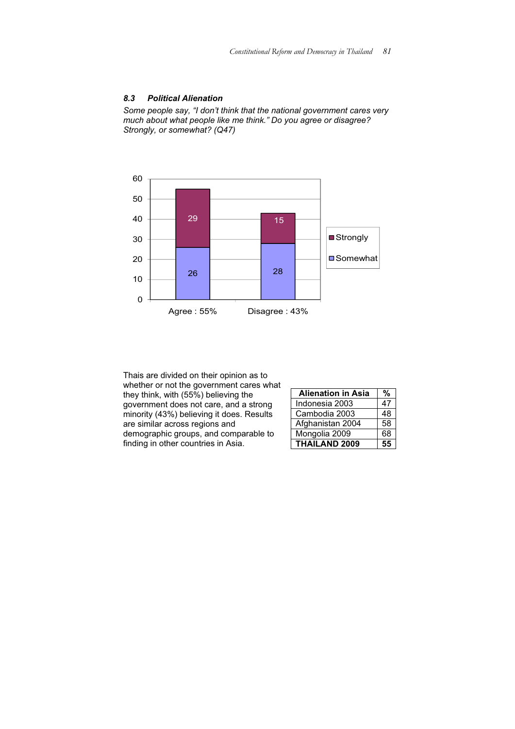### *8.3 Political Alienation*

*Some people say, "I don't think that the national government cares very much about what people like me think." Do you agree or disagree? Strongly, or somewhat? (Q47)*

| | Strongly | Somewhat |
|---|---|---|
| Agree : 55% | 29 | 26 |
| Disagree : 43% | 15 | 28 |

Thais are divided on their opinion as to whether or not the government cares what they think, with (55%) believing the government does not care, and a strong minority (43%) believing it does. Results are similar across regions and demographic groups, and comparable to finding in other countries in Asia.

| Alienation in Asia | % |
|---|---|
| Indonesia 2003 | 47 |
| Cambodia 2003 | 48 |
| Afghanistan 2004 | 58 |
| Mongolia 2009 | 68 |
| **THAILAND 2009** | **55** |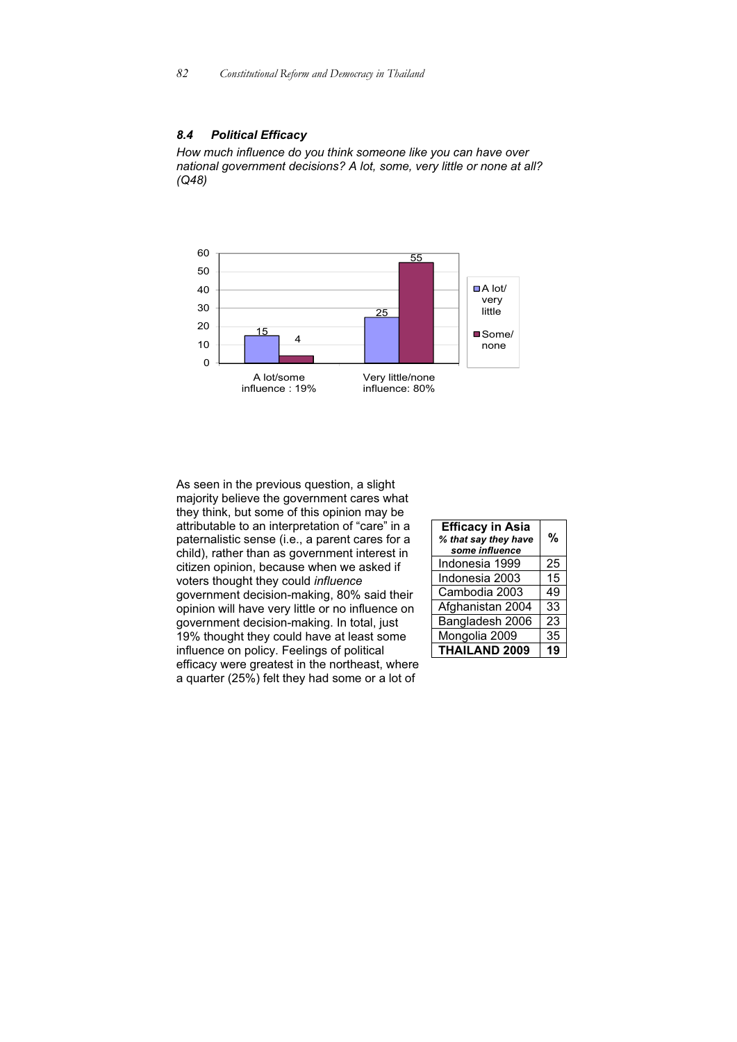### *8.4 Political Efficacy*

*How much influence do you think someone like you can have over national government decisions? A lot, some, very little or none at all? (Q48)*

| | A lot/ very little | Some/ none |
|---|---|---|
| A lot/some influence : 19% | 15 | 4 |
| Very little/none influence: 80% | 25 | 55 |

As seen in the previous question, a slight majority believe the government cares what they think, but some of this opinion may be attributable to an interpretation of "care" in a paternalistic sense (i.e., a parent cares for a child), rather than as government interest in citizen opinion, because when we asked if voters thought they could *influence* government decision-making, 80% said their opinion will have very little or no influence on government decision-making. In total, just 19% thought they could have at least some influence on policy. Feelings of political efficacy were greatest in the northeast, where a quarter (25%) felt they had some or a lot of

| **Efficacy in Asia** ***% that say they have some influence*** | **%** |
|---|---|
| Indonesia 1999 | 25 |
| Indonesia 2003 | 15 |
| Cambodia 2003 | 49 |
| Afghanistan 2004 | 33 |
| Bangladesh 2006 | 23 |
| Mongolia 2009 | 35 |
| **THAILAND 2009** | **19** |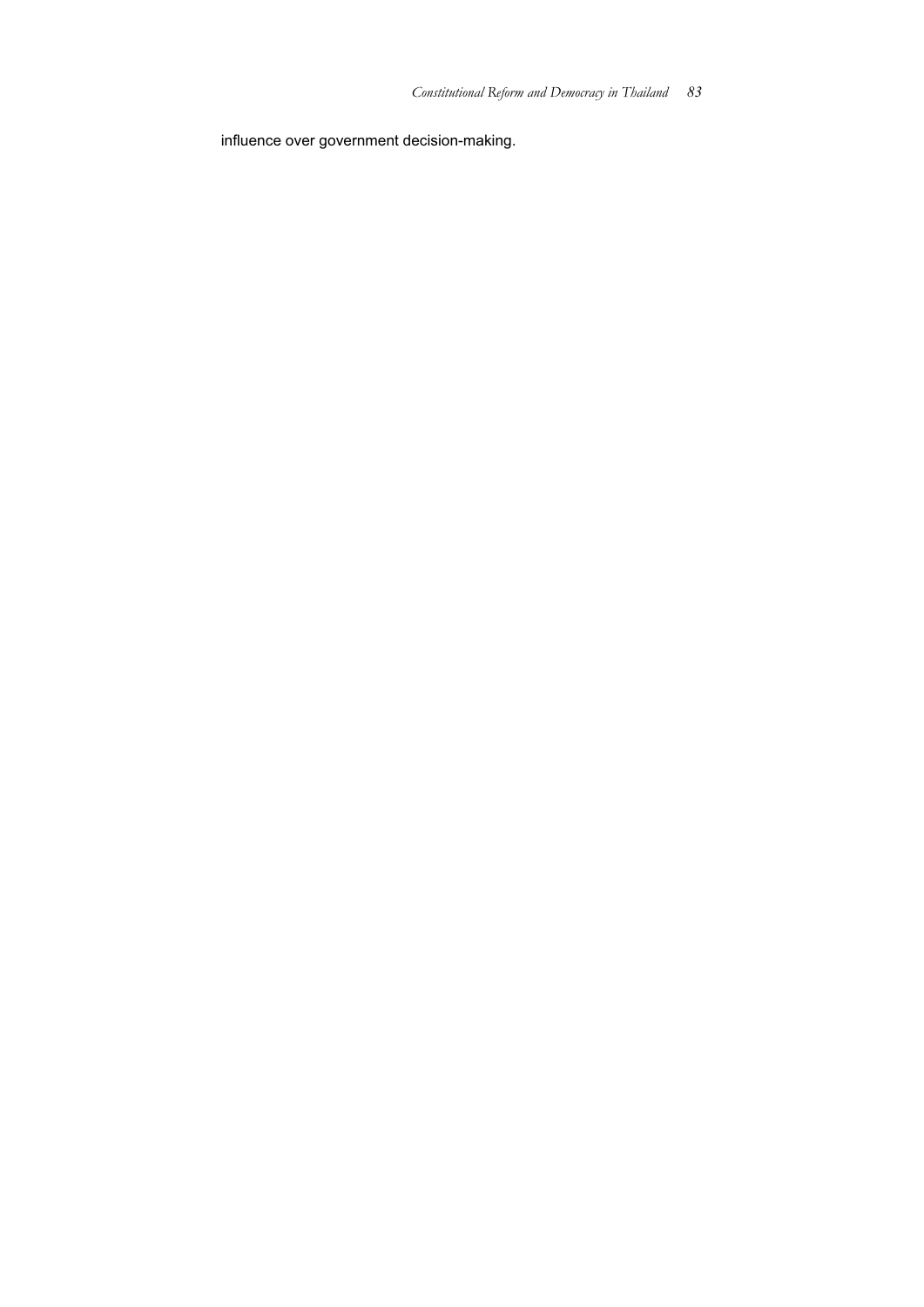influence over government decision-making.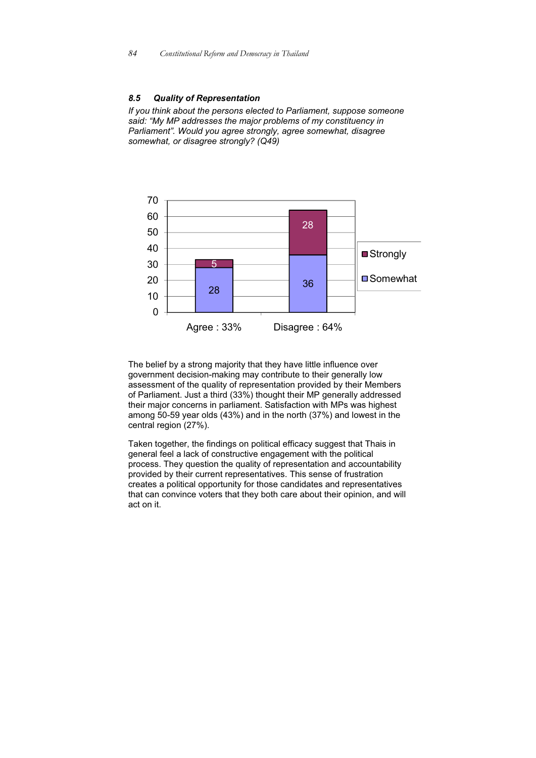### 8.5 Quality of Representation

*If you think about the persons elected to Parliament, suppose someone said: "My MP addresses the major problems of my constituency in Parliament". Would you agree strongly, agree somewhat, disagree somewhat, or disagree strongly? (Q49)*

| | Somewhat | Strongly |
|---|---|---|
| Agree : 33% | 28 | 5 |
| Disagree : 64% | 36 | 28 |

The belief by a strong majority that they have little influence over government decision-making may contribute to their generally low assessment of the quality of representation provided by their Members of Parliament. Just a third (33%) thought their MP generally addressed their major concerns in parliament. Satisfaction with MPs was highest among 50-59 year olds (43%) and in the north (37%) and lowest in the central region (27%).

Taken together, the findings on political efficacy suggest that Thais in general feel a lack of constructive engagement with the political process. They question the quality of representation and accountability provided by their current representatives. This sense of frustration creates a political opportunity for those candidates and representatives that can convince voters that they both care about their opinion, and will act on it.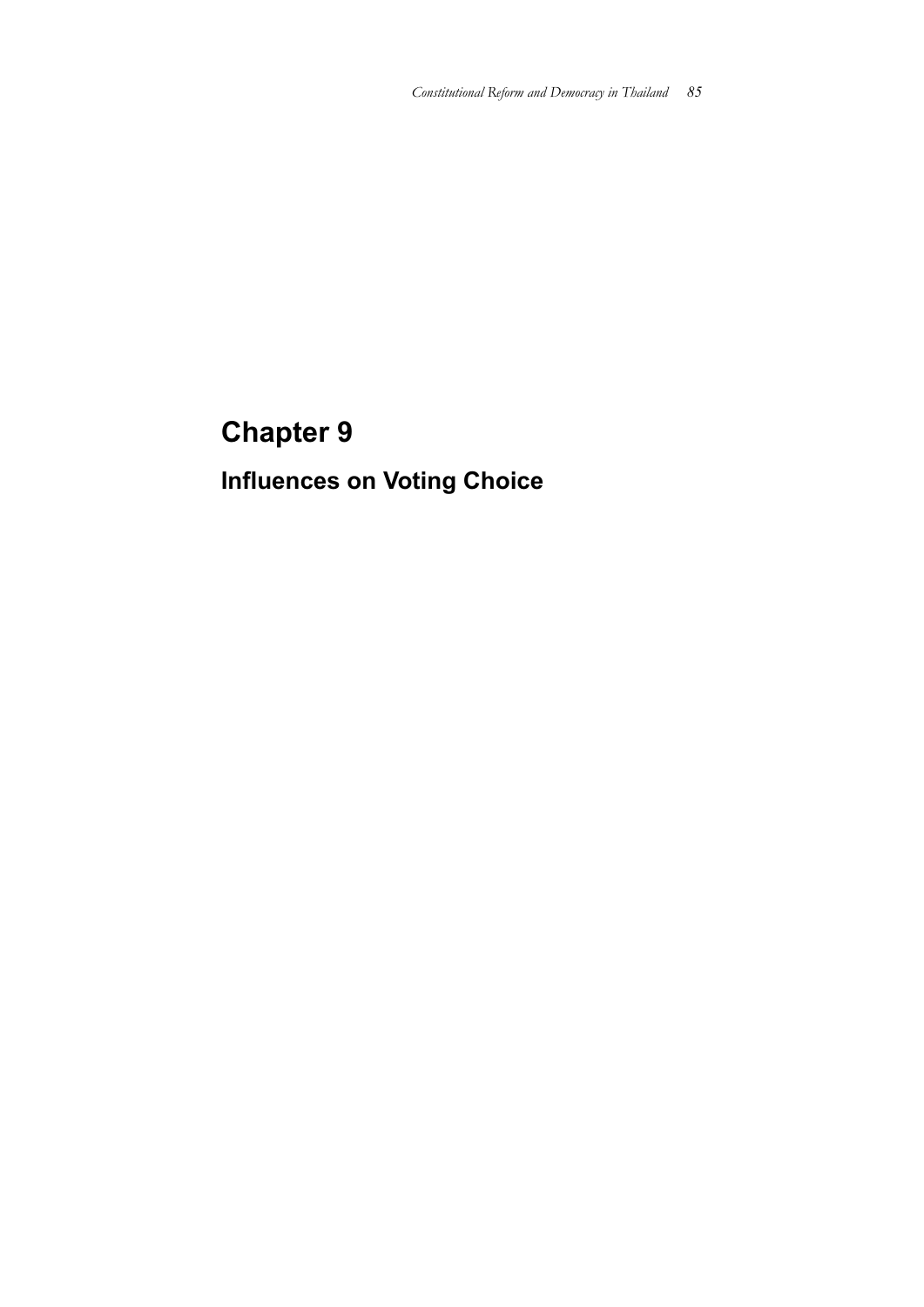# Chapter 9

## Influences on Voting Choice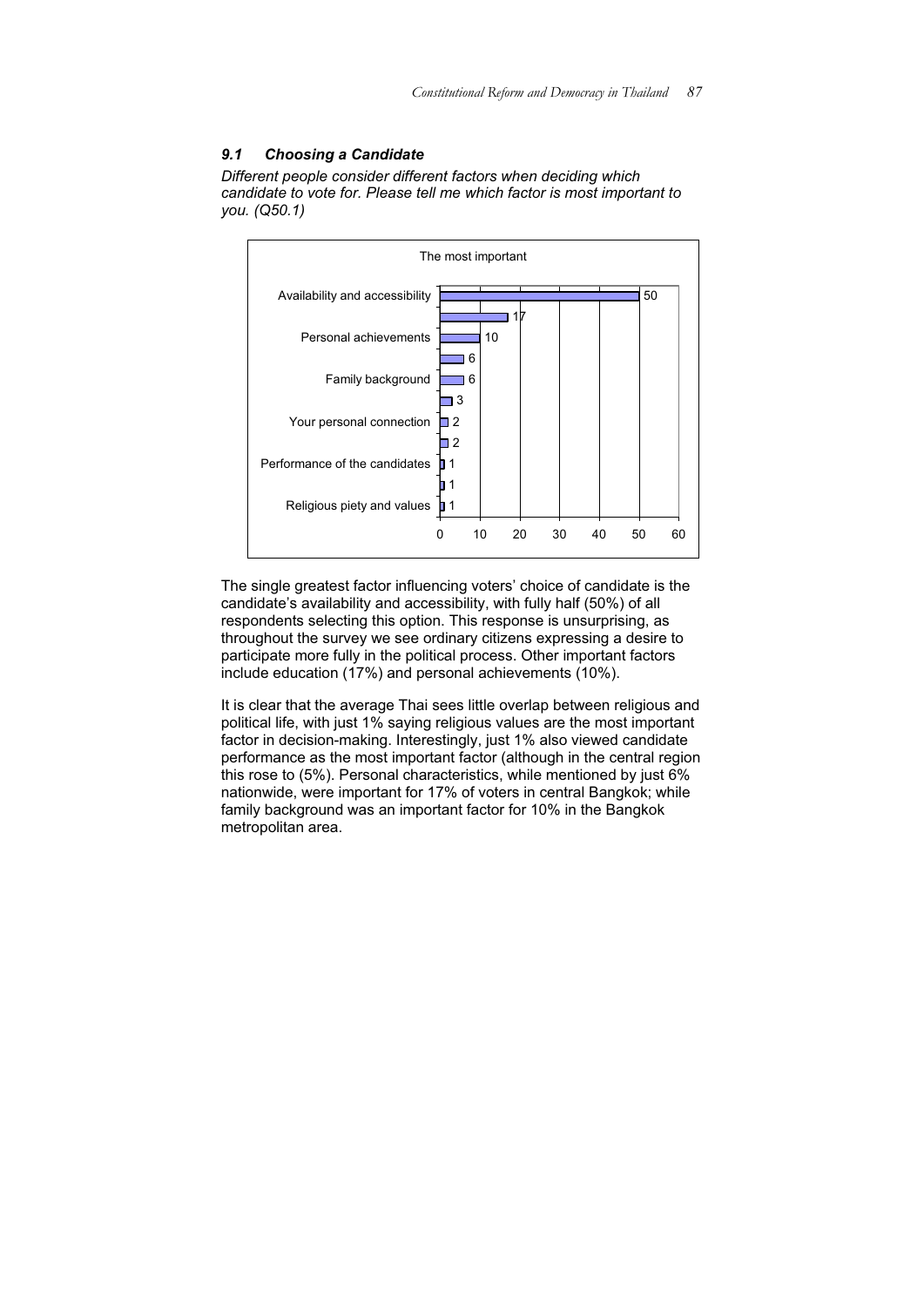### 9.1 Choosing a Candidate

*Different people consider different factors when deciding which candidate to vote for. Please tell me which factor is most important to you. (Q50.1)*

The most important

| Factor | % |
|---|---|
| Availability and accessibility | 50 |
| | 17 |
| Personal achievements | 10 |
| | 6 |
| Family background | 6 |
| | 3 |
| Your personal connection | 2 |
| | 2 |
| Performance of the candidates | 1 |
| | 1 |
| Religious piety and values | 1 |

The single greatest factor influencing voters' choice of candidate is the candidate's availability and accessibility, with fully half (50%) of all respondents selecting this option. This response is unsurprising, as throughout the survey we see ordinary citizens expressing a desire to participate more fully in the political process. Other important factors include education (17%) and personal achievements (10%).

It is clear that the average Thai sees little overlap between religious and political life, with just 1% saying religious values are the most important factor in decision-making. Interestingly, just 1% also viewed candidate performance as the most important factor (although in the central region this rose to (5%). Personal characteristics, while mentioned by just 6% nationwide, were important for 17% of voters in central Bangkok; while family background was an important factor for 10% in the Bangkok metropolitan area.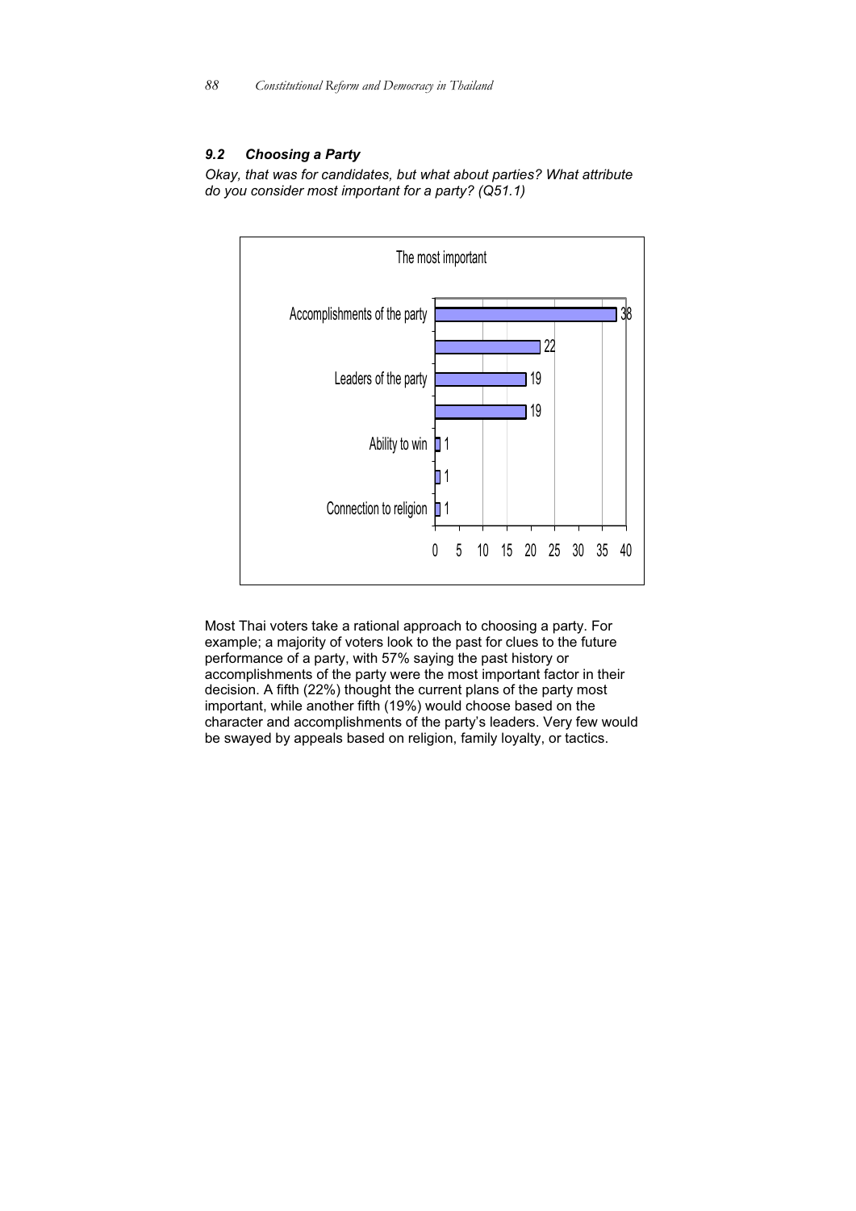### 9.2 Choosing a Party

*Okay, that was for candidates, but what about parties? What attribute do you consider most important for a party? (Q51.1)*

The most important

| | |
|---|---|
| Accomplishments of the party | 38 |
| | 22 |
| Leaders of the party | 19 |
| | 19 |
| Ability to win | 1 |
| | 1 |
| Connection to religion | 1 |

Most Thai voters take a rational approach to choosing a party. For example; a majority of voters look to the past for clues to the future performance of a party, with 57% saying the past history or accomplishments of the party were the most important factor in their decision. A fifth (22%) thought the current plans of the party most important, while another fifth (19%) would choose based on the character and accomplishments of the party's leaders. Very few would be swayed by appeals based on religion, family loyalty, or tactics.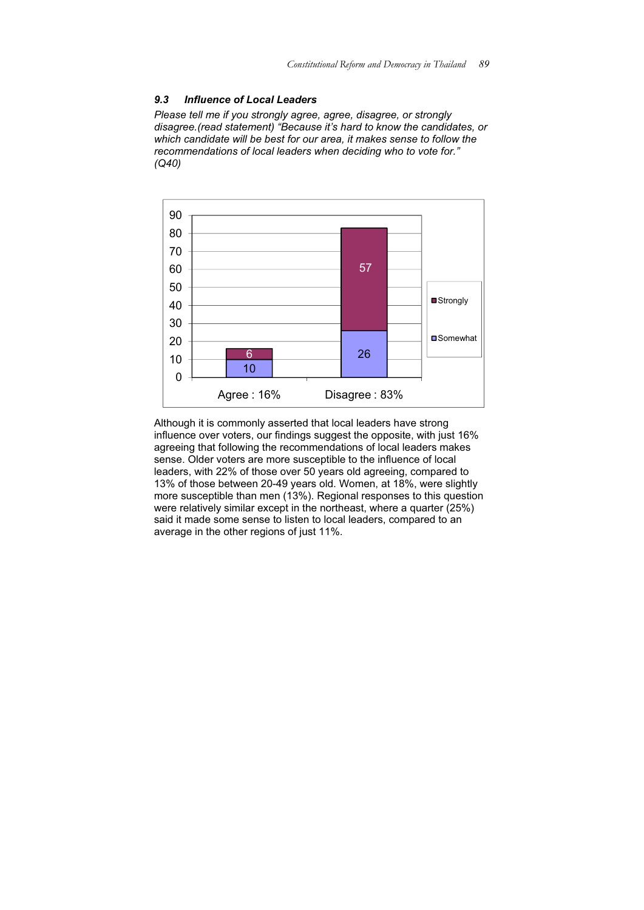### 9.3 Influence of Local Leaders

*Please tell me if you strongly agree, agree, disagree, or strongly disagree.(read statement) "Because it's hard to know the candidates, or which candidate will be best for our area, it makes sense to follow the recommendations of local leaders when deciding who to vote for." (Q40)*

| | Somewhat | Strongly |
|---|---|---|
| Agree : 16% | 10 | 6 |
| Disagree : 83% | 26 | 57 |

Although it is commonly asserted that local leaders have strong influence over voters, our findings suggest the opposite, with just 16% agreeing that following the recommendations of local leaders makes sense. Older voters are more susceptible to the influence of local leaders, with 22% of those over 50 years old agreeing, compared to 13% of those between 20-49 years old. Women, at 18%, were slightly more susceptible than men (13%). Regional responses to this question were relatively similar except in the northeast, where a quarter (25%) said it made some sense to listen to local leaders, compared to an average in the other regions of just 11%.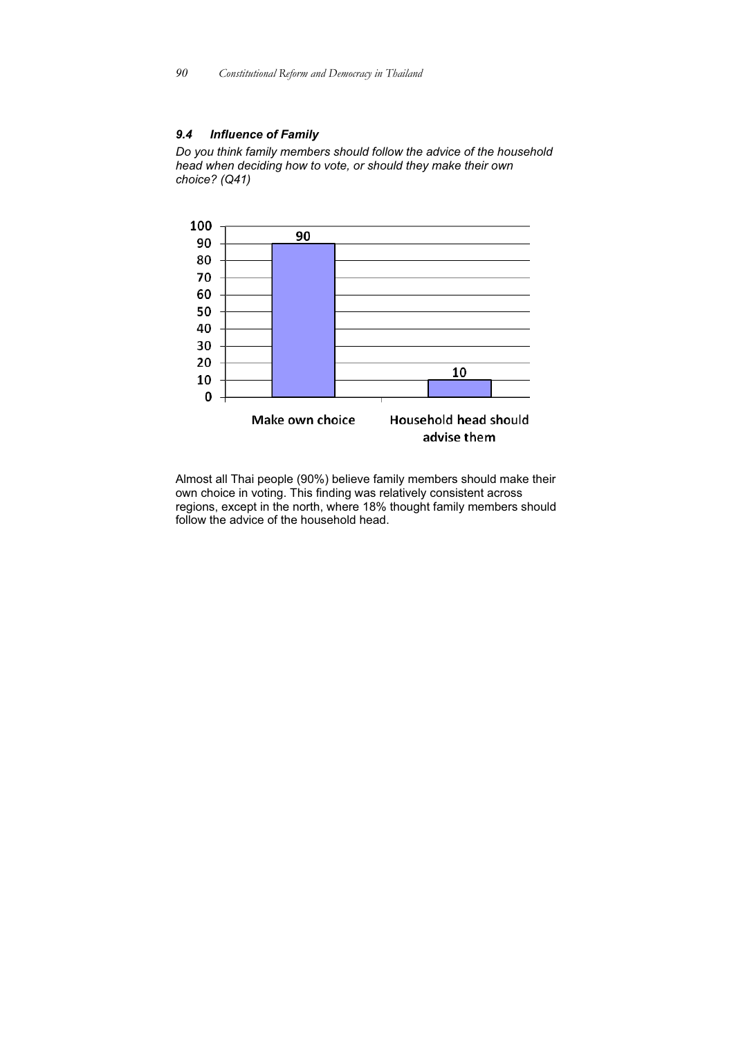### *9.4 Influence of Family*

*Do you think family members should follow the advice of the household head when deciding how to vote, or should they make their own choice? (Q41)*

| | Make own choice | Household head should advise them |
|---|---|---|
| % | 90 | 10 |

Almost all Thai people (90%) believe family members should make their own choice in voting. This finding was relatively consistent across regions, except in the north, where 18% thought family members should follow the advice of the household head.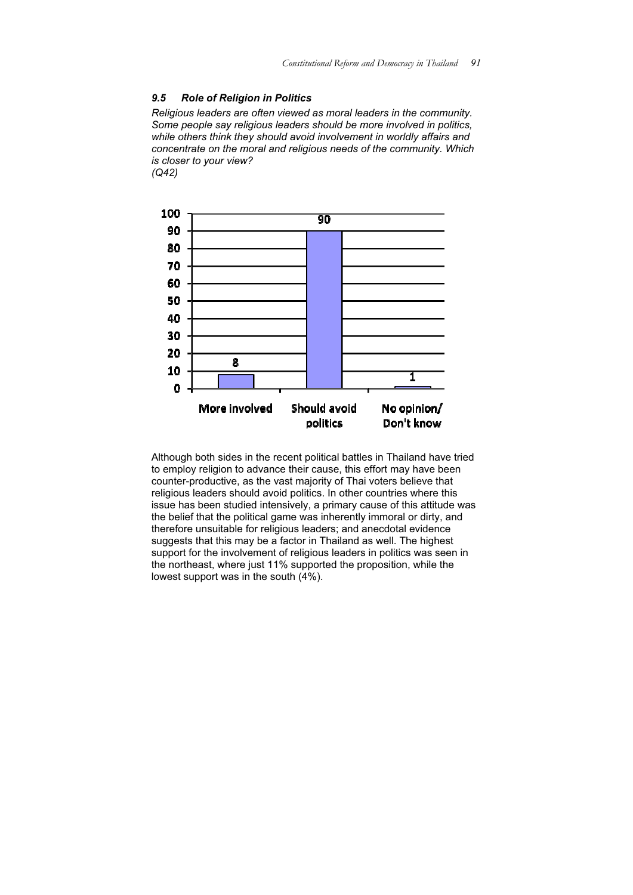### *9.5 Role of Religion in Politics*

*Religious leaders are often viewed as moral leaders in the community. Some people say religious leaders should be more involved in politics, while others think they should avoid involvement in worldly affairs and concentrate on the moral and religious needs of the community. Which is closer to your view?*
*(Q42)*

| Response | % |
|---|---|
| More involved | 8 |
| Should avoid politics | 90 |
| No opinion/ Don't know | 1 |

Although both sides in the recent political battles in Thailand have tried to employ religion to advance their cause, this effort may have been counter-productive, as the vast majority of Thai voters believe that religious leaders should avoid politics. In other countries where this issue has been studied intensively, a primary cause of this attitude was the belief that the political game was inherently immoral or dirty, and therefore unsuitable for religious leaders; and anecdotal evidence suggests that this may be a factor in Thailand as well. The highest support for the involvement of religious leaders in politics was seen in the northeast, where just 11% supported the proposition, while the lowest support was in the south (4%).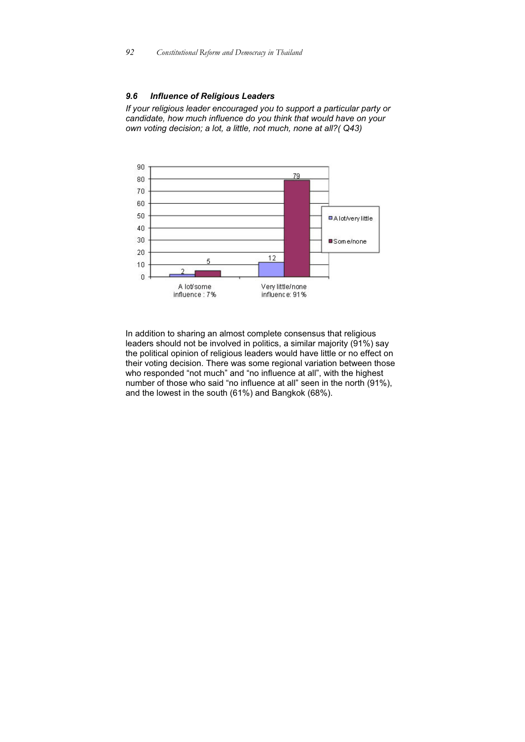### 9.6 Influence of Religious Leaders

*If your religious leader encouraged you to support a particular party or candidate, how much influence do you think that would have on your own voting decision; a lot, a little, not much, none at all?( Q43)*

| | A lot/very little | Some/none |
|---|---|---|
| A lot/some influence : 7% | 2 | 5 |
| Very little/none influence: 91% | 12 | 79 |

In addition to sharing an almost complete consensus that religious leaders should not be involved in politics, a similar majority (91%) say the political opinion of religious leaders would have little or no effect on their voting decision. There was some regional variation between those who responded “not much” and “no influence at all”, with the highest number of those who said “no influence at all” seen in the north (91%), and the lowest in the south (61%) and Bangkok (68%).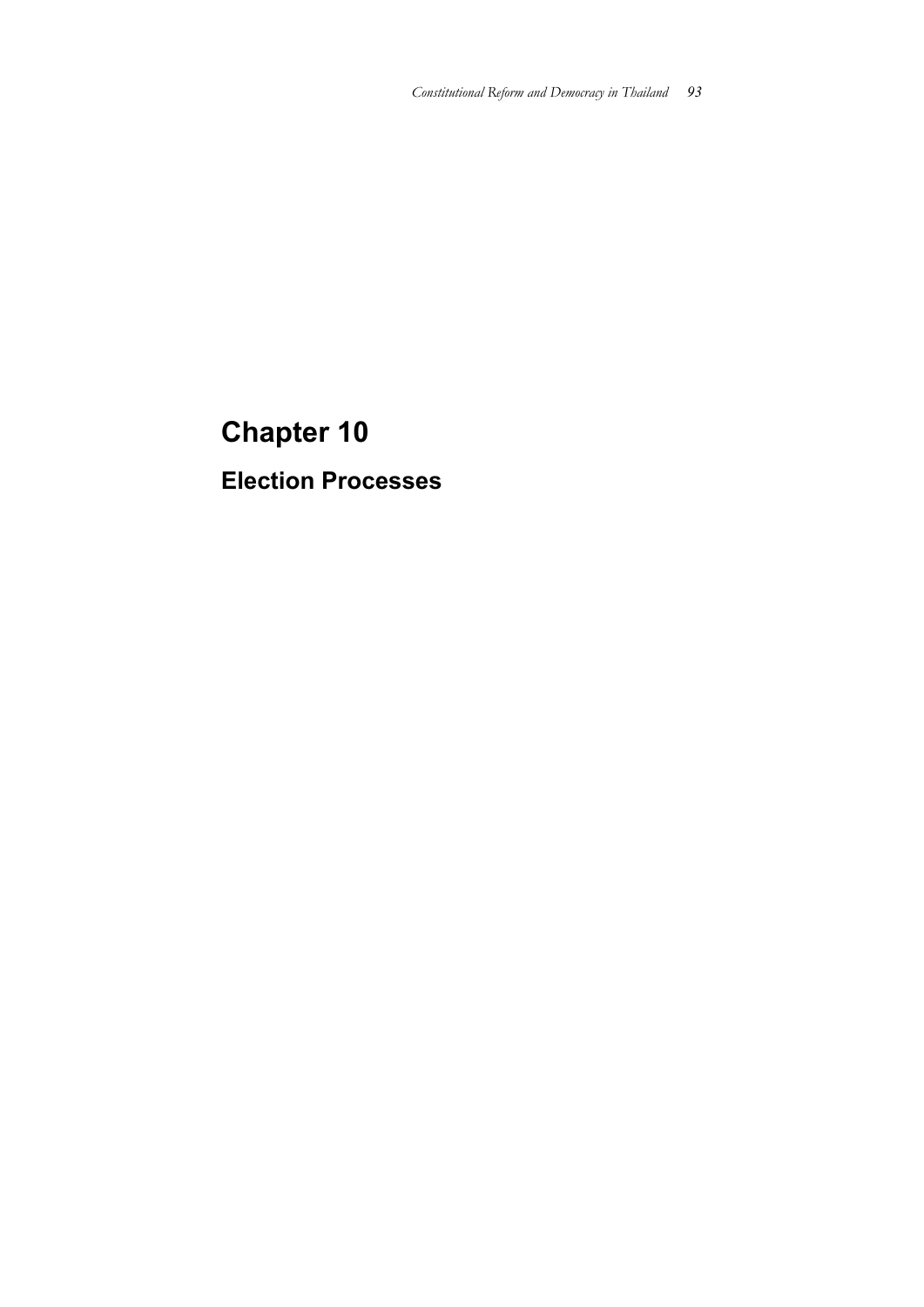# Chapter 10

## Election Processes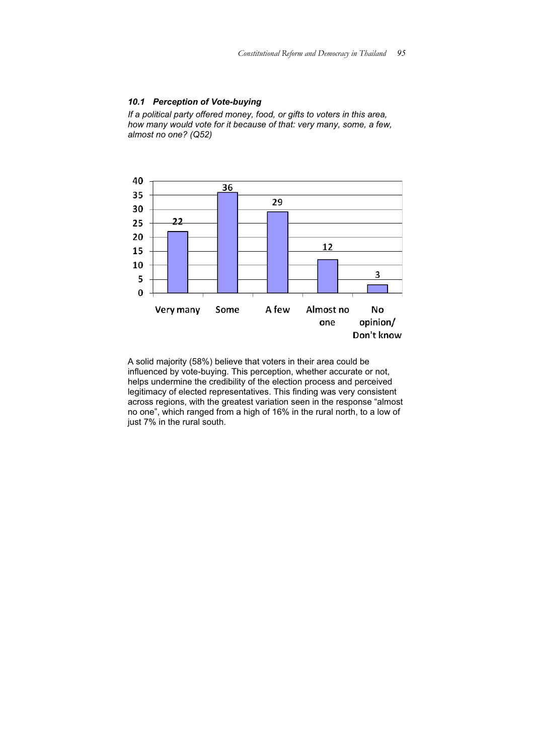### *10.1 Perception of Vote-buying*

*If a political party offered money, food, or gifts to voters in this area, how many would vote for it because of that: very many, some, a few, almost no one? (Q52)*

| Very many | Some | A few | Almost no one | No opinion/ Don't know |
| --- | --- | --- | --- | --- |
| 22 | 36 | 29 | 12 | 3 |

A solid majority (58%) believe that voters in their area could be influenced by vote-buying. This perception, whether accurate or not, helps undermine the credibility of the election process and perceived legitimacy of elected representatives. This finding was very consistent across regions, with the greatest variation seen in the response "almost no one", which ranged from a high of 16% in the rural north, to a low of just 7% in the rural south.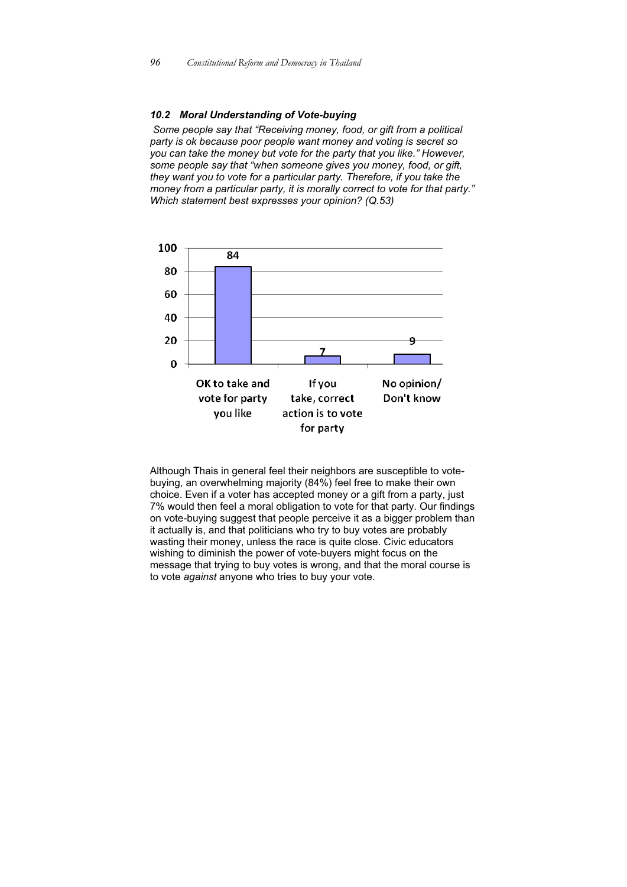#### *10.2 Moral Understanding of Vote-buying*

*Some people say that "Receiving money, food, or gift from a political party is ok because poor people want money and voting is secret so you can take the money but vote for the party that you like." However, some people say that "when someone gives you money, food, or gift, they want you to vote for a particular party. Therefore, if you take the money from a particular party, it is morally correct to vote for that party." Which statement best expresses your opinion? (Q.53)*

| Response | % |
|---|---|
| OK to take and vote for party you like | 84 |
| If you take, correct action is to vote for party | 7 |
| No opinion/ Don't know | 9 |

Although Thais in general feel their neighbors are susceptible to vote-buying, an overwhelming majority (84%) feel free to make their own choice. Even if a voter has accepted money or a gift from a party, just 7% would then feel a moral obligation to vote for that party. Our findings on vote-buying suggest that people perceive it as a bigger problem than it actually is, and that politicians who try to buy votes are probably wasting their money, unless the race is quite close. Civic educators wishing to diminish the power of vote-buyers might focus on the message that trying to buy votes is wrong, and that the moral course is to vote *against* anyone who tries to buy your vote.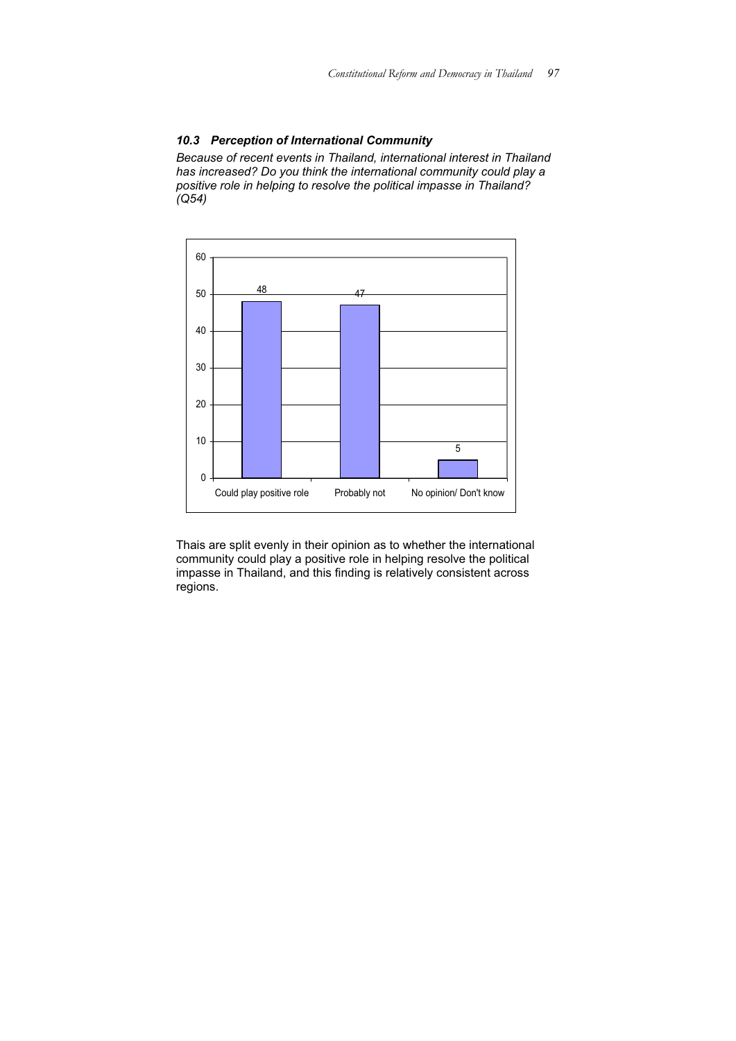### *10.3 Perception of International Community*

*Because of recent events in Thailand, international interest in Thailand has increased? Do you think the international community could play a positive role in helping to resolve the political impasse in Thailand? (Q54)*

| Response | % |
|---|---|
| Could play positive role | 48 |
| Probably not | 47 |
| No opinion/ Don't know | 5 |

Thais are split evenly in their opinion as to whether the international community could play a positive role in helping resolve the political impasse in Thailand, and this finding is relatively consistent across regions.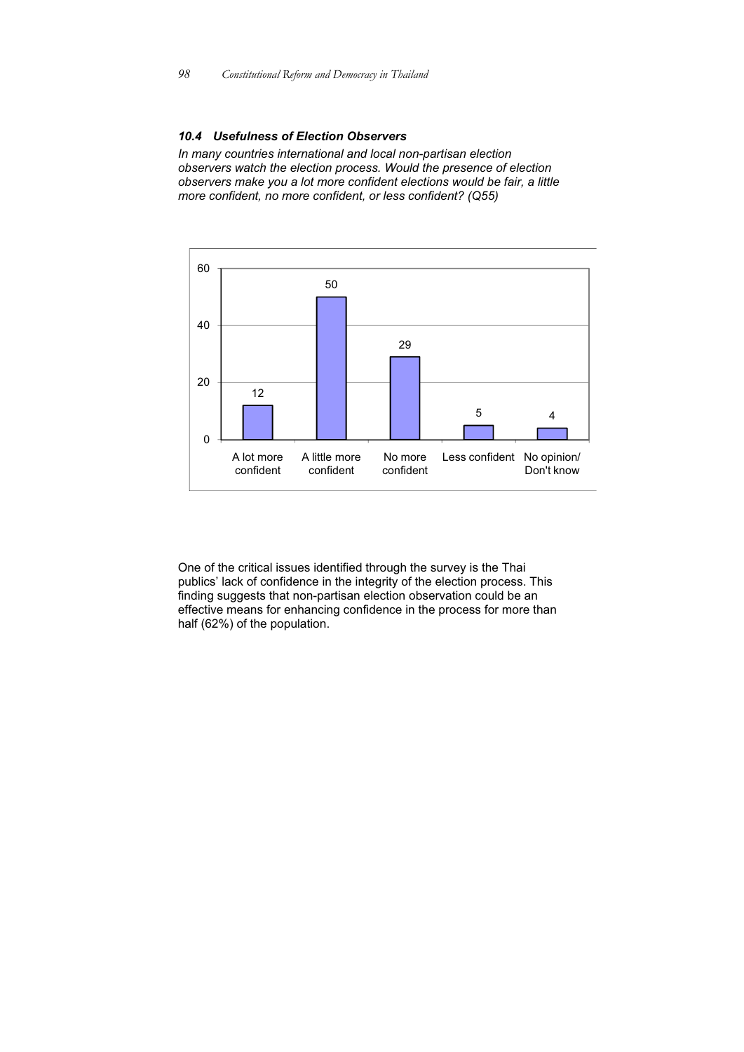### *10.4 Usefulness of Election Observers*

*In many countries international and local non-partisan election observers watch the election process. Would the presence of election observers make you a lot more confident elections would be fair, a little more confident, no more confident, or less confident? (Q55)*

| A lot more confident | A little more confident | No more confident | Less confident | No opinion/ Don't know |
|---|---|---|---|---|
| 12 | 50 | 29 | 5 | 4 |

One of the critical issues identified through the survey is the Thai publics' lack of confidence in the integrity of the election process. This finding suggests that non-partisan election observation could be an effective means for enhancing confidence in the process for more than half (62%) of the population.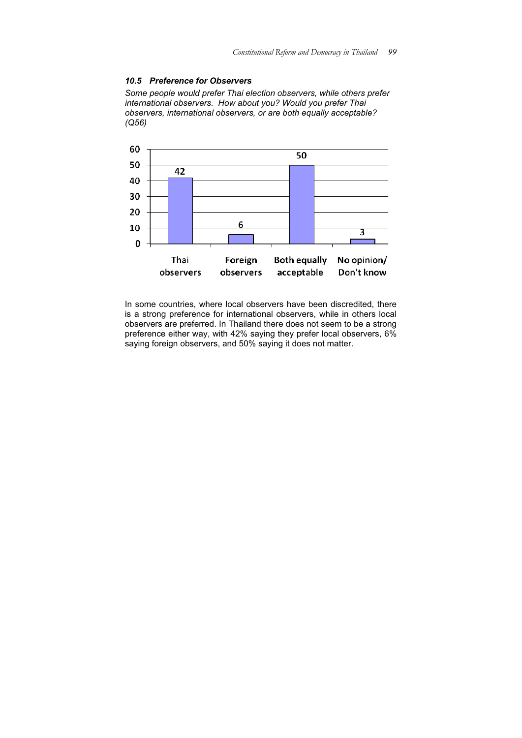### *10.5 Preference for Observers*

*Some people would prefer Thai election observers, while others prefer international observers. How about you? Would you prefer Thai observers, international observers, or are both equally acceptable? (Q56)*

| Thai observers | Foreign observers | Both equally acceptable | No opinion/ Don't know |
|---|---|---|---|
| 42 | 6 | 50 | 3 |

In some countries, where local observers have been discredited, there is a strong preference for international observers, while in others local observers are preferred. In Thailand there does not seem to be a strong preference either way, with 42% saying they prefer local observers, 6% saying foreign observers, and 50% saying it does not matter.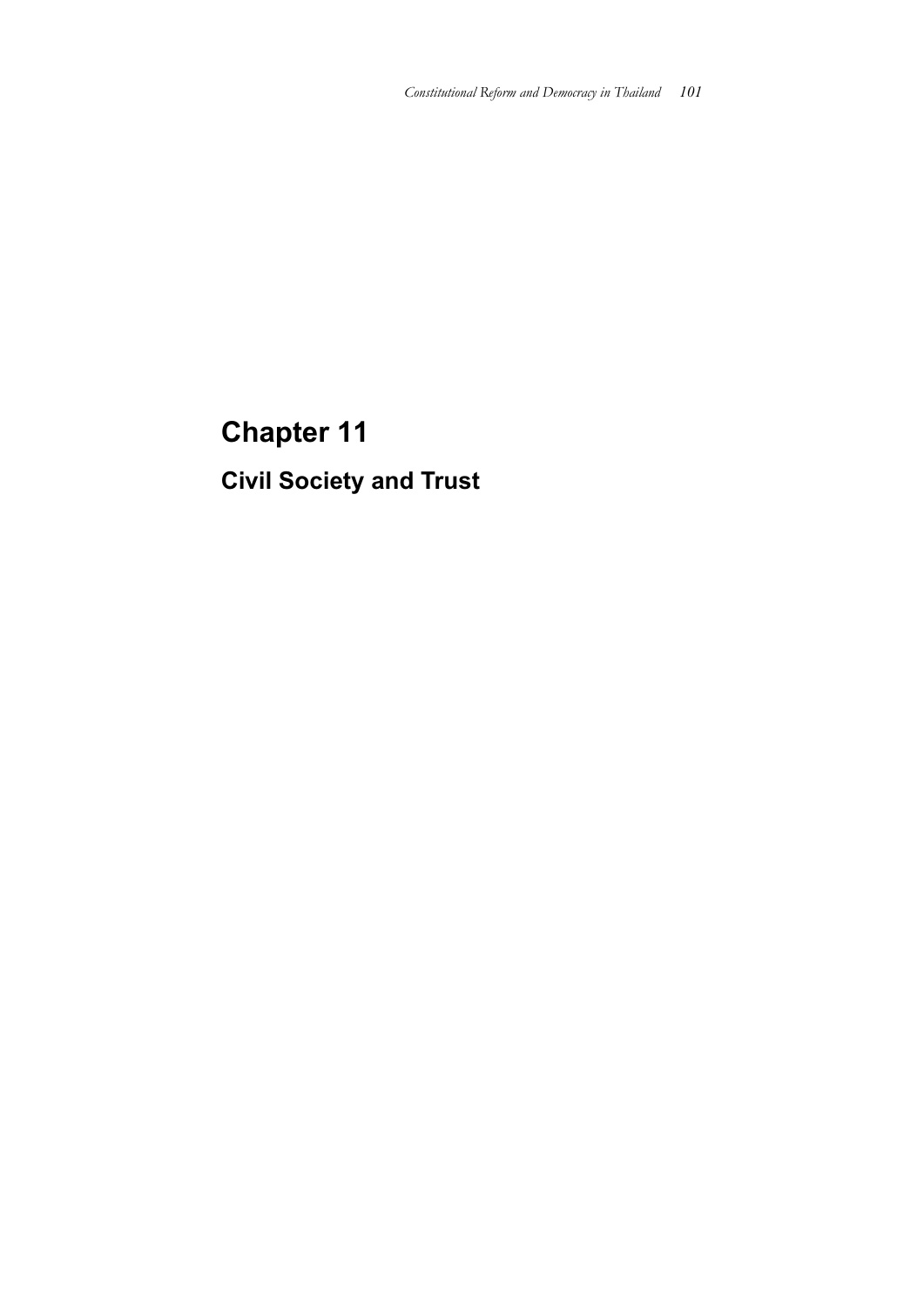# Chapter 11

## Civil Society and Trust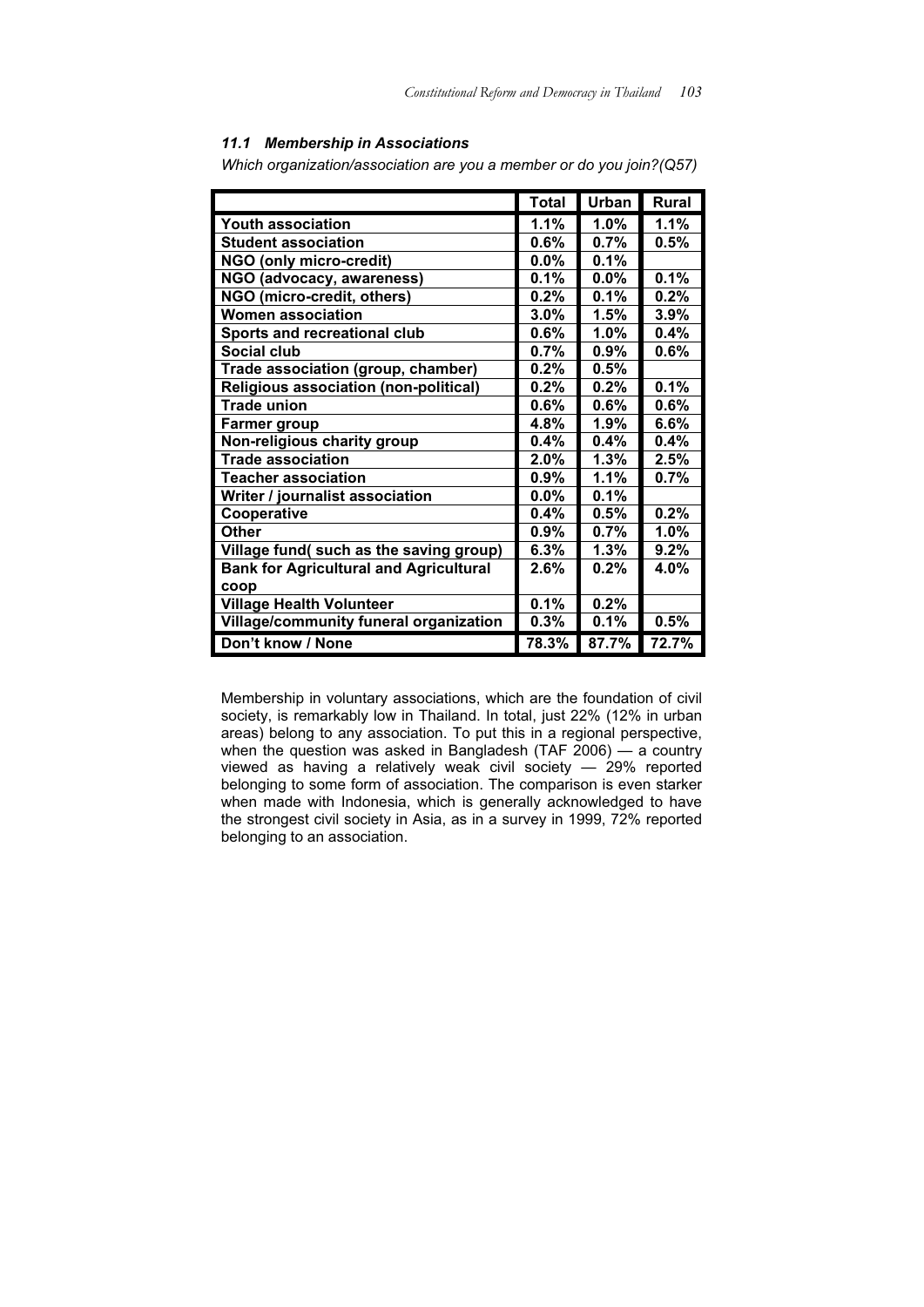### *11.1 Membership in Associations*

*Which organization/association are you a member or do you join?(Q57)*

| | Total | Urban | Rural |
|---|---|---|---|
| **Youth association** | **1.1%** | **1.0%** | **1.1%** |
| **Student association** | **0.6%** | **0.7%** | **0.5%** |
| **NGO (only micro-credit)** | **0.0%** | **0.1%** | |
| **NGO (advocacy, awareness)** | **0.1%** | **0.0%** | **0.1%** |
| **NGO (micro-credit, others)** | **0.2%** | **0.1%** | **0.2%** |
| **Women association** | **3.0%** | **1.5%** | **3.9%** |
| **Sports and recreational club** | **0.6%** | **1.0%** | **0.4%** |
| **Social club** | **0.7%** | **0.9%** | **0.6%** |
| **Trade association (group, chamber)** | **0.2%** | **0.5%** | |
| **Religious association (non-political)** | **0.2%** | **0.2%** | **0.1%** |
| **Trade union** | **0.6%** | **0.6%** | **0.6%** |
| **Farmer group** | **4.8%** | **1.9%** | **6.6%** |
| **Non-religious charity group** | **0.4%** | **0.4%** | **0.4%** |
| **Trade association** | **2.0%** | **1.3%** | **2.5%** |
| **Teacher association** | **0.9%** | **1.1%** | **0.7%** |
| **Writer / journalist association** | **0.0%** | **0.1%** | |
| **Cooperative** | **0.4%** | **0.5%** | **0.2%** |
| **Other** | **0.9%** | **0.7%** | **1.0%** |
| **Village fund( such as the saving group)** | **6.3%** | **1.3%** | **9.2%** |
| **Bank for Agricultural and Agricultural coop** | **2.6%** | **0.2%** | **4.0%** |
| **Village Health Volunteer** | **0.1%** | **0.2%** | |
| **Village/community funeral organization** | **0.3%** | **0.1%** | **0.5%** |
| **Don't know / None** | **78.3%** | **87.7%** | **72.7%** |

Membership in voluntary associations, which are the foundation of civil society, is remarkably low in Thailand. In total, just 22% (12% in urban areas) belong to any association. To put this in a regional perspective, when the question was asked in Bangladesh (TAF 2006) — a country viewed as having a relatively weak civil society — 29% reported belonging to some form of association. The comparison is even starker when made with Indonesia, which is generally acknowledged to have the strongest civil society in Asia, as in a survey in 1999, 72% reported belonging to an association.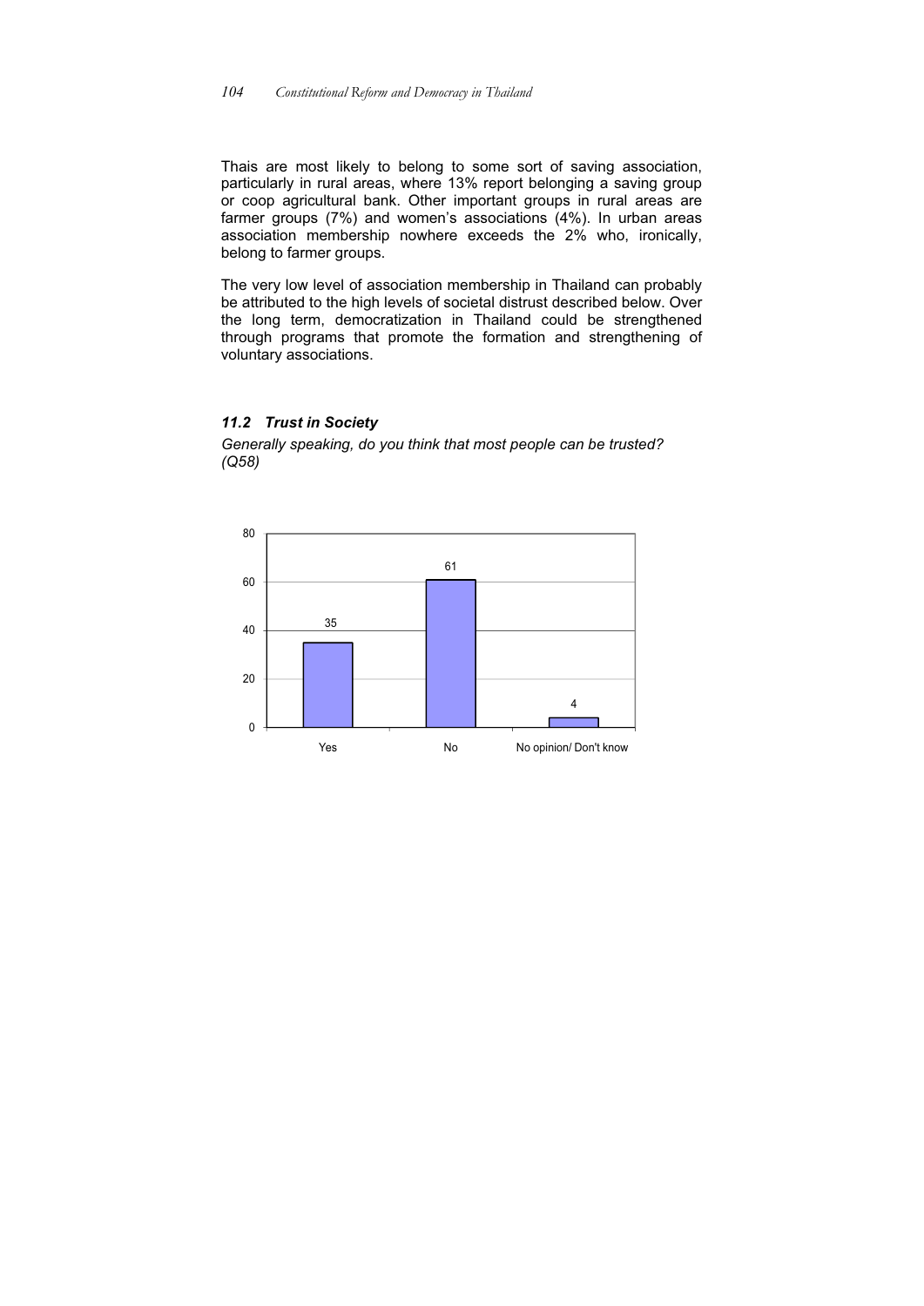Thais are most likely to belong to some sort of saving association, particularly in rural areas, where 13% report belonging a saving group or coop agricultural bank. Other important groups in rural areas are farmer groups (7%) and women's associations (4%). In urban areas association membership nowhere exceeds the 2% who, ironically, belong to farmer groups.

The very low level of association membership in Thailand can probably be attributed to the high levels of societal distrust described below. Over the long term, democratization in Thailand could be strengthened through programs that promote the formation and strengthening of voluntary associations.

### *11.2 Trust in Society*

*Generally speaking, do you think that most people can be trusted? (Q58)*

| Response | % |
|---|---|
| Yes | 35 |
| No | 61 |
| No opinion/ Don't know | 4 |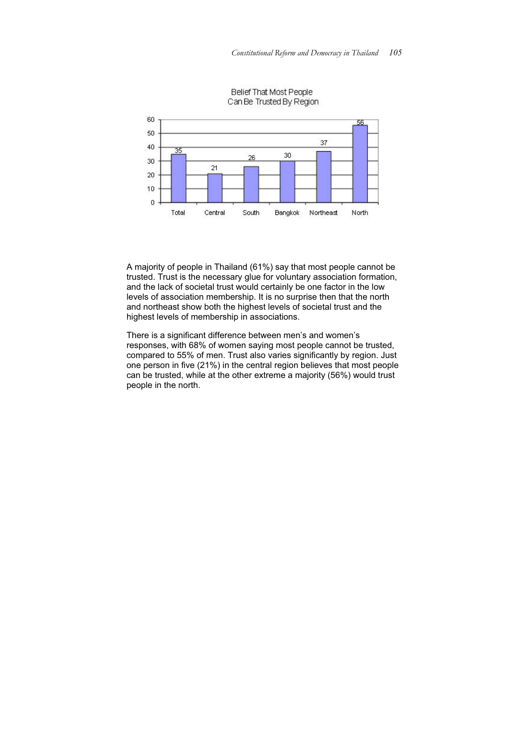Belief That Most People Can Be Trusted By Region

| Region | % |
|---|---|
| Total | 35 |
| Central | 21 |
| South | 26 |
| Bangkok | 30 |
| Northeast | 37 |
| North | 56 |

A majority of people in Thailand (61%) say that most people cannot be trusted. Trust is the necessary glue for voluntary association formation, and the lack of societal trust would certainly be one factor in the low levels of association membership. It is no surprise then that the north and northeast show both the highest levels of societal trust and the highest levels of membership in associations.

There is a significant difference between men's and women's responses, with 68% of women saying most people cannot be trusted, compared to 55% of men. Trust also varies significantly by region. Just one person in five (21%) in the central region believes that most people can be trusted, while at the other extreme a majority (56%) would trust people in the north.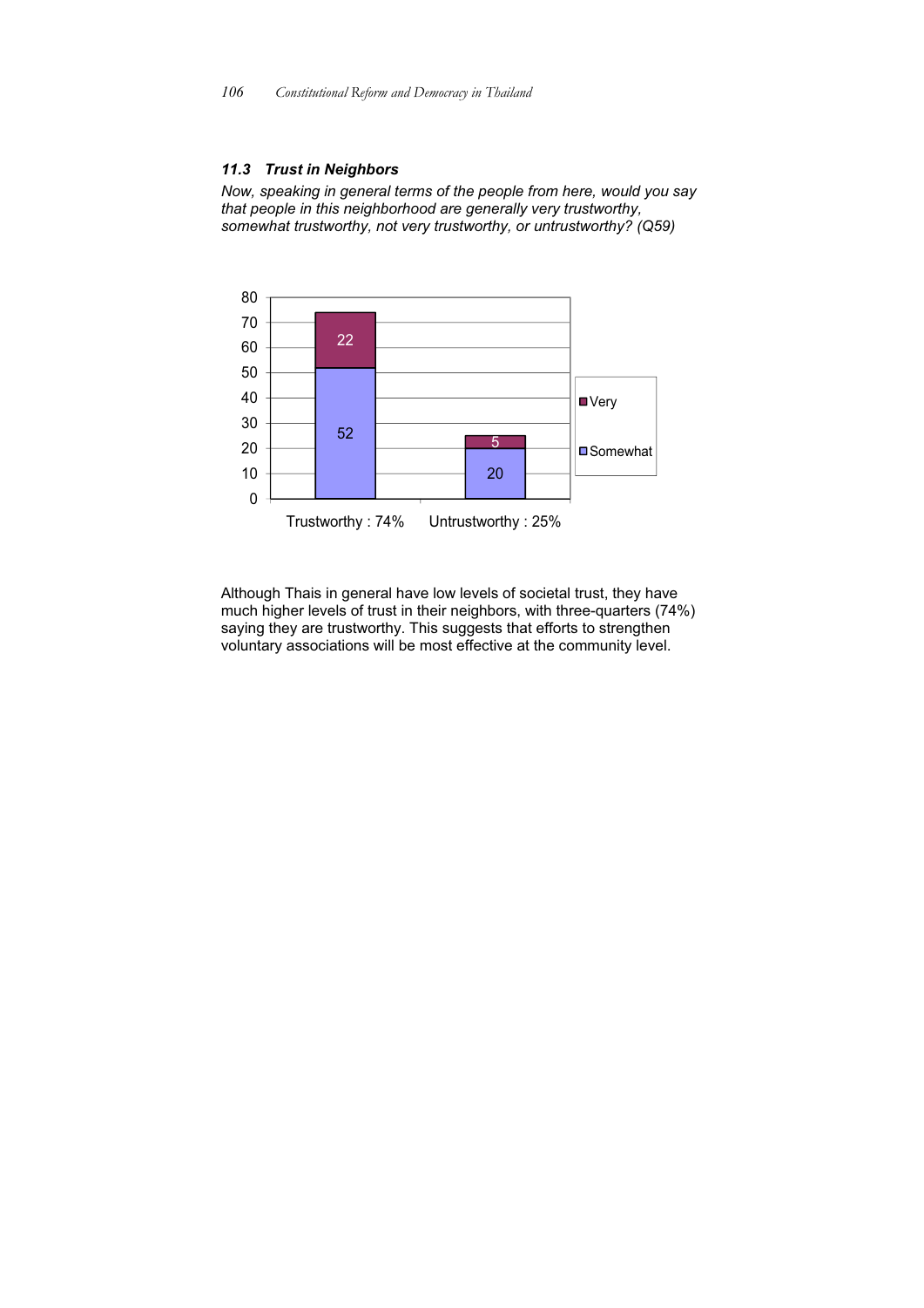### 11.3 Trust in Neighbors

*Now, speaking in general terms of the people from here, would you say that people in this neighborhood are generally very trustworthy, somewhat trustworthy, not very trustworthy, or untrustworthy? (Q59)*

| | Trustworthy : 74% | Untrustworthy : 25% |
|---|---|---|
| Very | 22 | 5 |
| Somewhat | 52 | 20 |

Although Thais in general have low levels of societal trust, they have much higher levels of trust in their neighbors, with three-quarters (74%) saying they are trustworthy. This suggests that efforts to strengthen voluntary associations will be most effective at the community level.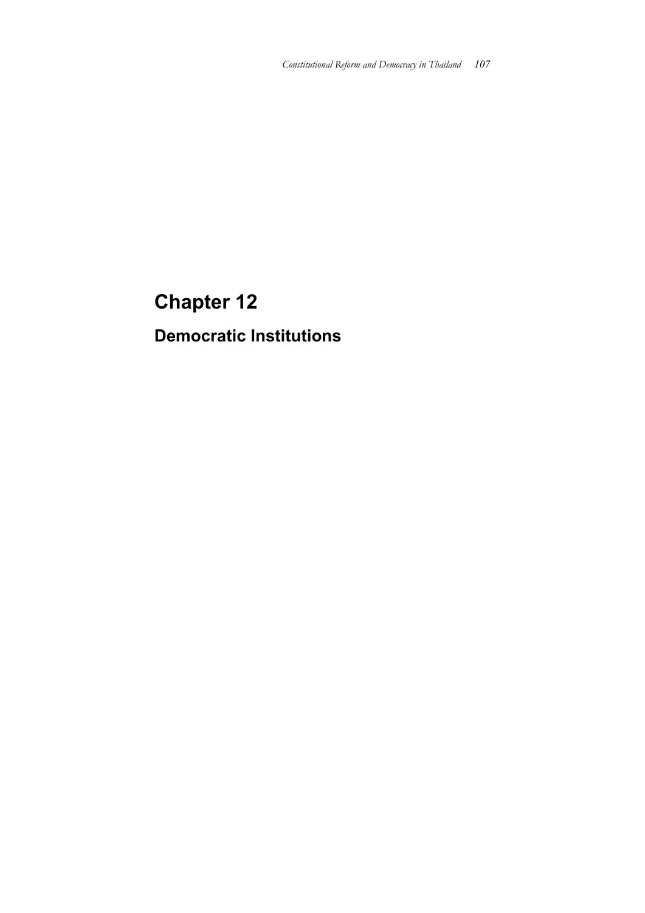# Chapter 12

## Democratic Institutions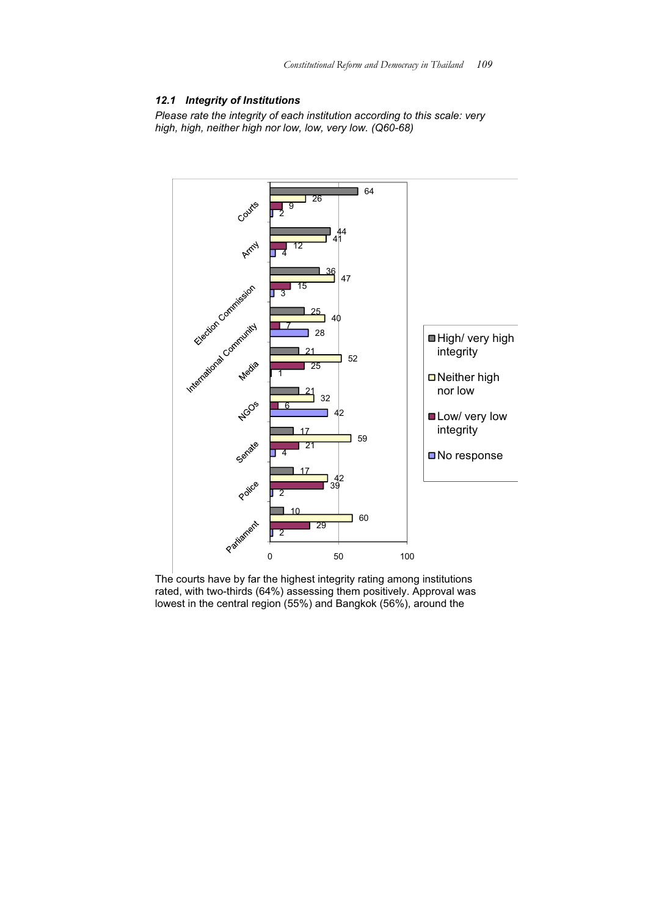### *12.1 Integrity of Institutions*

*Please rate the integrity of each institution according to this scale: very high, high, neither high nor low, low, very low. (Q60-68)*

| Institution | High/ very high integrity | Neither high nor low | Low/ very low integrity | No response |
|---|---|---|---|---|
| Courts | 64 | 26 | 9 | 2 |
| Army | 44 | 41 | 12 | 4 |
| Election Commission | 36 | 47 | 15 | 3 |
| International Community | 25 | 40 | 7 | 28 |
| Media | 21 | 52 | 25 | 1 |
| NGOs | 21 | 32 | 6 | 42 |
| Senate | 17 | 59 | 21 | 4 |
| Police | 17 | 42 | 39 | 2 |
| Parliament | 10 | 60 | 29 | 2 |

The courts have by far the highest integrity rating among institutions rated, with two-thirds (64%) assessing them positively. Approval was lowest in the central region (55%) and Bangkok (56%), around the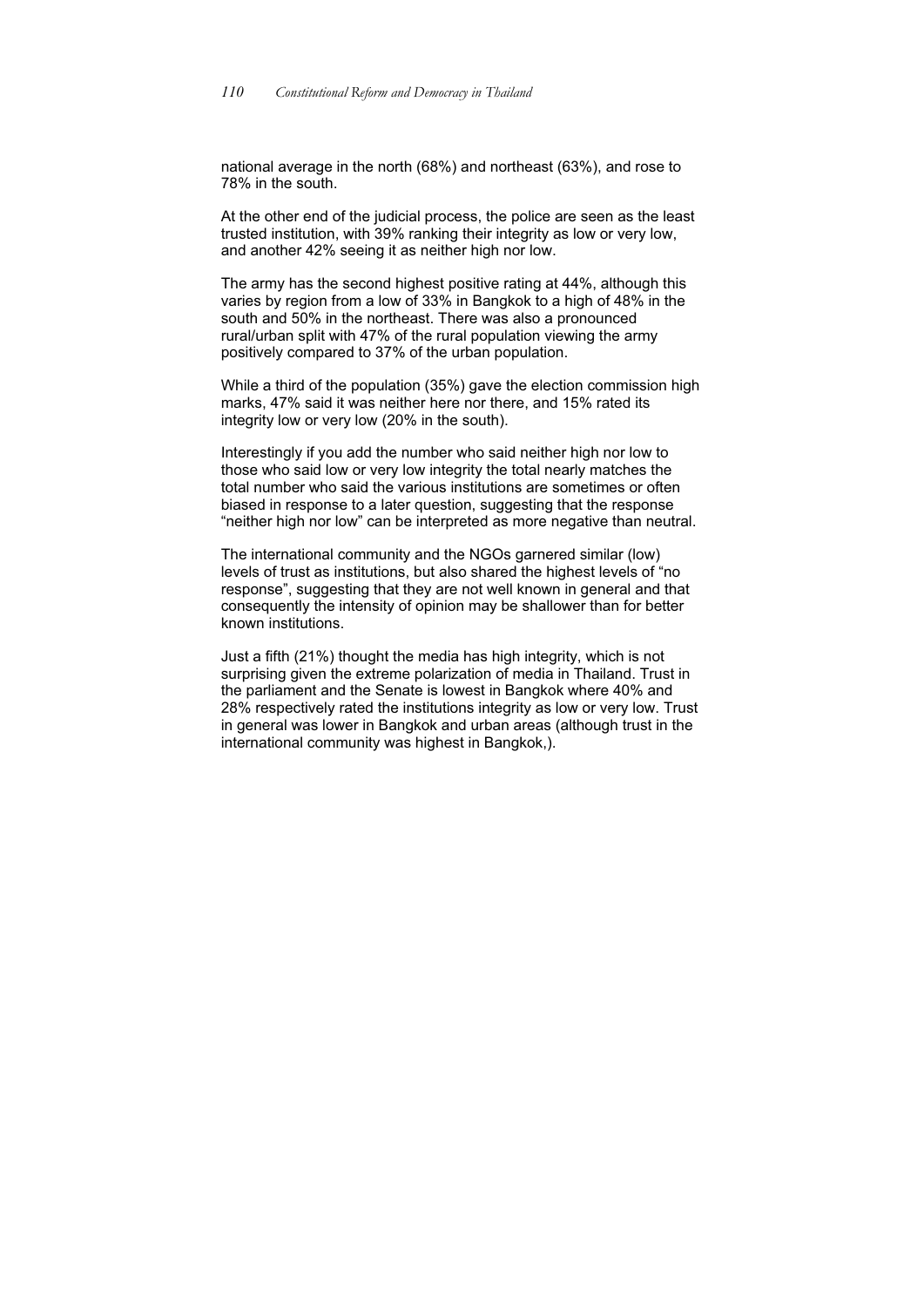national average in the north (68%) and northeast (63%), and rose to 78% in the south.

At the other end of the judicial process, the police are seen as the least trusted institution, with 39% ranking their integrity as low or very low, and another 42% seeing it as neither high nor low.

The army has the second highest positive rating at 44%, although this varies by region from a low of 33% in Bangkok to a high of 48% in the south and 50% in the northeast. There was also a pronounced rural/urban split with 47% of the rural population viewing the army positively compared to 37% of the urban population.

While a third of the population (35%) gave the election commission high marks, 47% said it was neither here nor there, and 15% rated its integrity low or very low (20% in the south).

Interestingly if you add the number who said neither high nor low to those who said low or very low integrity the total nearly matches the total number who said the various institutions are sometimes or often biased in response to a later question, suggesting that the response "neither high nor low" can be interpreted as more negative than neutral.

The international community and the NGOs garnered similar (low) levels of trust as institutions, but also shared the highest levels of "no response", suggesting that they are not well known in general and that consequently the intensity of opinion may be shallower than for better known institutions.

Just a fifth (21%) thought the media has high integrity, which is not surprising given the extreme polarization of media in Thailand. Trust in the parliament and the Senate is lowest in Bangkok where 40% and 28% respectively rated the institutions integrity as low or very low. Trust in general was lower in Bangkok and urban areas (although trust in the international community was highest in Bangkok,).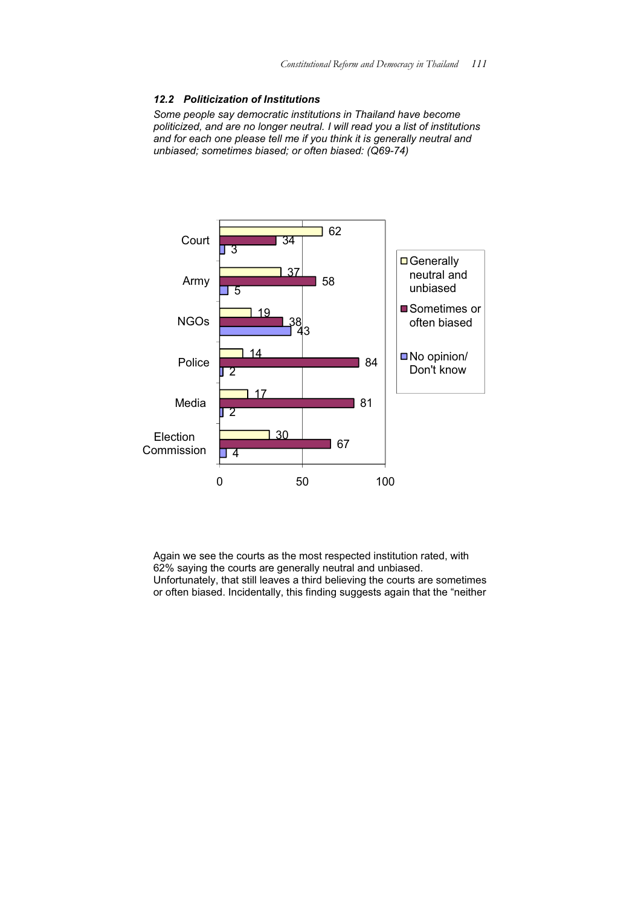### 12.2 Politicization of Institutions

*Some people say democratic institutions in Thailand have become politicized, and are no longer neutral. I will read you a list of institutions and for each one please tell me if you think it is generally neutral and unbiased; sometimes biased; or often biased: (Q69-74)*

| | Generally neutral and unbiased | Sometimes or often biased | No opinion/ Don't know |
|---|---|---|---|
| Court | 62 | 34 | 3 |
| Army | 37 | 58 | 5 |
| NGOs | 19 | 38 | 43 |
| Police | 14 | 84 | 2 |
| Media | 17 | 81 | 2 |
| Election Commission | 30 | 67 | 4 |

Again we see the courts as the most respected institution rated, with 62% saying the courts are generally neutral and unbiased. Unfortunately, that still leaves a third believing the courts are sometimes or often biased. Incidentally, this finding suggests again that the “neither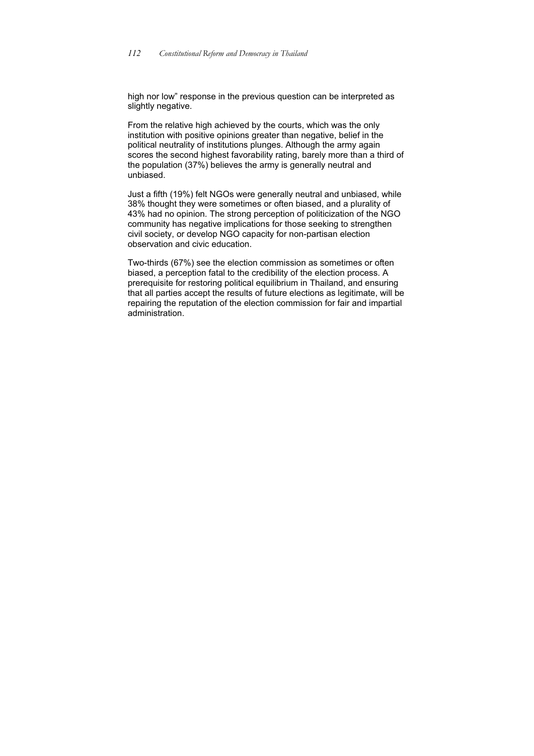high nor low" response in the previous question can be interpreted as slightly negative.

From the relative high achieved by the courts, which was the only institution with positive opinions greater than negative, belief in the political neutrality of institutions plunges. Although the army again scores the second highest favorability rating, barely more than a third of the population (37%) believes the army is generally neutral and unbiased.

Just a fifth (19%) felt NGOs were generally neutral and unbiased, while 38% thought they were sometimes or often biased, and a plurality of 43% had no opinion. The strong perception of politicization of the NGO community has negative implications for those seeking to strengthen civil society, or develop NGO capacity for non-partisan election observation and civic education.

Two-thirds (67%) see the election commission as sometimes or often biased, a perception fatal to the credibility of the election process. A prerequisite for restoring political equilibrium in Thailand, and ensuring that all parties accept the results of future elections as legitimate, will be repairing the reputation of the election commission for fair and impartial administration.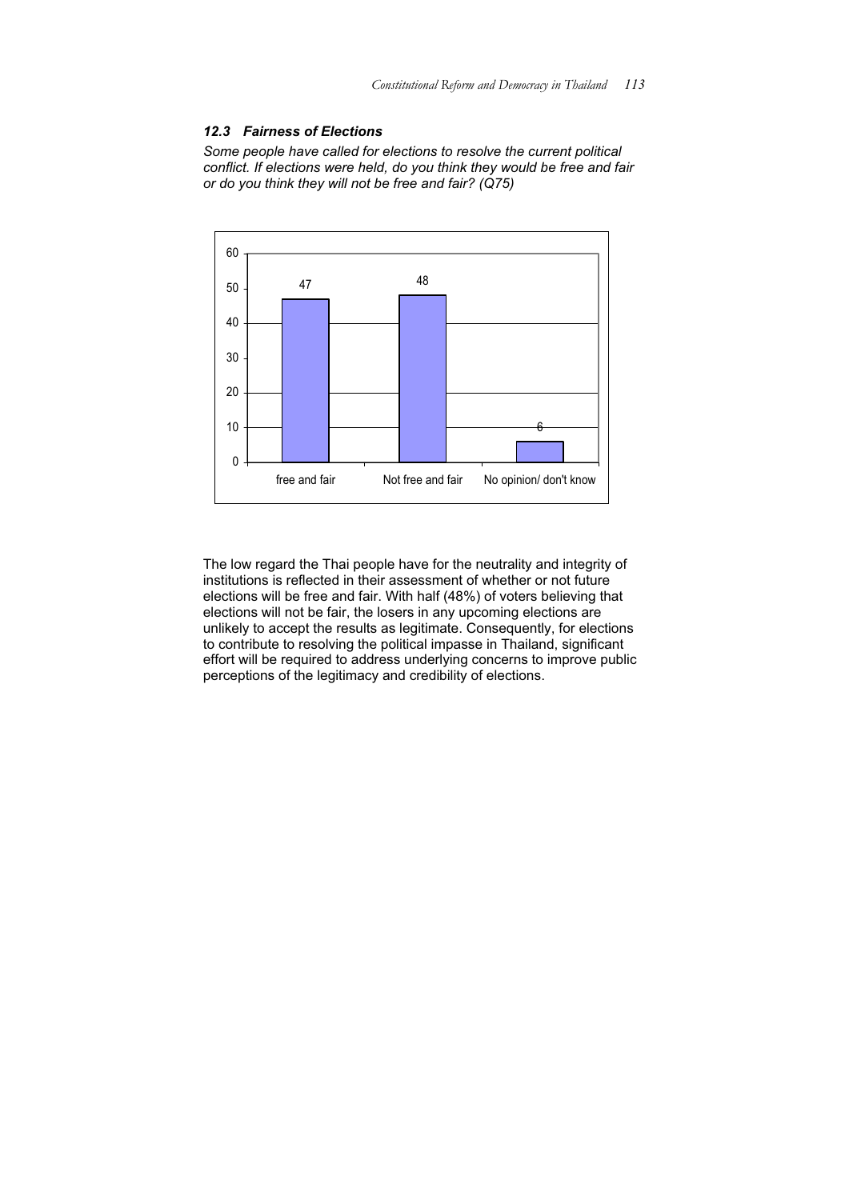### *12.3 Fairness of Elections*

*Some people have called for elections to resolve the current political conflict. If elections were held, do you think they would be free and fair or do you think they will not be free and fair? (Q75)*

| | free and fair | Not free and fair | No opinion/ don't know |
|---|---|---|---|
| % | 47 | 48 | 6 |

The low regard the Thai people have for the neutrality and integrity of institutions is reflected in their assessment of whether or not future elections will be free and fair. With half (48%) of voters believing that elections will not be fair, the losers in any upcoming elections are unlikely to accept the results as legitimate. Consequently, for elections to contribute to resolving the political impasse in Thailand, significant effort will be required to address underlying concerns to improve public perceptions of the legitimacy and credibility of elections.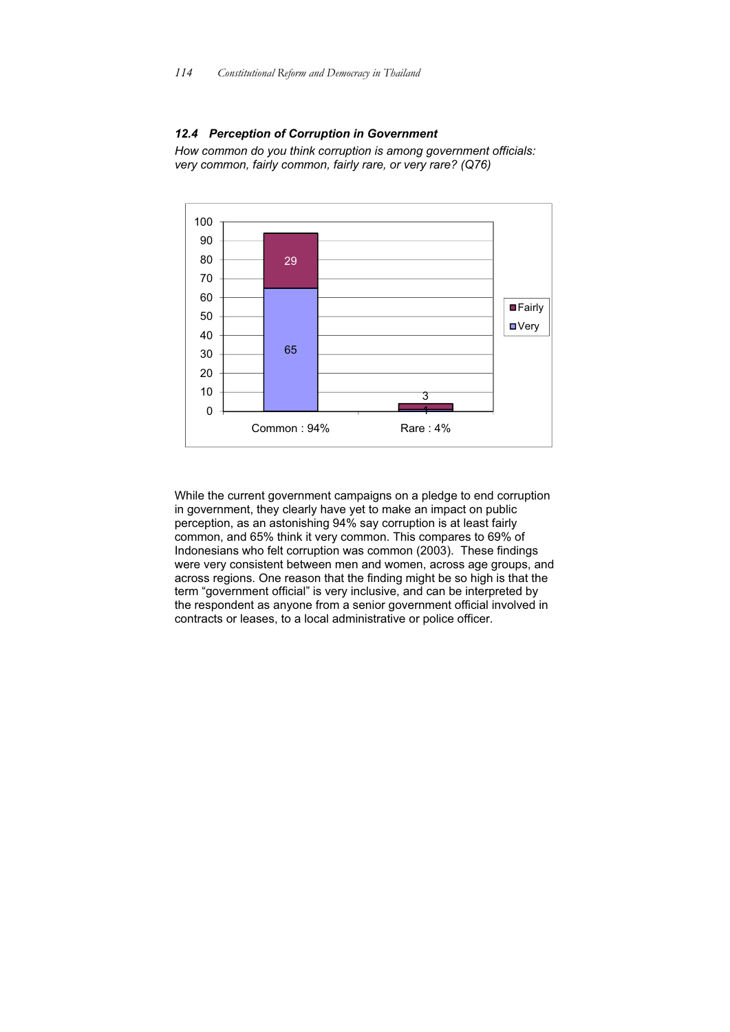### 12.4 Perception of Corruption in Government

*How common do you think corruption is among government officials: very common, fairly common, fairly rare, or very rare? (Q76)*

| | Very | Fairly |
|---|---|---|
| Common : 94% | 65 | 29 |
| Rare : 4% | 1 | 3 |

While the current government campaigns on a pledge to end corruption in government, they clearly have yet to make an impact on public perception, as an astonishing 94% say corruption is at least fairly common, and 65% think it very common. This compares to 69% of Indonesians who felt corruption was common (2003). These findings were very consistent between men and women, across age groups, and across regions. One reason that the finding might be so high is that the term "government official" is very inclusive, and can be interpreted by the respondent as anyone from a senior government official involved in contracts or leases, to a local administrative or police officer.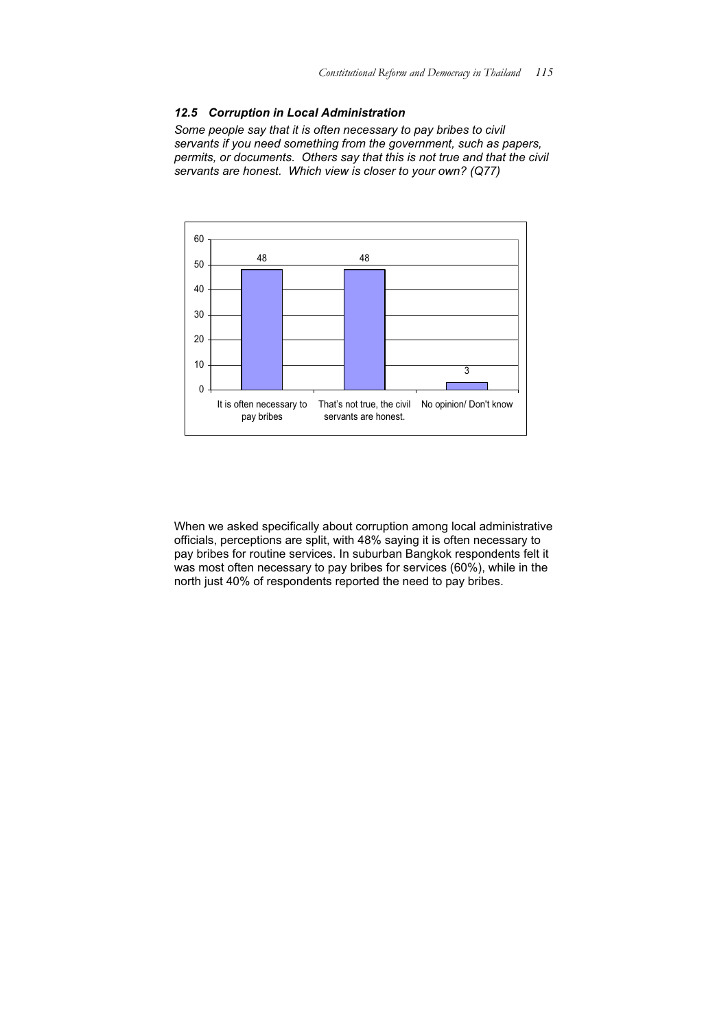### *12.5 Corruption in Local Administration*

*Some people say that it is often necessary to pay bribes to civil servants if you need something from the government, such as papers, permits, or documents. Others say that this is not true and that the civil servants are honest. Which view is closer to your own? (Q77)*

| Response | % |
| --- | --- |
| It is often necessary to pay bribes | 48 |
| That's not true, the civil servants are honest. | 48 |
| No opinion/ Don't know | 3 |

When we asked specifically about corruption among local administrative officials, perceptions are split, with 48% saying it is often necessary to pay bribes for routine services. In suburban Bangkok respondents felt it was most often necessary to pay bribes for services (60%), while in the north just 40% of respondents reported the need to pay bribes.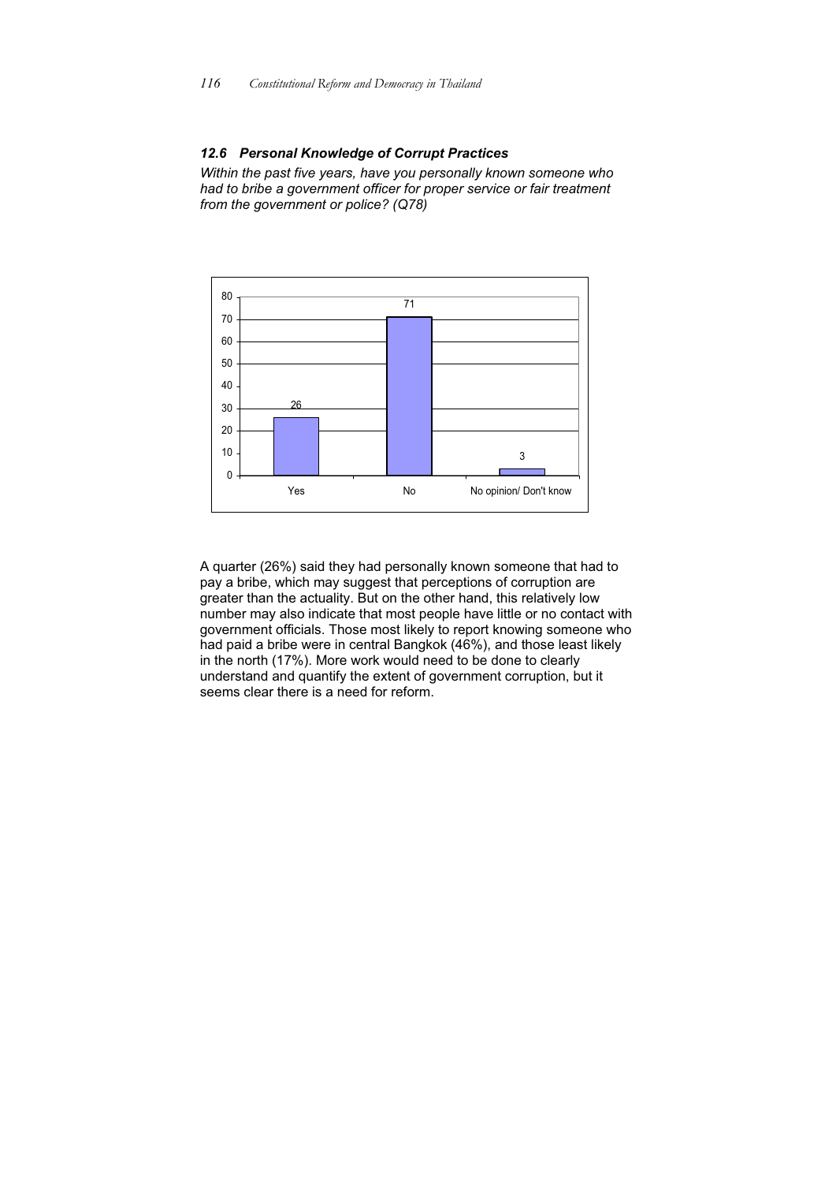### *12.6 Personal Knowledge of Corrupt Practices*

*Within the past five years, have you personally known someone who had to bribe a government officer for proper service or fair treatment from the government or police? (Q78)*

| Response | % |
| --- | --- |
| Yes | 26 |
| No | 71 |
| No opinion/ Don't know | 3 |

A quarter (26%) said they had personally known someone that had to pay a bribe, which may suggest that perceptions of corruption are greater than the actuality. But on the other hand, this relatively low number may also indicate that most people have little or no contact with government officials. Those most likely to report knowing someone who had paid a bribe were in central Bangkok (46%), and those least likely in the north (17%). More work would need to be done to clearly understand and quantify the extent of government corruption, but it seems clear there is a need for reform.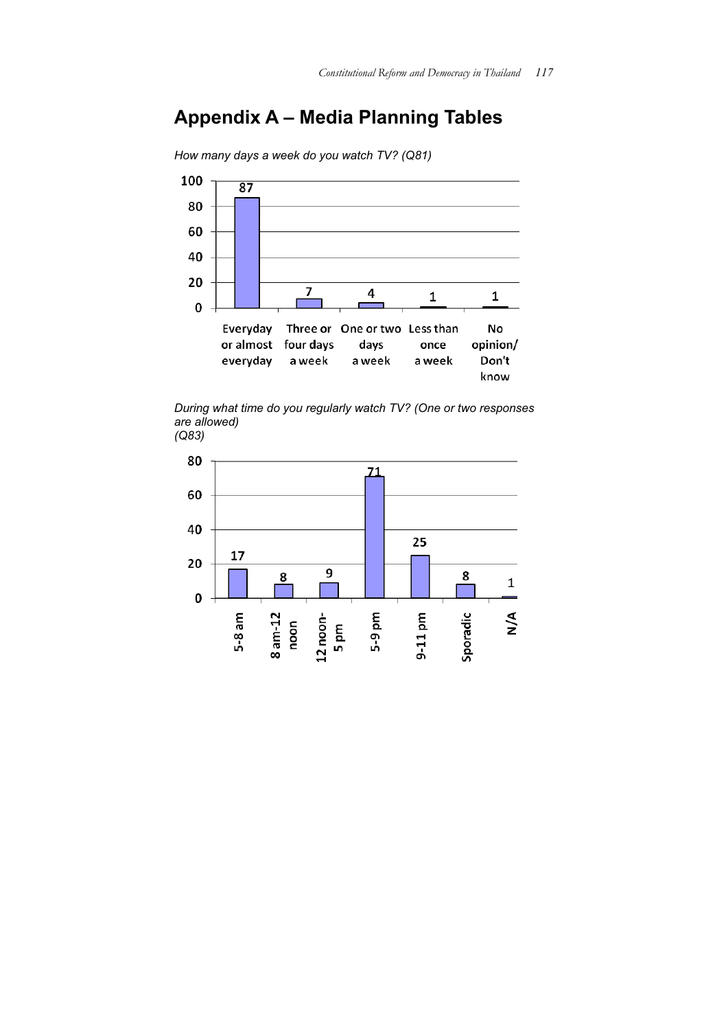# Appendix A – Media Planning Tables

*How many days a week do you watch TV? (Q81)*

| Everyday or almost everyday | Three or four days a week | One or two days a week | Less than once a week | No opinion/ Don't know |
|---|---|---|---|---|
| 87 | 7 | 4 | 1 | 1 |

*During what time do you regularly watch TV? (One or two responses are allowed) (Q83)*

| 5-8 am | 8 am-12 noon | 12 noon-5 pm | 5-9 pm | 9-11 pm | Sporadic | N/A |
|---|---|---|---|---|---|---|
| 17 | 8 | 9 | 71 | 25 | 8 | 1 |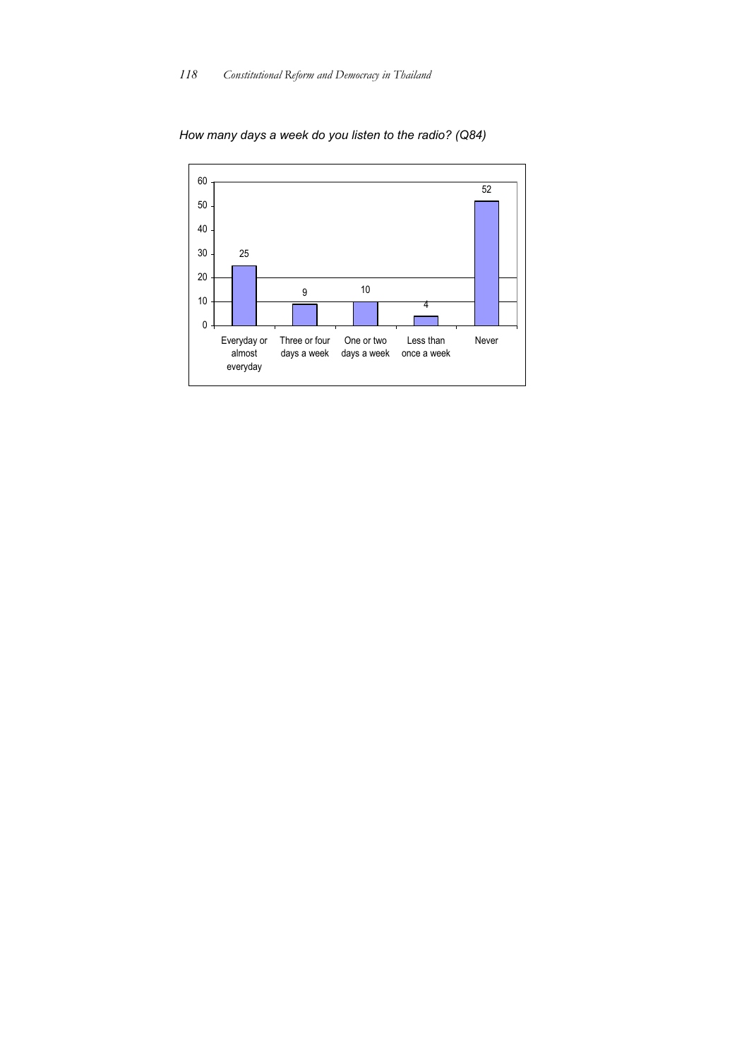*How many days a week do you listen to the radio? (Q84)*

| Response | Percent |
| --- | --- |
| Everyday or almost everyday | 25 |
| Three or four days a week | 9 |
| One or two days a week | 10 |
| Less than once a week | 4 |
| Never | 52 |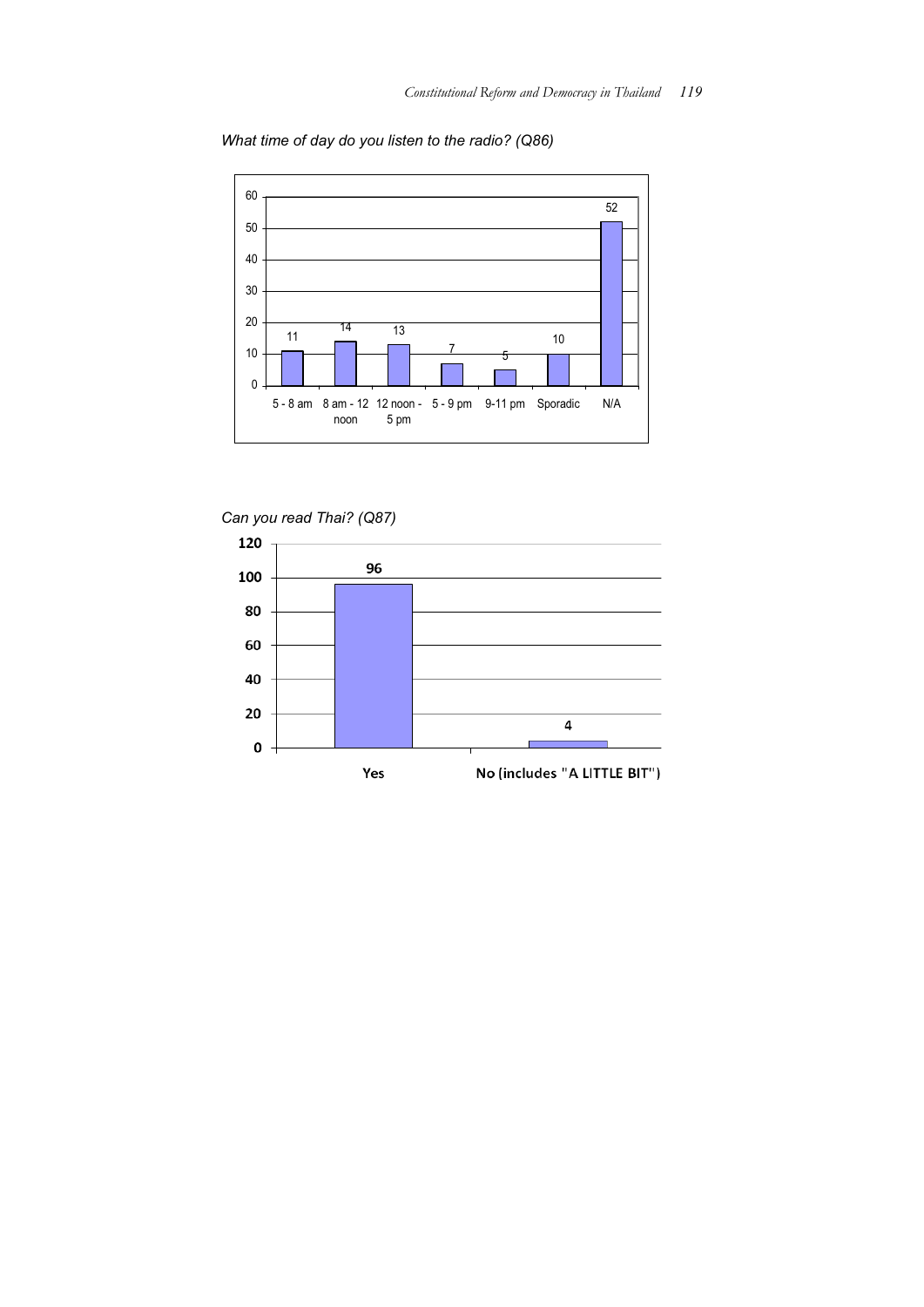*What time of day do you listen to the radio? (Q86)*

| Time | Value |
| --- | --- |
| 5 - 8 am | 11 |
| 8 am - 12 noon | 14 |
| 12 noon - 5 pm | 13 |
| 5 - 9 pm | 7 |
| 9-11 pm | 5 |
| Sporadic | 10 |
| N/A | 52 |

*Can you read Thai? (Q87)*

| Response | Value |
| --- | --- |
| Yes | 96 |
| No (includes "A LITTLE BIT") | 4 |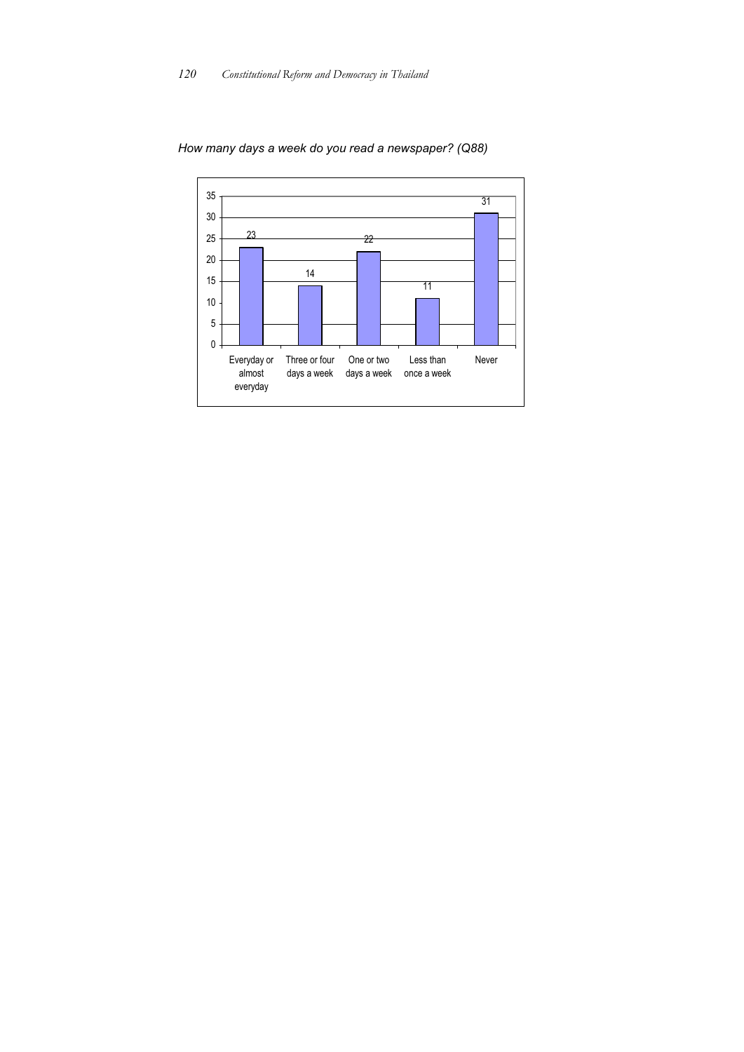*How many days a week do you read a newspaper? (Q88)*

| Response | Percent |
|---|---|
| Everyday or almost everyday | 23 |
| Three or four days a week | 14 |
| One or two days a week | 22 |
| Less than once a week | 11 |
| Never | 31 |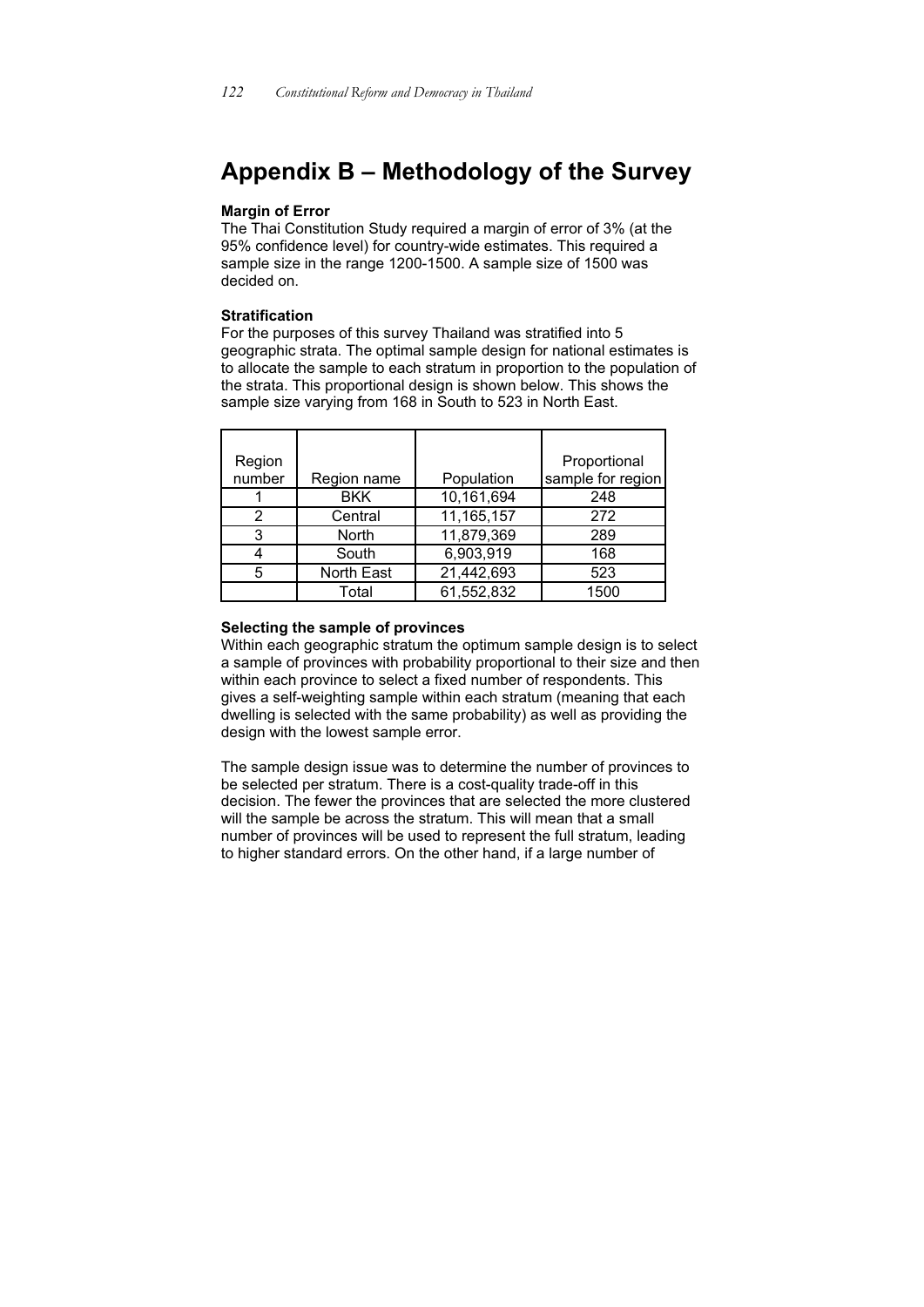# Appendix B – Methodology of the Survey

**Margin of Error**
The Thai Constitution Study required a margin of error of 3% (at the 95% confidence level) for country-wide estimates. This required a sample size in the range 1200-1500. A sample size of 1500 was decided on.

**Stratification**
For the purposes of this survey Thailand was stratified into 5 geographic strata. The optimal sample design for national estimates is to allocate the sample to each stratum in proportion to the population of the strata. This proportional design is shown below. This shows the sample size varying from 168 in South to 523 in North East.

| Region number | Region name | Population | Proportional sample for region |
|---|---|---|---|
| 1 | BKK | 10,161,694 | 248 |
| 2 | Central | 11,165,157 | 272 |
| 3 | North | 11,879,369 | 289 |
| 4 | South | 6,903,919 | 168 |
| 5 | North East | 21,442,693 | 523 |
| | Total | 61,552,832 | 1500 |

**Selecting the sample of provinces**
Within each geographic stratum the optimum sample design is to select a sample of provinces with probability proportional to their size and then within each province to select a fixed number of respondents. This gives a self-weighting sample within each stratum (meaning that each dwelling is selected with the same probability) as well as providing the design with the lowest sample error.

The sample design issue was to determine the number of provinces to be selected per stratum. There is a cost-quality trade-off in this decision. The fewer the provinces that are selected the more clustered will the sample be across the stratum. This will mean that a small number of provinces will be used to represent the full stratum, leading to higher standard errors. On the other hand, if a large number of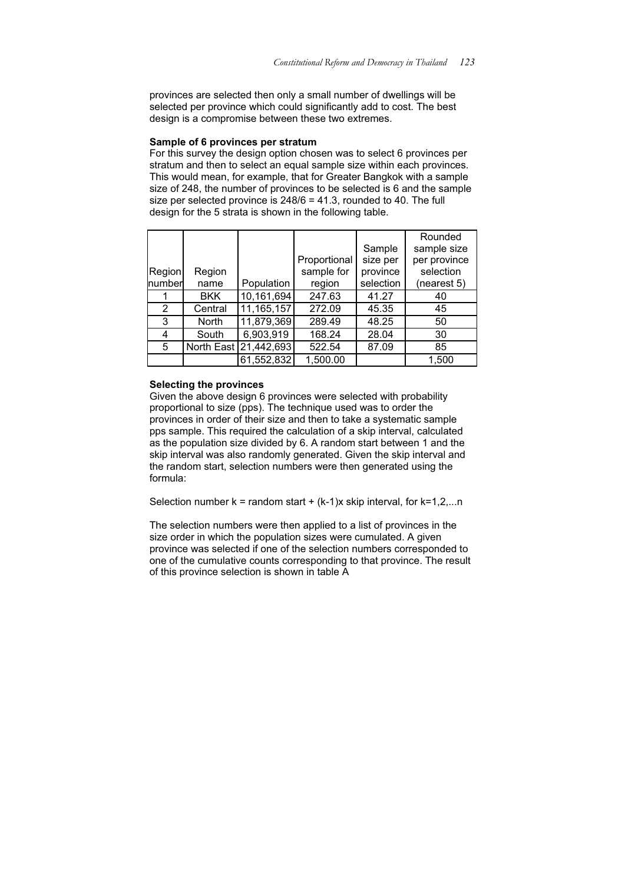provinces are selected then only a small number of dwellings will be selected per province which could significantly add to cost. The best design is a compromise between these two extremes.

**Sample of 6 provinces per stratum**

For this survey the design option chosen was to select 6 provinces per stratum and then to select an equal sample size within each provinces. This would mean, for example, that for Greater Bangkok with a sample size of 248, the number of provinces to be selected is 6 and the sample size per selected province is 248/6 = 41.3, rounded to 40. The full design for the 5 strata is shown in the following table.

| Region number | Region name | Population | Proportional sample for region | Sample size per province selection | Rounded sample size per province selection (nearest 5) |
|---|---|---|---|---|---|
| 1 | BKK | 10,161,694 | 247.63 | 41.27 | 40 |
| 2 | Central | 11,165,157 | 272.09 | 45.35 | 45 |
| 3 | North | 11,879,369 | 289.49 | 48.25 | 50 |
| 4 | South | 6,903,919 | 168.24 | 28.04 | 30 |
| 5 | North East | 21,442,693 | 522.54 | 87.09 | 85 |
| | | 61,552,832 | 1,500.00 | | 1,500 |

**Selecting the provinces**

Given the above design 6 provinces were selected with probability proportional to size (pps). The technique used was to order the provinces in order of their size and then to take a systematic sample pps sample. This required the calculation of a skip interval, calculated as the population size divided by 6. A random start between 1 and the skip interval was also randomly generated. Given the skip interval and the random start, selection numbers were then generated using the formula:

Selection number k = random start + (k-1)x skip interval, for k=1,2,...n

The selection numbers were then applied to a list of provinces in the size order in which the population sizes were cumulated. A given province was selected if one of the selection numbers corresponded to one of the cumulative counts corresponding to that province. The result of this province selection is shown in table A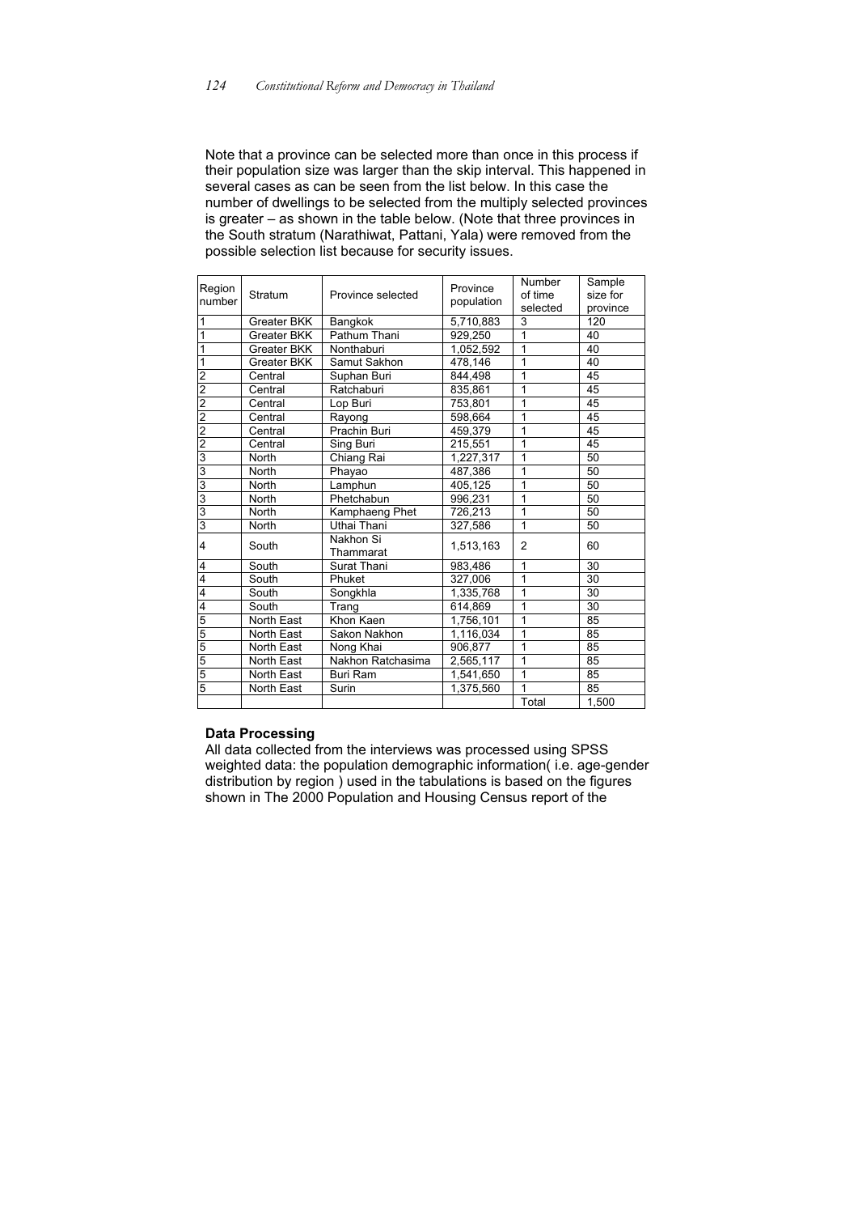Note that a province can be selected more than once in this process if their population size was larger than the skip interval. This happened in several cases as can be seen from the list below. In this case the number of dwellings to be selected from the multiply selected provinces is greater – as shown in the table below. (Note that three provinces in the South stratum (Narathiwat, Pattani, Yala) were removed from the possible selection list because for security issues.

| Region number | Stratum | Province selected | Province population | Number of time selected | Sample size for province |
|---|---|---|---|---|---|
| 1 | Greater BKK | Bangkok | 5,710,883 | 3 | 120 |
| 1 | Greater BKK | Pathum Thani | 929,250 | 1 | 40 |
| 1 | Greater BKK | Nonthaburi | 1,052,592 | 1 | 40 |
| 1 | Greater BKK | Samut Sakhon | 478,146 | 1 | 40 |
| 2 | Central | Suphan Buri | 844,498 | 1 | 45 |
| 2 | Central | Ratchaburi | 835,861 | 1 | 45 |
| 2 | Central | Lop Buri | 753,801 | 1 | 45 |
| 2 | Central | Rayong | 598,664 | 1 | 45 |
| 2 | Central | Prachin Buri | 459,379 | 1 | 45 |
| 2 | Central | Sing Buri | 215,551 | 1 | 45 |
| 3 | North | Chiang Rai | 1,227,317 | 1 | 50 |
| 3 | North | Phayao | 487,386 | 1 | 50 |
| 3 | North | Lamphun | 405,125 | 1 | 50 |
| 3 | North | Phetchabun | 996,231 | 1 | 50 |
| 3 | North | Kamphaeng Phet | 726,213 | 1 | 50 |
| 3 | North | Uthai Thani | 327,586 | 1 | 50 |
| 4 | South | Nakhon Si Thammarat | 1,513,163 | 2 | 60 |
| 4 | South | Surat Thani | 983,486 | 1 | 30 |
| 4 | South | Phuket | 327,006 | 1 | 30 |
| 4 | South | Songkhla | 1,335,768 | 1 | 30 |
| 4 | South | Trang | 614,869 | 1 | 30 |
| 5 | North East | Khon Kaen | 1,756,101 | 1 | 85 |
| 5 | North East | Sakon Nakhon | 1,116,034 | 1 | 85 |
| 5 | North East | Nong Khai | 906,877 | 1 | 85 |
| 5 | North East | Nakhon Ratchasima | 2,565,117 | 1 | 85 |
| 5 | North East | Buri Ram | 1,541,650 | 1 | 85 |
| 5 | North East | Surin | 1,375,560 | 1 | 85 |
| | | | | Total | 1,500 |

**Data Processing**

All data collected from the interviews was processed using SPSS weighted data: the population demographic information( i.e. age-gender distribution by region ) used in the tabulations is based on the figures shown in The 2000 Population and Housing Census report of the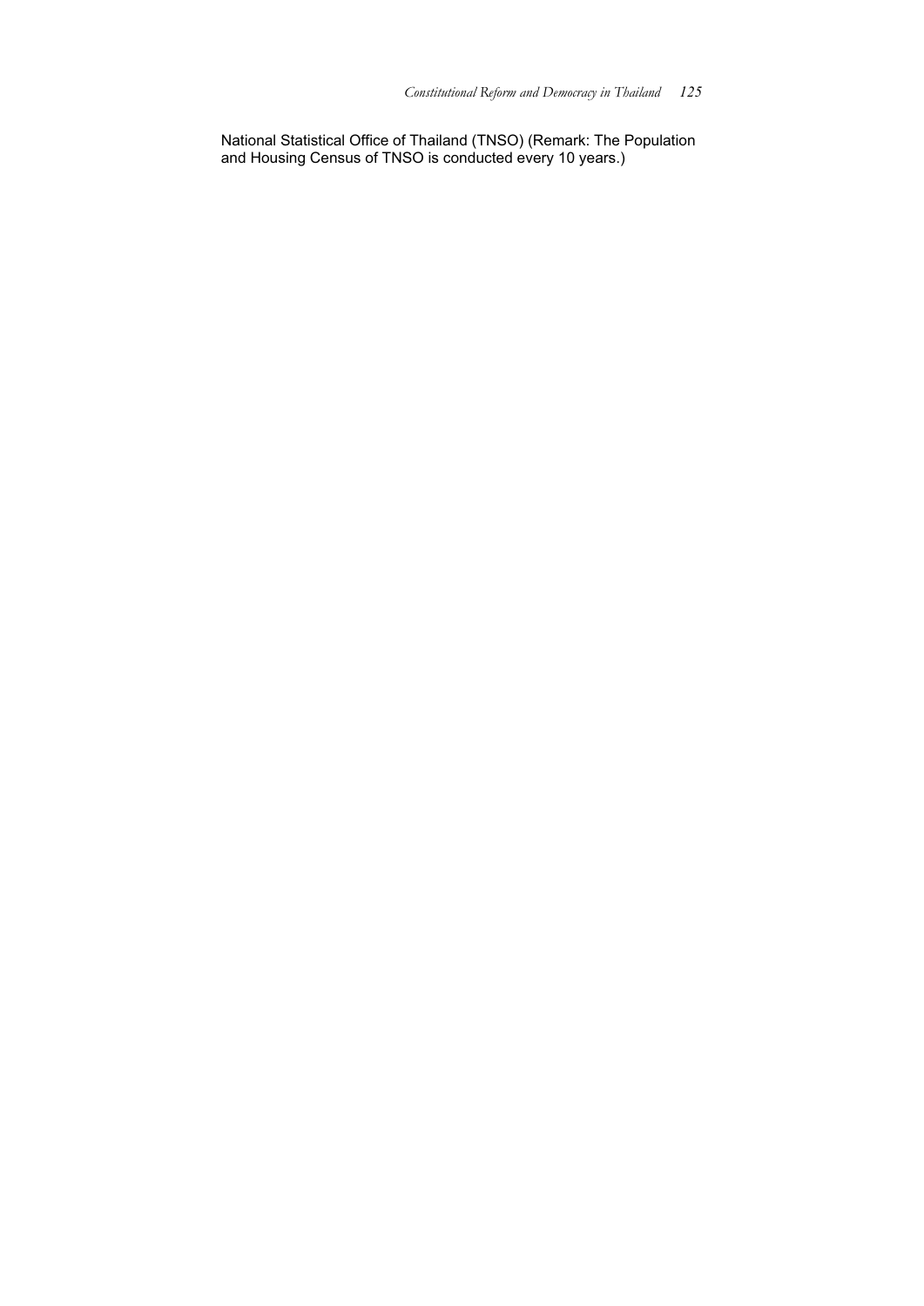National Statistical Office of Thailand (TNSO) (Remark: The Population and Housing Census of TNSO is conducted every 10 years.)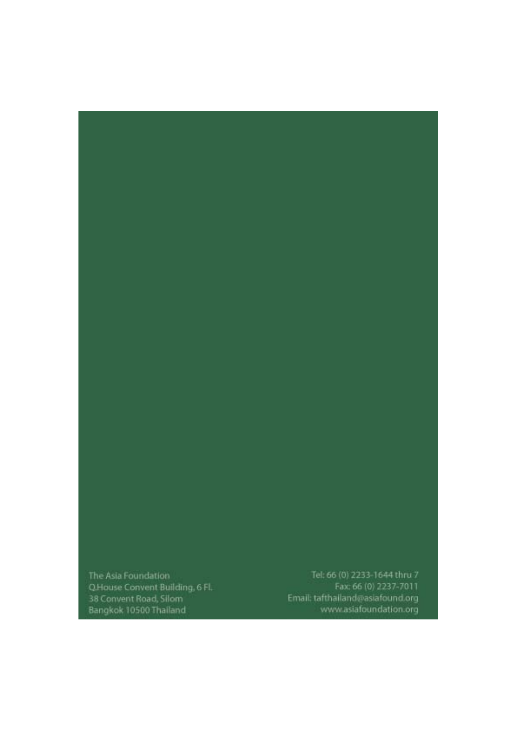The Asia Foundation
Q.House Convent Building, 6 Fl.
38 Convent Road, Silom
Bangkok 10500 Thailand

Tel: 66 (0) 2233-1644 thru 7
Fax: 66 (0) 2237-7011
Email: tafthailand@asiafound.org
www.asiafoundation.org